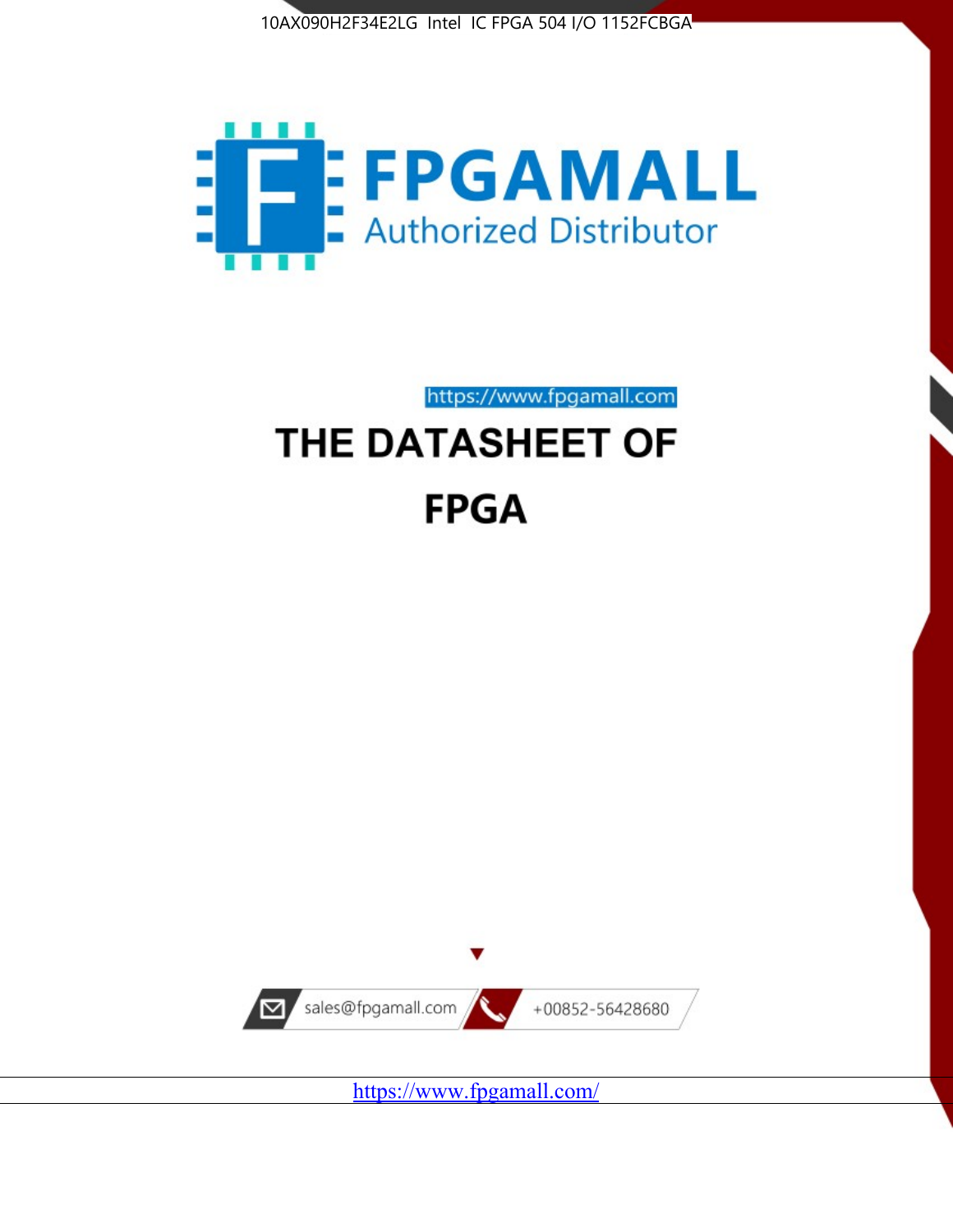10AX090H2F34E2LG Intel IC FPGA 504 I/O 1152FCBGA

**FPGAMALL**

Authorized Distributor

https://www.fpgamall.com

# THE DATASHEET OF

# FPGA

sales@fpgamall.com

+00852-56428680

https://www.fpgamall.com/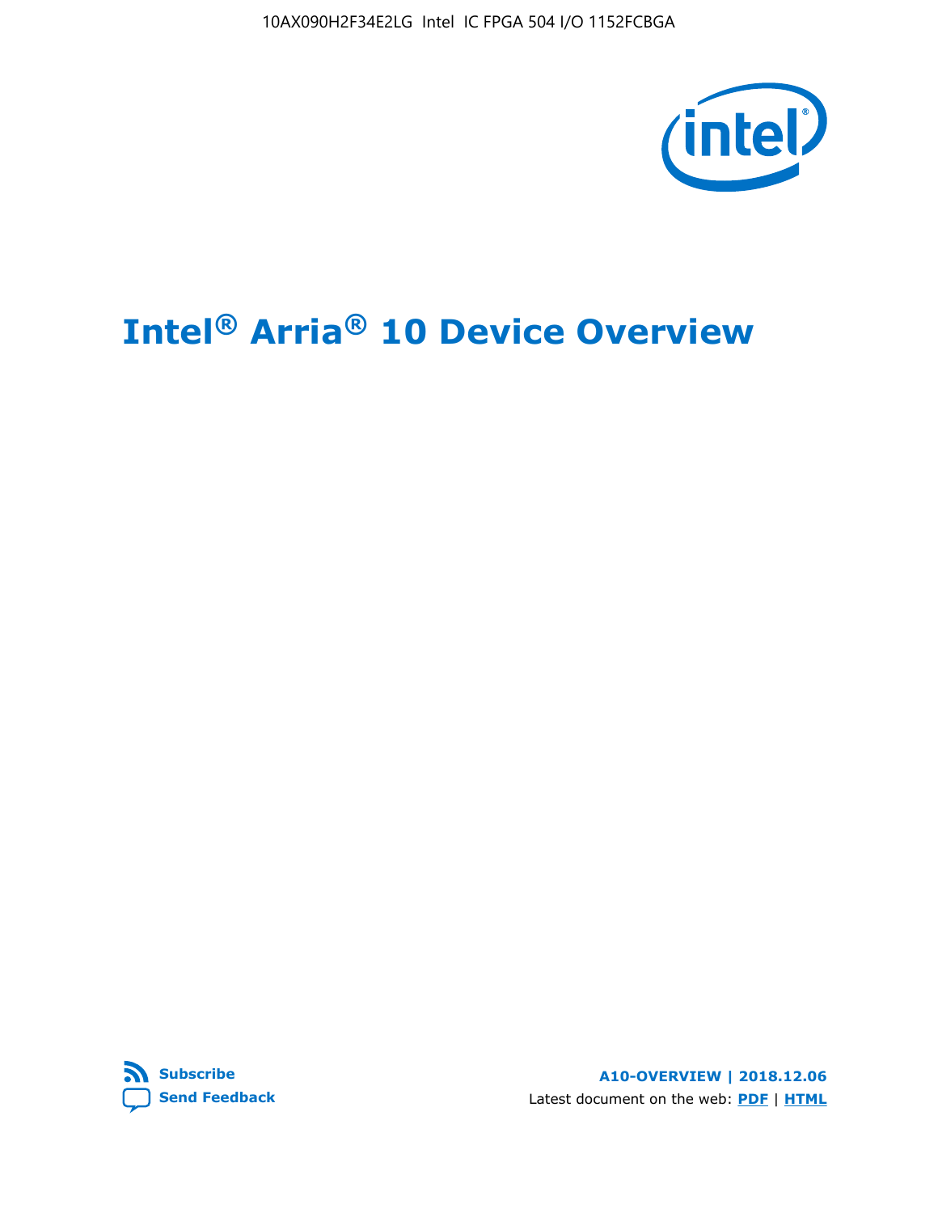# Intel® Arria® 10 Device Overview

**Subscribe**

**Send Feedback**

**A10-OVERVIEW | 2018.12.06**

Latest document on the web: **PDF** | **HTML**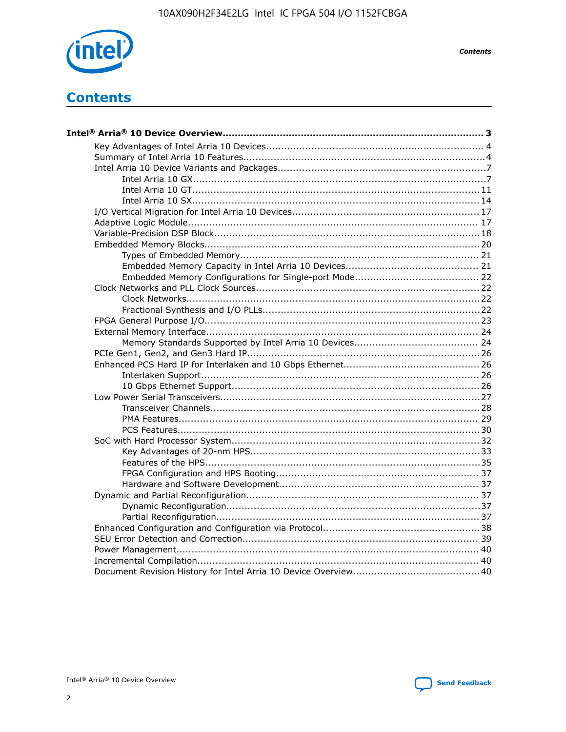# Contents

- **Intel® Arria® 10 Device Overview....................................................................................... 3**
    - Key Advantages of Intel Arria 10 Devices........................................................................ 4
    - Summary of Intel Arria 10 Features................................................................................4
    - Intel Arria 10 Device Variants and Packages.....................................................................7
        - Intel Arria 10 GX.................................................................................................7
        - Intel Arria 10 GT............................................................................................... 11
        - Intel Arria 10 SX............................................................................................... 14
    - I/O Vertical Migration for Intel Arria 10 Devices.............................................................. 17
    - Adaptive Logic Module................................................................................................ 17
    - Variable-Precision DSP Block.......................................................................................18
    - Embedded Memory Blocks...........................................................................................20
        - Types of Embedded Memory............................................................................... 21
        - Embedded Memory Capacity in Intel Arria 10 Devices............................................ 21
        - Embedded Memory Configurations for Single-port Mode......................................... 22
    - Clock Networks and PLL Clock Sources.........................................................................22
        - Clock Networks.................................................................................................22
        - Fractional Synthesis and I/O PLLs........................................................................22
    - FPGA General Purpose I/O..........................................................................................23
    - External Memory Interface......................................................................................... 24
        - Memory Standards Supported by Intel Arria 10 Devices......................................... 24
    - PCIe Gen1, Gen2, and Gen3 Hard IP.............................................................................26
    - Enhanced PCS Hard IP for Interlaken and 10 Gbps Ethernet.............................................26
        - Interlaken Support............................................................................................ 26
        - 10 Gbps Ethernet Support.................................................................................. 26
    - Low Power Serial Transceivers.....................................................................................27
        - Transceiver Channels.........................................................................................28
        - PMA Features................................................................................................... 29
        - PCS Features....................................................................................................30
    - SoC with Hard Processor System..................................................................................32
        - Key Advantages of 20-nm HPS............................................................................33
        - Features of the HPS...........................................................................................35
        - FPGA Configuration and HPS Booting................................................................... 37
        - Hardware and Software Development.................................................................. 37
    - Dynamic and Partial Reconfiguration.............................................................................37
        - Dynamic Reconfiguration....................................................................................37
        - Partial Reconfiguration.......................................................................................37
    - Enhanced Configuration and Configuration via Protocol....................................................38
    - SEU Error Detection and Correction.............................................................................. 39
    - Power Management.................................................................................................... 40
    - Incremental Compilation............................................................................................. 40
    - Document Revision History for Intel Arria 10 Device Overview..........................................40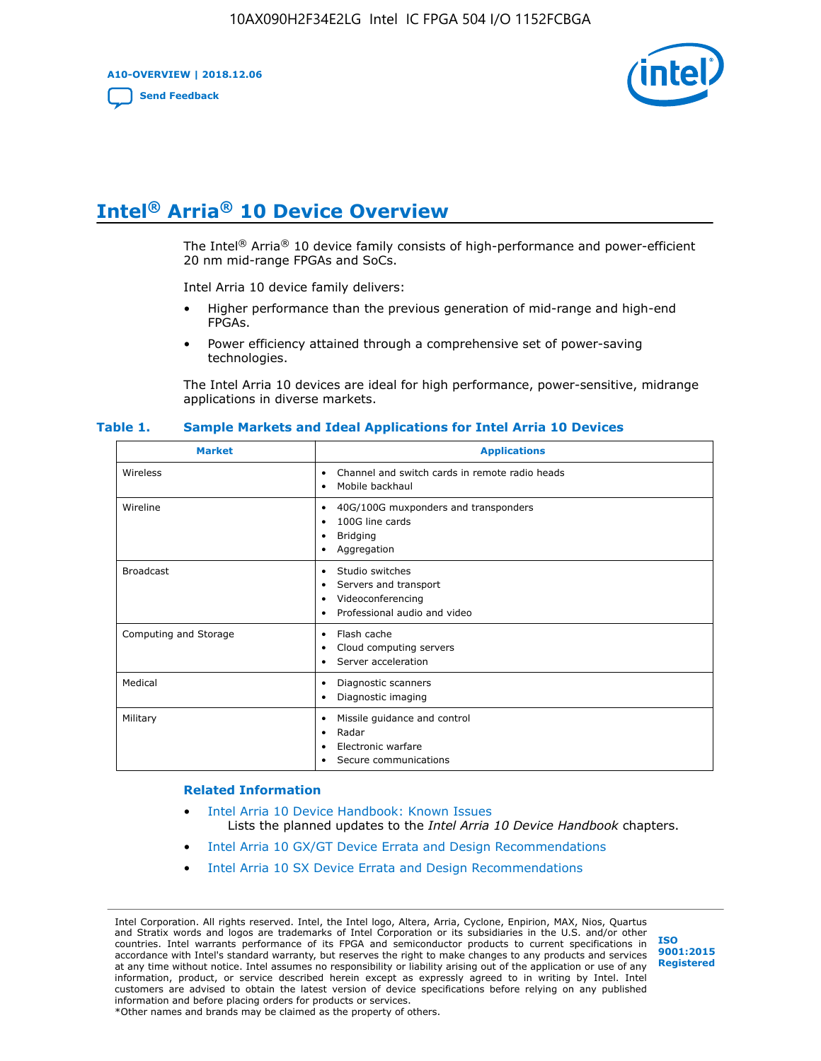# Intel® Arria® 10 Device Overview

The Intel® Arria® 10 device family consists of high-performance and power-efficient 20 nm mid-range FPGAs and SoCs.

Intel Arria 10 device family delivers:

- Higher performance than the previous generation of mid-range and high-end FPGAs.
- Power efficiency attained through a comprehensive set of power-saving technologies.

The Intel Arria 10 devices are ideal for high performance, power-sensitive, midrange applications in diverse markets.

**Table 1. Sample Markets and Ideal Applications for Intel Arria 10 Devices**

| Market | Applications |
| --- | --- |
| Wireless | • Channel and switch cards in remote radio heads<br>• Mobile backhaul |
| Wireline | • 40G/100G muxponders and transponders<br>• 100G line cards<br>• Bridging<br>• Aggregation |
| Broadcast | • Studio switches<br>• Servers and transport<br>• Videoconferencing<br>• Professional audio and video |
| Computing and Storage | • Flash cache<br>• Cloud computing servers<br>• Server acceleration |
| Medical | • Diagnostic scanners<br>• Diagnostic imaging |
| Military | • Missile guidance and control<br>• Radar<br>• Electronic warfare<br>• Secure communications |

### Related Information

- Intel Arria 10 Device Handbook: Known Issues
  Lists the planned updates to the *Intel Arria 10 Device Handbook* chapters.
- Intel Arria 10 GX/GT Device Errata and Design Recommendations
- Intel Arria 10 SX Device Errata and Design Recommendations

Intel Corporation. All rights reserved. Intel, the Intel logo, Altera, Arria, Cyclone, Enpirion, MAX, Nios, Quartus and Stratix words and logos are trademarks of Intel Corporation or its subsidiaries in the U.S. and/or other countries. Intel warrants performance of its FPGA and semiconductor products to current specifications in accordance with Intel's standard warranty, but reserves the right to make changes to any products and services at any time without notice. Intel assumes no responsibility or liability arising out of the application or use of any information, product, or service described herein except as expressly agreed to in writing by Intel. Intel customers are advised to obtain the latest version of device specifications before relying on any published information and before placing orders for products or services.
*Other names and brands may be claimed as the property of others.

ISO 9001:2015 Registered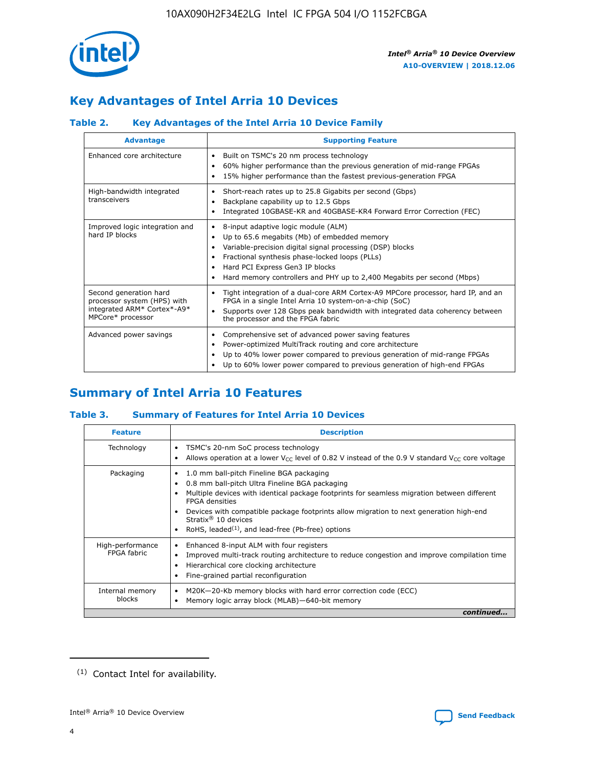## Key Advantages of Intel Arria 10 Devices

### Table 2. Key Advantages of the Intel Arria 10 Device Family

| Advantage | Supporting Feature |
|---|---|
| Enhanced core architecture | • Built on TSMC's 20 nm process technology<br>• 60% higher performance than the previous generation of mid-range FPGAs<br>• 15% higher performance than the fastest previous-generation FPGA |
| High-bandwidth integrated transceivers | • Short-reach rates up to 25.8 Gigabits per second (Gbps)<br>• Backplane capability up to 12.5 Gbps<br>• Integrated 10GBASE-KR and 40GBASE-KR4 Forward Error Correction (FEC) |
| Improved logic integration and hard IP blocks | • 8-input adaptive logic module (ALM)<br>• Up to 65.6 megabits (Mb) of embedded memory<br>• Variable-precision digital signal processing (DSP) blocks<br>• Fractional synthesis phase-locked loops (PLLs)<br>• Hard PCI Express Gen3 IP blocks<br>• Hard memory controllers and PHY up to 2,400 Megabits per second (Mbps) |
| Second generation hard processor system (HPS) with integrated ARM* Cortex*-A9* MPCore* processor | • Tight integration of a dual-core ARM Cortex-A9 MPCore processor, hard IP, and an FPGA in a single Intel Arria 10 system-on-a-chip (SoC)<br>• Supports over 128 Gbps peak bandwidth with integrated data coherency between the processor and the FPGA fabric |
| Advanced power savings | • Comprehensive set of advanced power saving features<br>• Power-optimized MultiTrack routing and core architecture<br>• Up to 40% lower power compared to previous generation of mid-range FPGAs<br>• Up to 60% lower power compared to previous generation of high-end FPGAs |

## Summary of Intel Arria 10 Features

### Table 3. Summary of Features for Intel Arria 10 Devices

| Feature | Description |
|---|---|
| Technology | • TSMC's 20-nm SoC process technology<br>• Allows operation at a lower $V_{CC}$ level of 0.82 V instead of the 0.9 V standard $V_{CC}$ core voltage |
| Packaging | • 1.0 mm ball-pitch Fineline BGA packaging<br>• 0.8 mm ball-pitch Ultra Fineline BGA packaging<br>• Multiple devices with identical package footprints for seamless migration between different FPGA densities<br>• Devices with compatible package footprints allow migration to next generation high-end Stratix® 10 devices<br>• RoHS, leaded[(1)], and lead-free (Pb-free) options |
| High-performance FPGA fabric | • Enhanced 8-input ALM with four registers<br>• Improved multi-track routing architecture to reduce congestion and improve compilation time<br>• Hierarchical core clocking architecture<br>• Fine-grained partial reconfiguration |
| Internal memory blocks | • M20K—20-Kb memory blocks with hard error correction code (ECC)<br>• Memory logic array block (MLAB)—640-bit memory |

*continued...*

(1) Contact Intel for availability.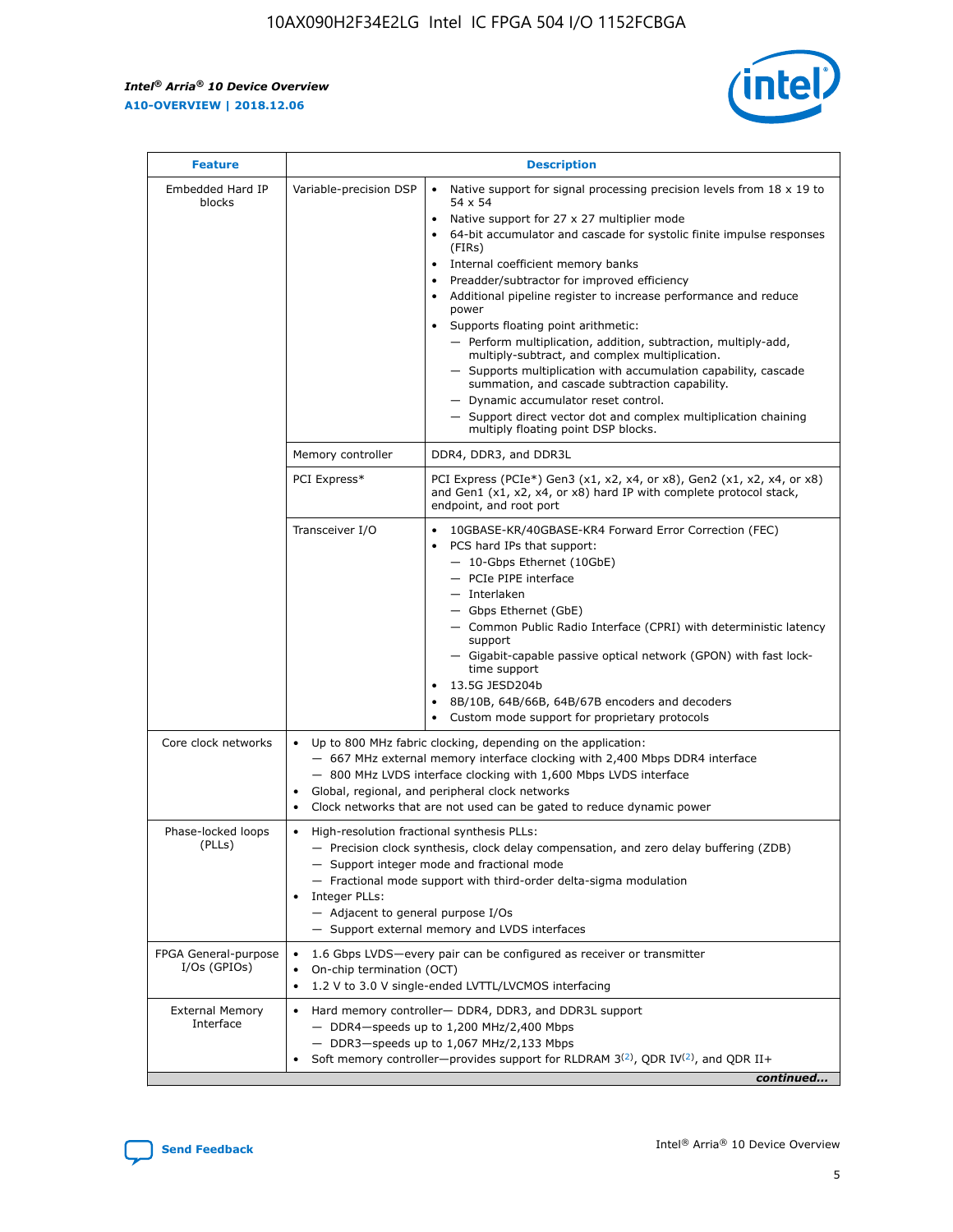| Feature | Description | |
|---|---|---|
| Embedded Hard IP blocks | Variable-precision DSP | • Native support for signal processing precision levels from 18 x 19 to 54 x 54<br>• Native support for 27 x 27 multiplier mode<br>• 64-bit accumulator and cascade for systolic finite impulse responses (FIRs)<br>• Internal coefficient memory banks<br>• Preadder/subtractor for improved efficiency<br>• Additional pipeline register to increase performance and reduce power<br>• Supports floating point arithmetic:<br>— Perform multiplication, addition, subtraction, multiply-add, multiply-subtract, and complex multiplication.<br>— Supports multiplication with accumulation capability, cascade summation, and cascade subtraction capability.<br>— Dynamic accumulator reset control.<br>— Support direct vector dot and complex multiplication chaining multiply floating point DSP blocks. |
| | Memory controller | DDR4, DDR3, and DDR3L |
| | PCI Express* | PCI Express (PCIe*) Gen3 (x1, x2, x4, or x8), Gen2 (x1, x2, x4, or x8) and Gen1 (x1, x2, x4, or x8) hard IP with complete protocol stack, endpoint, and root port |
| | Transceiver I/O | • 10GBASE-KR/40GBASE-KR4 Forward Error Correction (FEC)<br>• PCS hard IPs that support:<br>— 10-Gbps Ethernet (10GbE)<br>— PCIe PIPE interface<br>— Interlaken<br>— Gbps Ethernet (GbE)<br>— Common Public Radio Interface (CPRI) with deterministic latency support<br>— Gigabit-capable passive optical network (GPON) with fast lock-time support<br>• 13.5G JESD204b<br>• 8B/10B, 64B/66B, 64B/67B encoders and decoders<br>• Custom mode support for proprietary protocols |
| Core clock networks | • Up to 800 MHz fabric clocking, depending on the application:<br>— 667 MHz external memory interface clocking with 2,400 Mbps DDR4 interface<br>— 800 MHz LVDS interface clocking with 1,600 Mbps LVDS interface<br>• Global, regional, and peripheral clock networks<br>• Clock networks that are not used can be gated to reduce dynamic power | |
| Phase-locked loops (PLLs) | • High-resolution fractional synthesis PLLs:<br>— Precision clock synthesis, clock delay compensation, and zero delay buffering (ZDB)<br>— Support integer mode and fractional mode<br>— Fractional mode support with third-order delta-sigma modulation<br>• Integer PLLs:<br>— Adjacent to general purpose I/Os<br>— Support external memory and LVDS interfaces | |
| FPGA General-purpose I/Os (GPIOs) | • 1.6 Gbps LVDS—every pair can be configured as receiver or transmitter<br>• On-chip termination (OCT)<br>• 1.2 V to 3.0 V single-ended LVTTL/LVCMOS interfacing | |
| External Memory Interface | • Hard memory controller— DDR4, DDR3, and DDR3L support<br>— DDR4—speeds up to 1,200 MHz/2,400 Mbps<br>— DDR3—speeds up to 1,067 MHz/2,133 Mbps<br>• Soft memory controller—provides support for RLDRAM 3[(2)], QDR IV[(2)], and QDR II+ | |

*continued...*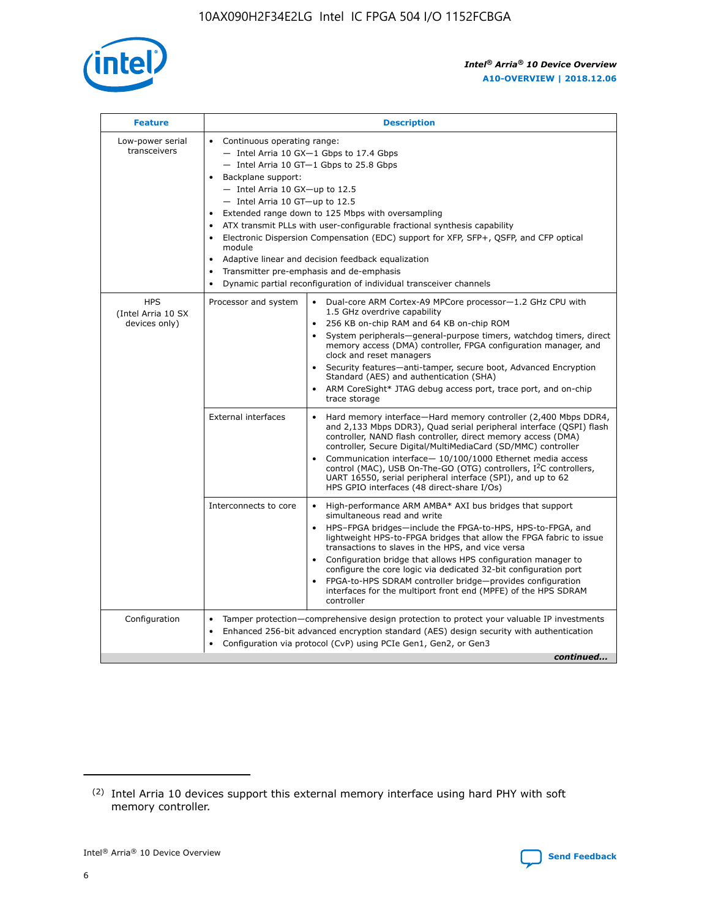| Feature | Description | |
|---|---|---|
| Low-power serial transceivers | • Continuous operating range:<br>— Intel Arria 10 GX—1 Gbps to 17.4 Gbps<br>— Intel Arria 10 GT—1 Gbps to 25.8 Gbps<br>• Backplane support:<br>— Intel Arria 10 GX—up to 12.5<br>— Intel Arria 10 GT—up to 12.5<br>• Extended range down to 125 Mbps with oversampling<br>• ATX transmit PLLs with user-configurable fractional synthesis capability<br>• Electronic Dispersion Compensation (EDC) support for XFP, SFP+, QSFP, and CFP optical module<br>• Adaptive linear and decision feedback equalization<br>• Transmitter pre-emphasis and de-emphasis<br>• Dynamic partial reconfiguration of individual transceiver channels | |
| HPS (Intel Arria 10 SX devices only) | Processor and system | • Dual-core ARM Cortex-A9 MPCore processor—1.2 GHz CPU with 1.5 GHz overdrive capability<br>• 256 KB on-chip RAM and 64 KB on-chip ROM<br>• System peripherals—general-purpose timers, watchdog timers, direct memory access (DMA) controller, FPGA configuration manager, and clock and reset managers<br>• Security features—anti-tamper, secure boot, Advanced Encryption Standard (AES) and authentication (SHA)<br>• ARM CoreSight* JTAG debug access port, trace port, and on-chip trace storage |
| | External interfaces | • Hard memory interface—Hard memory controller (2,400 Mbps DDR4, and 2,133 Mbps DDR3), Quad serial peripheral interface (QSPI) flash controller, NAND flash controller, direct memory access (DMA) controller, Secure Digital/MultiMediaCard (SD/MMC) controller<br>• Communication interface— 10/100/1000 Ethernet media access control (MAC), USB On-The-GO (OTG) controllers, I²C controllers, UART 16550, serial peripheral interface (SPI), and up to 62 HPS GPIO interfaces (48 direct-share I/Os) |
| | Interconnects to core | • High-performance ARM AMBA* AXI bus bridges that support simultaneous read and write<br>• HPS–FPGA bridges—include the FPGA-to-HPS, HPS-to-FPGA, and lightweight HPS-to-FPGA bridges that allow the FPGA fabric to issue transactions to slaves in the HPS, and vice versa<br>• Configuration bridge that allows HPS configuration manager to configure the core logic via dedicated 32-bit configuration port<br>• FPGA-to-HPS SDRAM controller bridge—provides configuration interfaces for the multiport front end (MPFE) of the HPS SDRAM controller |
| Configuration | • Tamper protection—comprehensive design protection to protect your valuable IP investments<br>• Enhanced 256-bit advanced encryption standard (AES) design security with authentication<br>• Configuration via protocol (CvP) using PCIe Gen1, Gen2, or Gen3 | |

*continued...*

(2) Intel Arria 10 devices support this external memory interface using hard PHY with soft memory controller.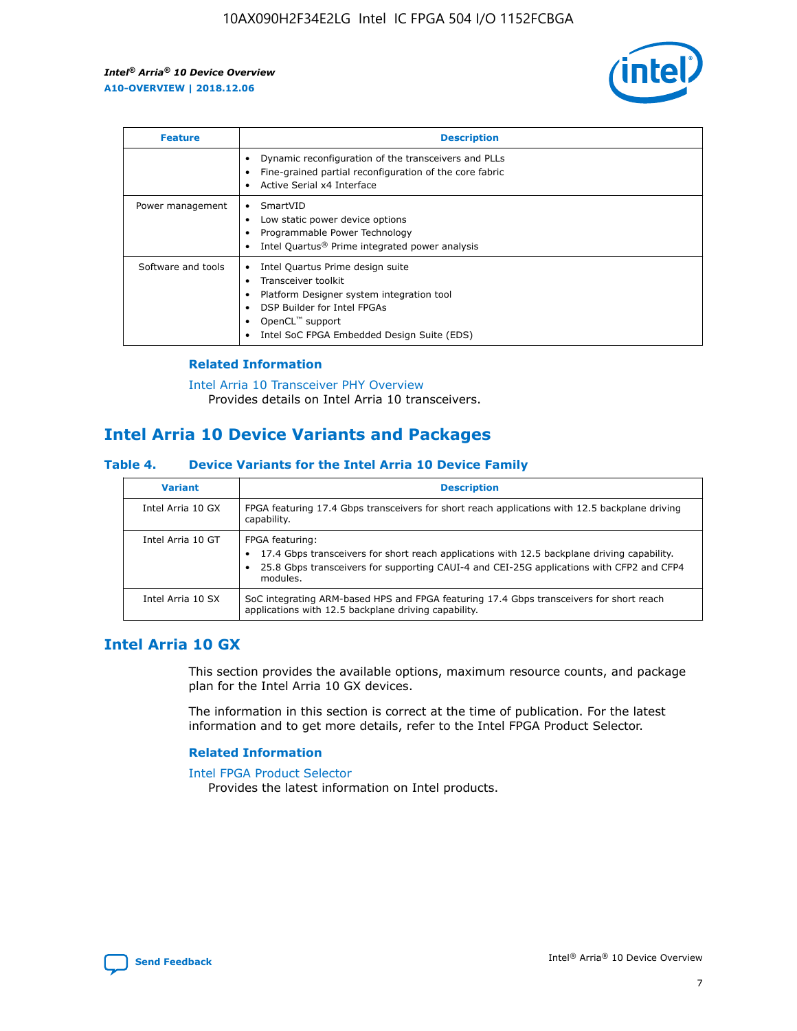| Feature | Description |
| --- | --- |
|  | • Dynamic reconfiguration of the transceivers and PLLs<br>• Fine-grained partial reconfiguration of the core fabric<br>• Active Serial x4 Interface |
| Power management | • SmartVID<br>• Low static power device options<br>• Programmable Power Technology<br>• Intel Quartus® Prime integrated power analysis |
| Software and tools | • Intel Quartus Prime design suite<br>• Transceiver toolkit<br>• Platform Designer system integration tool<br>• DSP Builder for Intel FPGAs<br>• OpenCL™ support<br>• Intel SoC FPGA Embedded Design Suite (EDS) |

### Related Information

Intel Arria 10 Transceiver PHY Overview
Provides details on Intel Arria 10 transceivers.

## Intel Arria 10 Device Variants and Packages

### Table 4. Device Variants for the Intel Arria 10 Device Family

| Variant | Description |
| --- | --- |
| Intel Arria 10 GX | FPGA featuring 17.4 Gbps transceivers for short reach applications with 12.5 backplane driving capability. |
| Intel Arria 10 GT | FPGA featuring:<br>• 17.4 Gbps transceivers for short reach applications with 12.5 backplane driving capability.<br>• 25.8 Gbps transceivers for supporting CAUI-4 and CEI-25G applications with CFP2 and CFP4 modules. |
| Intel Arria 10 SX | SoC integrating ARM-based HPS and FPGA featuring 17.4 Gbps transceivers for short reach applications with 12.5 backplane driving capability. |

## Intel Arria 10 GX

This section provides the available options, maximum resource counts, and package plan for the Intel Arria 10 GX devices.

The information in this section is correct at the time of publication. For the latest information and to get more details, refer to the Intel FPGA Product Selector.

### Related Information

Intel FPGA Product Selector
Provides the latest information on Intel products.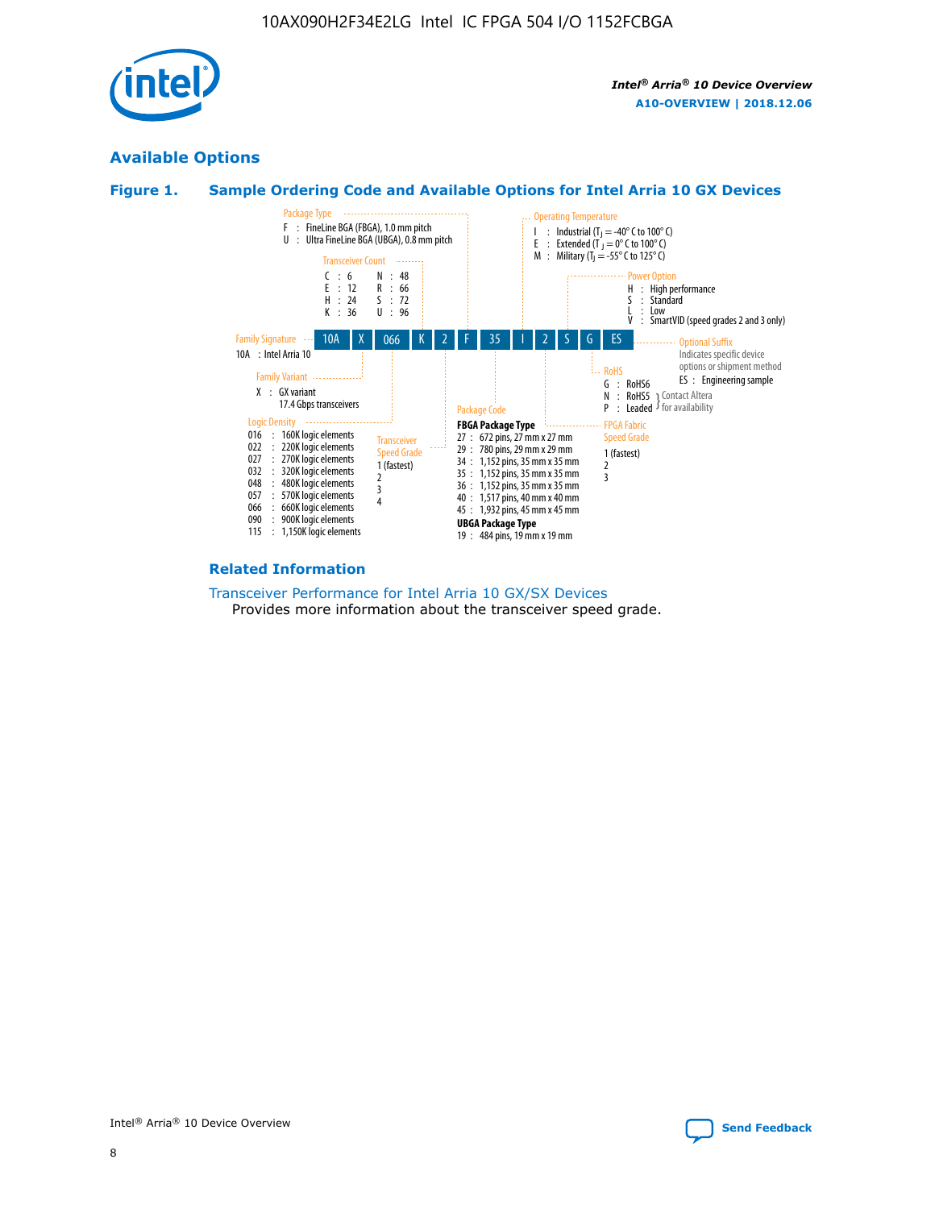## Available Options

### Figure 1. Sample Ordering Code and Available Options for Intel Arria 10 GX Devices

Sample ordering code: 10A X 066 K 2 F 35 I 2 S G ES

**Family Signature**
- 10A : Intel Arria 10

**Family Variant**
- X : GX variant, 17.4 Gbps transceivers

**Logic Density**
- 016 : 160K logic elements
- 022 : 220K logic elements
- 027 : 270K logic elements
- 032 : 320K logic elements
- 048 : 480K logic elements
- 057 : 570K logic elements
- 066 : 660K logic elements
- 090 : 900K logic elements
- 115 : 1,150K logic elements

**Transceiver Count**
- C : 6
- E : 12
- H : 24
- K : 36
- N : 48
- R : 66
- S : 72
- U : 96

**Transceiver Speed Grade**
- 1 (fastest)
- 2
- 3
- 4

**Package Type**
- F : FineLine BGA (FBGA), 1.0 mm pitch
- U : Ultra FineLine BGA (UBGA), 0.8 mm pitch

**Package Code**

FBGA Package Type
- 27 : 672 pins, 27 mm x 27 mm
- 29 : 780 pins, 29 mm x 29 mm
- 34 : 1,152 pins, 35 mm x 35 mm
- 35 : 1,152 pins, 35 mm x 35 mm
- 36 : 1,152 pins, 35 mm x 35 mm
- 40 : 1,517 pins, 40 mm x 40 mm
- 45 : 1,932 pins, 45 mm x 45 mm

UBGA Package Type
- 19 : 484 pins, 19 mm x 19 mm

**Operating Temperature**
- I : Industrial ($T_J$ = -40° C to 100° C)
- E : Extended ($T_J$ = 0° C to 100° C)
- M : Military ($T_J$ = -55° C to 125° C)

**FPGA Fabric Speed Grade**
- 1 (fastest)
- 2
- 3

**Power Option**
- H : High performance
- S : Standard
- L : Low
- V : SmartVID (speed grades 2 and 3 only)

**RoHS**
- G : RoHS6
- N : RoHS5 (Contact Altera for availability)
- P : Leaded (Contact Altera for availability)

**Optional Suffix**

Indicates specific device options or shipment method
- ES : Engineering sample

### Related Information

Transceiver Performance for Intel Arria 10 GX/SX Devices

Provides more information about the transceiver speed grade.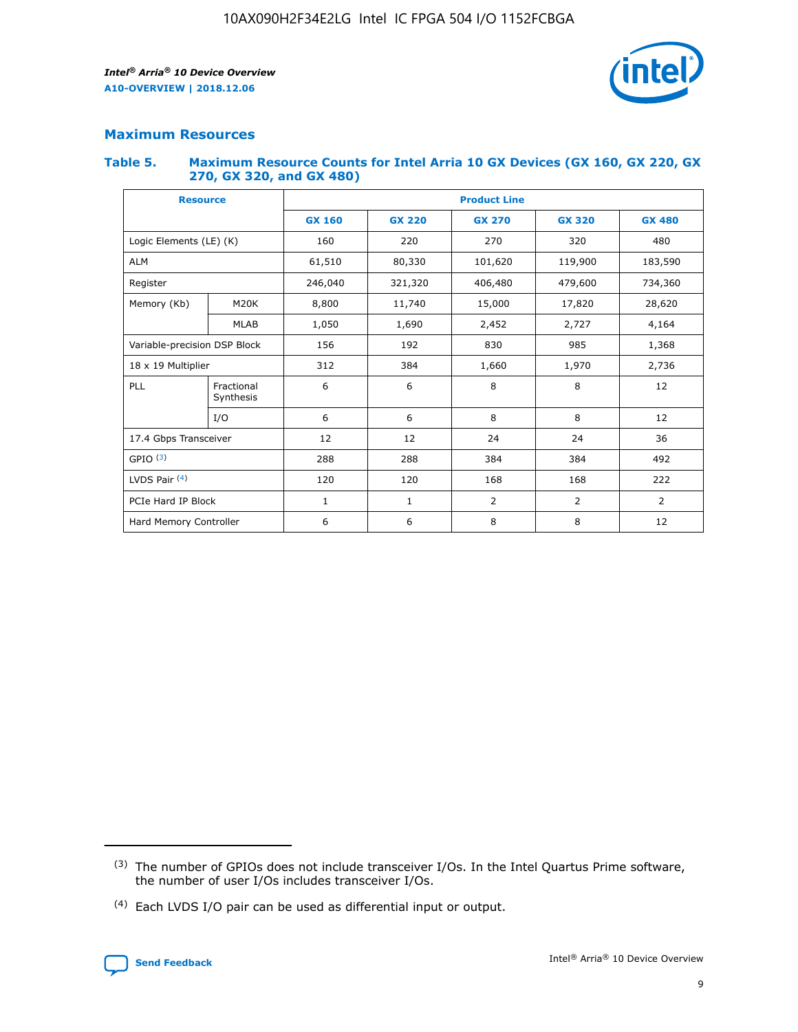## Maximum Resources

### Table 5. Maximum Resource Counts for Intel Arria 10 GX Devices (GX 160, GX 220, GX 270, GX 320, and GX 480)

| Resource | | Product Line | | | | |
|---|---|---|---|---|---|---|
| | | GX 160 | GX 220 | GX 270 | GX 320 | GX 480 |
| Logic Elements (LE) (K) | | 160 | 220 | 270 | 320 | 480 |
| ALM | | 61,510 | 80,330 | 101,620 | 119,900 | 183,590 |
| Register | | 246,040 | 321,320 | 406,480 | 479,600 | 734,360 |
| Memory (Kb) | M20K | 8,800 | 11,740 | 15,000 | 17,820 | 28,620 |
| | MLAB | 1,050 | 1,690 | 2,452 | 2,727 | 4,164 |
| Variable-precision DSP Block | | 156 | 192 | 830 | 985 | 1,368 |
| 18 x 19 Multiplier | | 312 | 384 | 1,660 | 1,970 | 2,736 |
| PLL | Fractional Synthesis | 6 | 6 | 8 | 8 | 12 |
| | I/O | 6 | 6 | 8 | 8 | 12 |
| 17.4 Gbps Transceiver | | 12 | 12 | 24 | 24 | 36 |
| GPIO [(3)] | | 288 | 288 | 384 | 384 | 492 |
| LVDS Pair [(4)] | | 120 | 120 | 168 | 168 | 222 |
| PCIe Hard IP Block | | 1 | 1 | 2 | 2 | 2 |
| Hard Memory Controller | | 6 | 6 | 8 | 8 | 12 |

(3) The number of GPIOs does not include transceiver I/Os. In the Intel Quartus Prime software, the number of user I/Os includes transceiver I/Os.

(4) Each LVDS I/O pair can be used as differential input or output.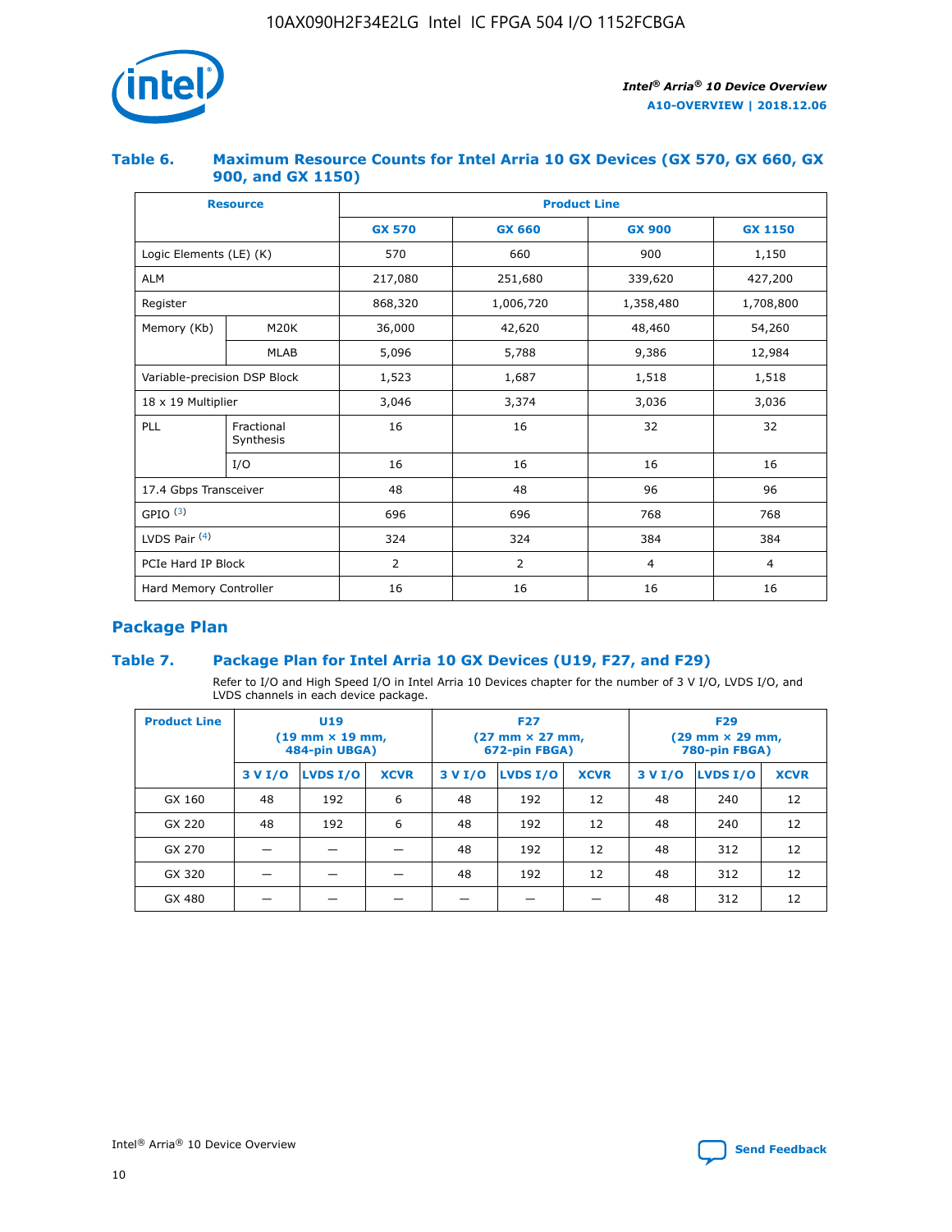### Table 6. Maximum Resource Counts for Intel Arria 10 GX Devices (GX 570, GX 660, GX 900, and GX 1150)

| Resource | | Product Line | | | |
|---|---|---|---|---|---|
| | | GX 570 | GX 660 | GX 900 | GX 1150 |
| Logic Elements (LE) (K) | | 570 | 660 | 900 | 1,150 |
| ALM | | 217,080 | 251,680 | 339,620 | 427,200 |
| Register | | 868,320 | 1,006,720 | 1,358,480 | 1,708,800 |
| Memory (Kb) | M20K | 36,000 | 42,620 | 48,460 | 54,260 |
| | MLAB | 5,096 | 5,788 | 9,386 | 12,984 |
| Variable-precision DSP Block | | 1,523 | 1,687 | 1,518 | 1,518 |
| 18 x 19 Multiplier | | 3,046 | 3,374 | 3,036 | 3,036 |
| PLL | Fractional Synthesis | 16 | 16 | 32 | 32 |
| | I/O | 16 | 16 | 16 | 16 |
| 17.4 Gbps Transceiver | | 48 | 48 | 96 | 96 |
| GPIO [(3)] | | 696 | 696 | 768 | 768 |
| LVDS Pair [(4)] | | 324 | 324 | 384 | 384 |
| PCIe Hard IP Block | | 2 | 2 | 4 | 4 |
| Hard Memory Controller | | 16 | 16 | 16 | 16 |

## Package Plan

### Table 7. Package Plan for Intel Arria 10 GX Devices (U19, F27, and F29)

Refer to I/O and High Speed I/O in Intel Arria 10 Devices chapter for the number of 3 V I/O, LVDS I/O, and LVDS channels in each device package.

| Product Line | U19 (19 mm × 19 mm, 484-pin UBGA) | | | F27 (27 mm × 27 mm, 672-pin FBGA) | | | F29 (29 mm × 29 mm, 780-pin FBGA) | | |
|---|---|---|---|---|---|---|---|---|---|
| | 3 V I/O | LVDS I/O | XCVR | 3 V I/O | LVDS I/O | XCVR | 3 V I/O | LVDS I/O | XCVR |
| GX 160 | 48 | 192 | 6 | 48 | 192 | 12 | 48 | 240 | 12 |
| GX 220 | 48 | 192 | 6 | 48 | 192 | 12 | 48 | 240 | 12 |
| GX 270 | — | — | — | 48 | 192 | 12 | 48 | 312 | 12 |
| GX 320 | — | — | — | 48 | 192 | 12 | 48 | 312 | 12 |
| GX 480 | — | — | — | — | — | — | 48 | 312 | 12 |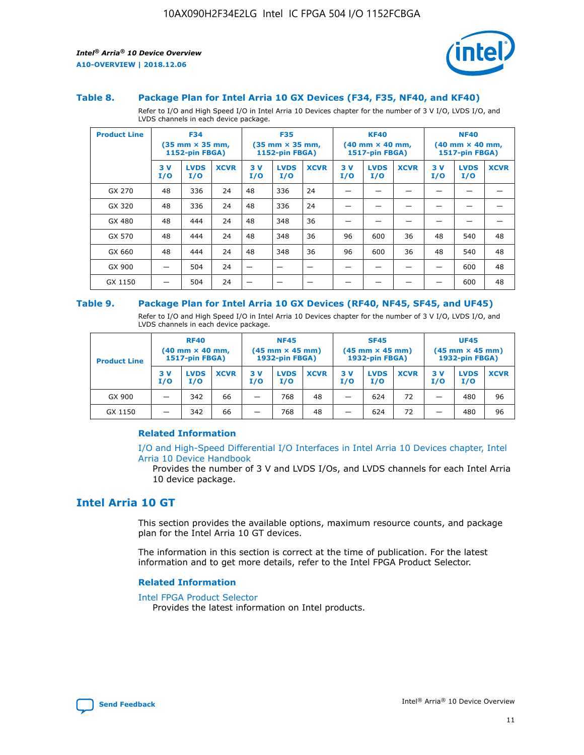### Table 8. Package Plan for Intel Arria 10 GX Devices (F34, F35, NF40, and KF40)

Refer to I/O and High Speed I/O in Intel Arria 10 Devices chapter for the number of 3 V I/O, LVDS I/O, and LVDS channels in each device package.

| Product Line | F34 (35 mm × 35 mm, 1152-pin FBGA) | | | F35 (35 mm × 35 mm, 1152-pin FBGA) | | | KF40 (40 mm × 40 mm, 1517-pin FBGA) | | | NF40 (40 mm × 40 mm, 1517-pin FBGA) | | |
|---|---|---|---|---|---|---|---|---|---|---|---|---|
| | 3 V I/O | LVDS I/O | XCVR | 3 V I/O | LVDS I/O | XCVR | 3 V I/O | LVDS I/O | XCVR | 3 V I/O | LVDS I/O | XCVR |
| GX 270 | 48 | 336 | 24 | 48 | 336 | 24 | — | — | — | — | — | — |
| GX 320 | 48 | 336 | 24 | 48 | 336 | 24 | — | — | — | — | — | — |
| GX 480 | 48 | 444 | 24 | 48 | 348 | 36 | — | — | — | — | — | — |
| GX 570 | 48 | 444 | 24 | 48 | 348 | 36 | 96 | 600 | 36 | 48 | 540 | 48 |
| GX 660 | 48 | 444 | 24 | 48 | 348 | 36 | 96 | 600 | 36 | 48 | 540 | 48 |
| GX 900 | — | 504 | 24 | — | — | — | — | — | — | — | 600 | 48 |
| GX 1150 | — | 504 | 24 | — | — | — | — | — | — | — | 600 | 48 |

### Table 9. Package Plan for Intel Arria 10 GX Devices (RF40, NF45, SF45, and UF45)

Refer to I/O and High Speed I/O in Intel Arria 10 Devices chapter for the number of 3 V I/O, LVDS I/O, and LVDS channels in each device package.

| Product Line | RF40 (40 mm × 40 mm, 1517-pin FBGA) | | | NF45 (45 mm × 45 mm) 1932-pin FBGA) | | | SF45 (45 mm × 45 mm) 1932-pin FBGA) | | | UF45 (45 mm × 45 mm) 1932-pin FBGA) | | |
|---|---|---|---|---|---|---|---|---|---|---|---|---|
| | 3 V I/O | LVDS I/O | XCVR | 3 V I/O | LVDS I/O | XCVR | 3 V I/O | LVDS I/O | XCVR | 3 V I/O | LVDS I/O | XCVR |
| GX 900 | — | 342 | 66 | — | 768 | 48 | — | 624 | 72 | — | 480 | 96 |
| GX 1150 | — | 342 | 66 | — | 768 | 48 | — | 624 | 72 | — | 480 | 96 |

#### Related Information

I/O and High-Speed Differential I/O Interfaces in Intel Arria 10 Devices chapter, Intel Arria 10 Device Handbook

Provides the number of 3 V and LVDS I/Os, and LVDS channels for each Intel Arria 10 device package.

## Intel Arria 10 GT

This section provides the available options, maximum resource counts, and package plan for the Intel Arria 10 GT devices.

The information in this section is correct at the time of publication. For the latest information and to get more details, refer to the Intel FPGA Product Selector.

#### Related Information

Intel FPGA Product Selector

Provides the latest information on Intel products.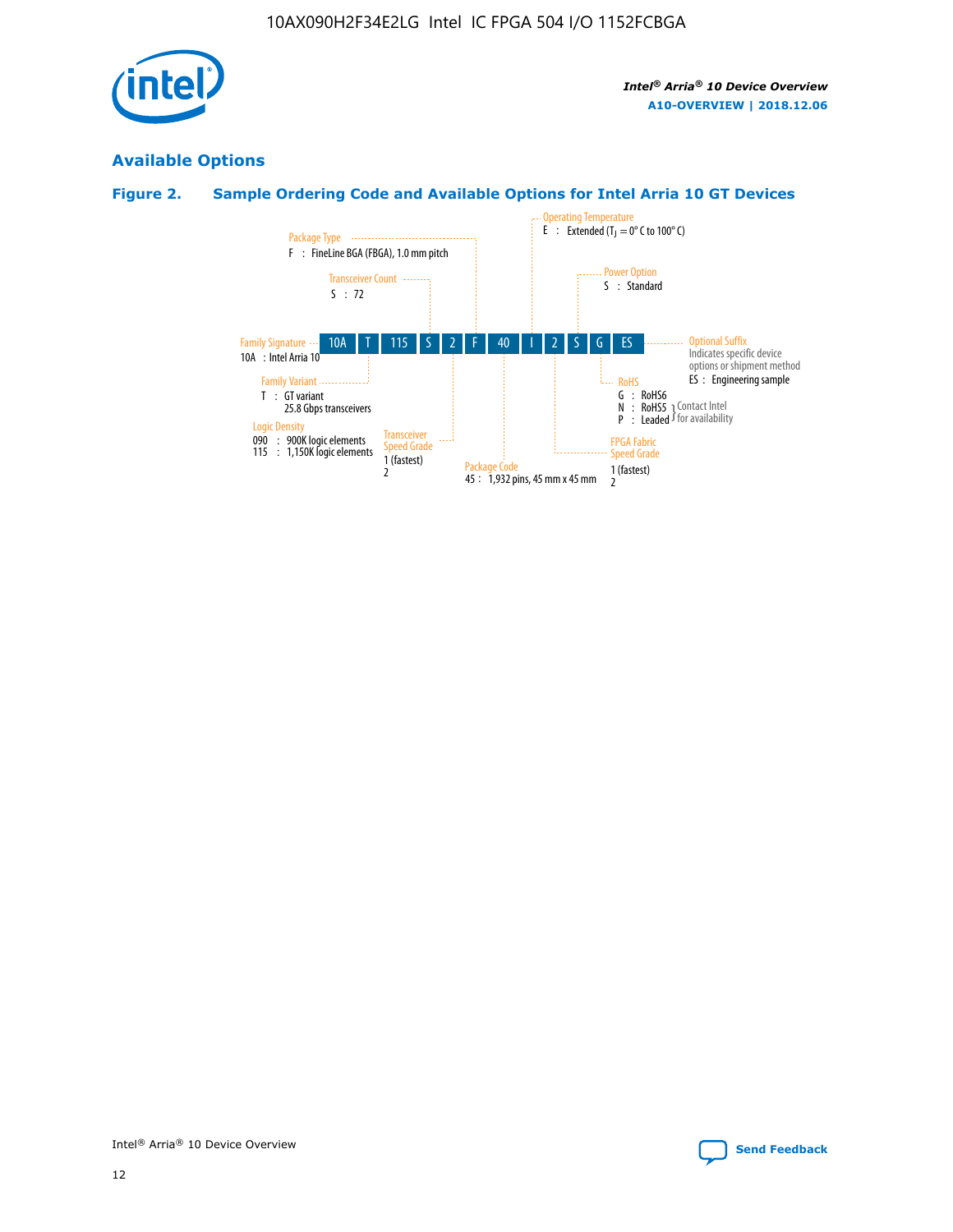## Available Options

### Figure 2. Sample Ordering Code and Available Options for Intel Arria 10 GT Devices

| 10A | T | 115 | S | 2 | F | 40 | I | 2 | S | G | ES |
|---|---|---|---|---|---|---|---|---|---|---|---|

**Family Signature**
10A : Intel Arria 10

**Family Variant**
T : GT variant
25.8 Gbps transceivers

**Logic Density**
090 : 900K logic elements
115 : 1,150K logic elements

**Transceiver Count**
S : 72

**Transceiver Speed Grade**
1 (fastest)
2

**Package Type**
F : FineLine BGA (FBGA), 1.0 mm pitch

**Package Code**
45 : 1,932 pins, 45 mm x 45 mm

**Operating Temperature**
E : Extended ($T_J$ = 0° C to 100° C)

**FPGA Fabric Speed Grade**
1 (fastest)
2

**Power Option**
S : Standard

**RoHS**
G : RoHS6
N : RoHS5 } Contact Intel for availability
P : Leaded } Contact Intel for availability

**Optional Suffix**
Indicates specific device options or shipment method
ES : Engineering sample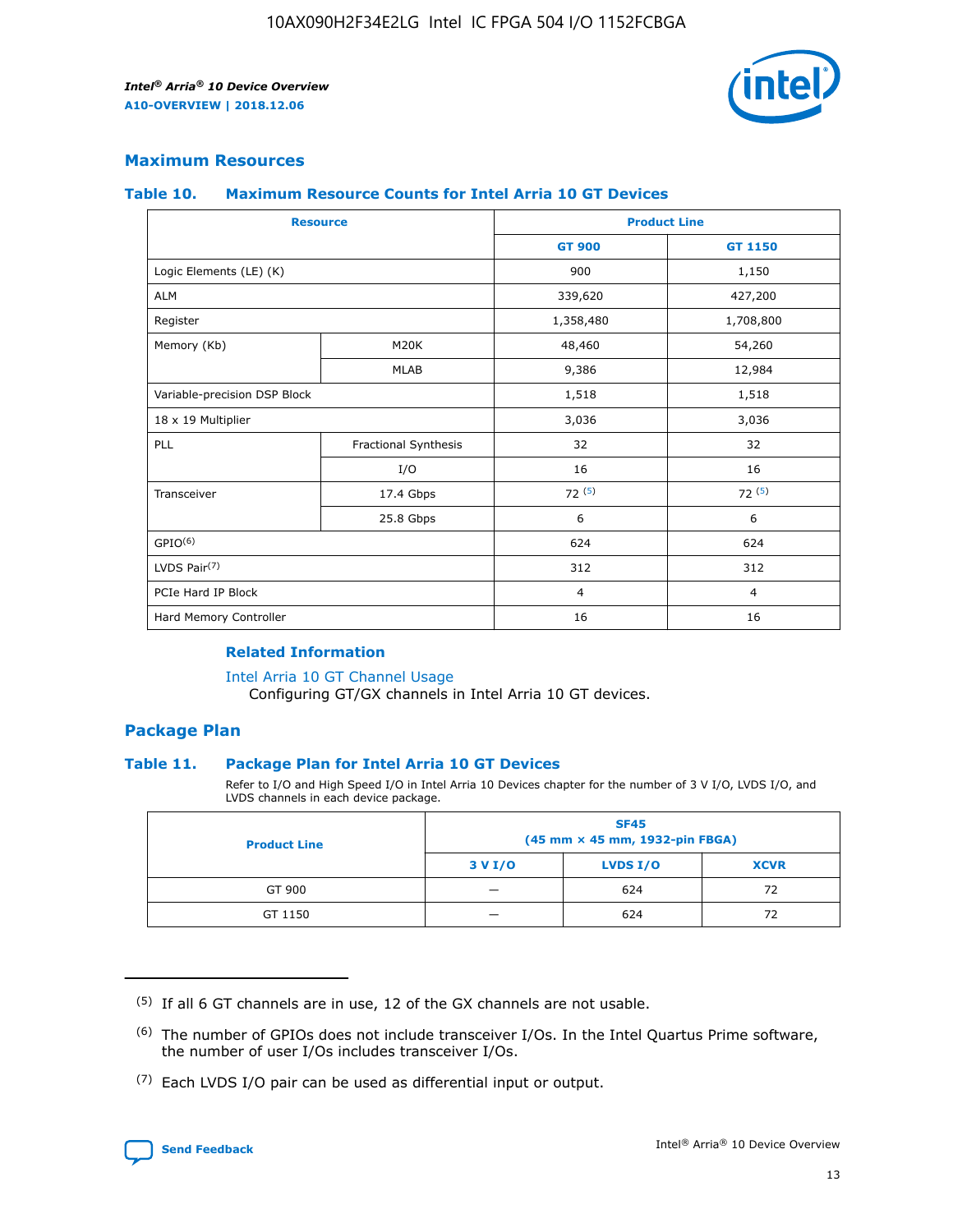## Maximum Resources

### Table 10. Maximum Resource Counts for Intel Arria 10 GT Devices

| Resource | | Product Line | |
|---|---|---|---|
| | | GT 900 | GT 1150 |
| Logic Elements (LE) (K) | | 900 | 1,150 |
| ALM | | 339,620 | 427,200 |
| Register | | 1,358,480 | 1,708,800 |
| Memory (Kb) | M20K | 48,460 | 54,260 |
| | MLAB | 9,386 | 12,984 |
| Variable-precision DSP Block | | 1,518 | 1,518 |
| 18 x 19 Multiplier | | 3,036 | 3,036 |
| PLL | Fractional Synthesis | 32 | 32 |
| | I/O | 16 | 16 |
| Transceiver | 17.4 Gbps | 72 [5] | 72 [5] |
| | 25.8 Gbps | 6 | 6 |
| GPIO[6] | | 624 | 624 |
| LVDS Pair[7] | | 312 | 312 |
| PCIe Hard IP Block | | 4 | 4 |
| Hard Memory Controller | | 16 | 16 |

#### Related Information

Intel Arria 10 GT Channel Usage

Configuring GT/GX channels in Intel Arria 10 GT devices.

## Package Plan

### Table 11. Package Plan for Intel Arria 10 GT Devices

Refer to I/O and High Speed I/O in Intel Arria 10 Devices chapter for the number of 3 V I/O, LVDS I/O, and LVDS channels in each device package.

| Product Line | SF45 (45 mm × 45 mm, 1932-pin FBGA) | | |
|---|---|---|---|
| | 3 V I/O | LVDS I/O | XCVR |
| GT 900 | — | 624 | 72 |
| GT 1150 | — | 624 | 72 |

(5) If all 6 GT channels are in use, 12 of the GX channels are not usable.

(6) The number of GPIOs does not include transceiver I/Os. In the Intel Quartus Prime software, the number of user I/Os includes transceiver I/Os.

(7) Each LVDS I/O pair can be used as differential input or output.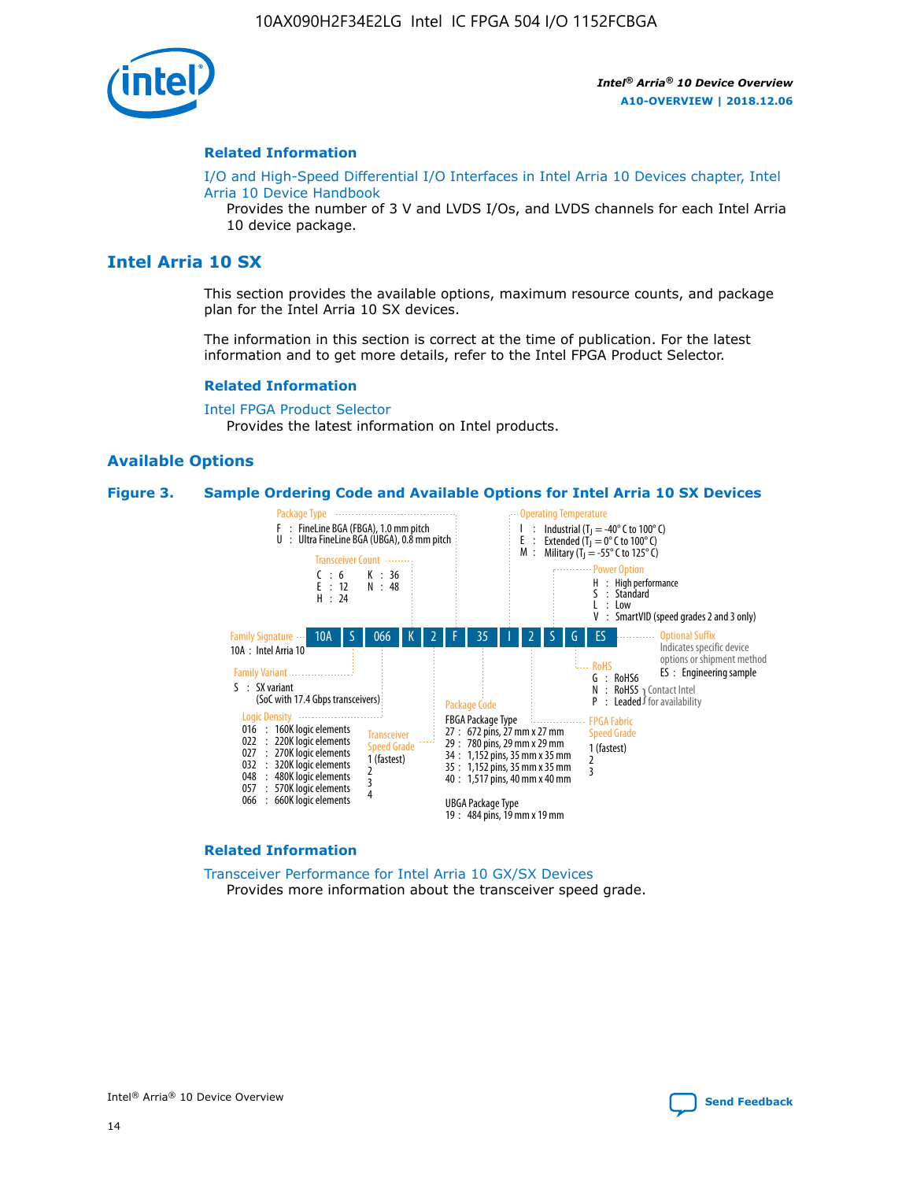## Related Information

I/O and High-Speed Differential I/O Interfaces in Intel Arria 10 Devices chapter, Intel Arria 10 Device Handbook

Provides the number of 3 V and LVDS I/Os, and LVDS channels for each Intel Arria 10 device package.

# Intel Arria 10 SX

This section provides the available options, maximum resource counts, and package plan for the Intel Arria 10 SX devices.

The information in this section is correct at the time of publication. For the latest information and to get more details, refer to the Intel FPGA Product Selector.

## Related Information

Intel FPGA Product Selector

Provides the latest information on Intel products.

## Available Options

**Figure 3. Sample Ordering Code and Available Options for Intel Arria 10 SX Devices**

Sample ordering code: 10A S 066 K 2 F 35 I 2 S G ES

- **Family Signature**
  - 10A : Intel Arria 10
- **Family Variant**
  - S : SX variant (SoC with 17.4 Gbps transceivers)
- **Logic Density**
  - 016 : 160K logic elements
  - 022 : 220K logic elements
  - 027 : 270K logic elements
  - 032 : 320K logic elements
  - 048 : 480K logic elements
  - 057 : 570K logic elements
  - 066 : 660K logic elements
- **Transceiver Count**
  - C : 6
  - E : 12
  - H : 24
  - K : 36
  - N : 48
- **Transceiver Speed Grade**
  - 1 (fastest)
  - 2
  - 3
  - 4
- **Package Type**
  - F : FineLine BGA (FBGA), 1.0 mm pitch
  - U : Ultra FineLine BGA (UBGA), 0.8 mm pitch
- **Package Code**
  - FBGA Package Type
    - 27 : 672 pins, 27 mm x 27 mm
    - 29 : 780 pins, 29 mm x 29 mm
    - 34 : 1,152 pins, 35 mm x 35 mm
    - 35 : 1,152 pins, 35 mm x 35 mm
    - 40 : 1,517 pins, 40 mm x 40 mm
  - UBGA Package Type
    - 19 : 484 pins, 19 mm x 19 mm
- **Operating Temperature**
  - I : Industrial ($T_J$ = -40° C to 100° C)
  - E : Extended ($T_J$ = 0° C to 100° C)
  - M : Military ($T_J$ = -55° C to 125° C)
- **FPGA Fabric Speed Grade**
  - 1 (fastest)
  - 2
  - 3
- **Power Option**
  - H : High performance
  - S : Standard
  - L : Low
  - V : SmartVID (speed grades 2 and 3 only)
- **RoHS**
  - G : RoHS6
  - N : RoHS5 (Contact Intel for availability)
  - P : Leaded (Contact Intel for availability)
- **Optional Suffix**
  - Indicates specific device options or shipment method
  - ES : Engineering sample

## Related Information

Transceiver Performance for Intel Arria 10 GX/SX Devices

Provides more information about the transceiver speed grade.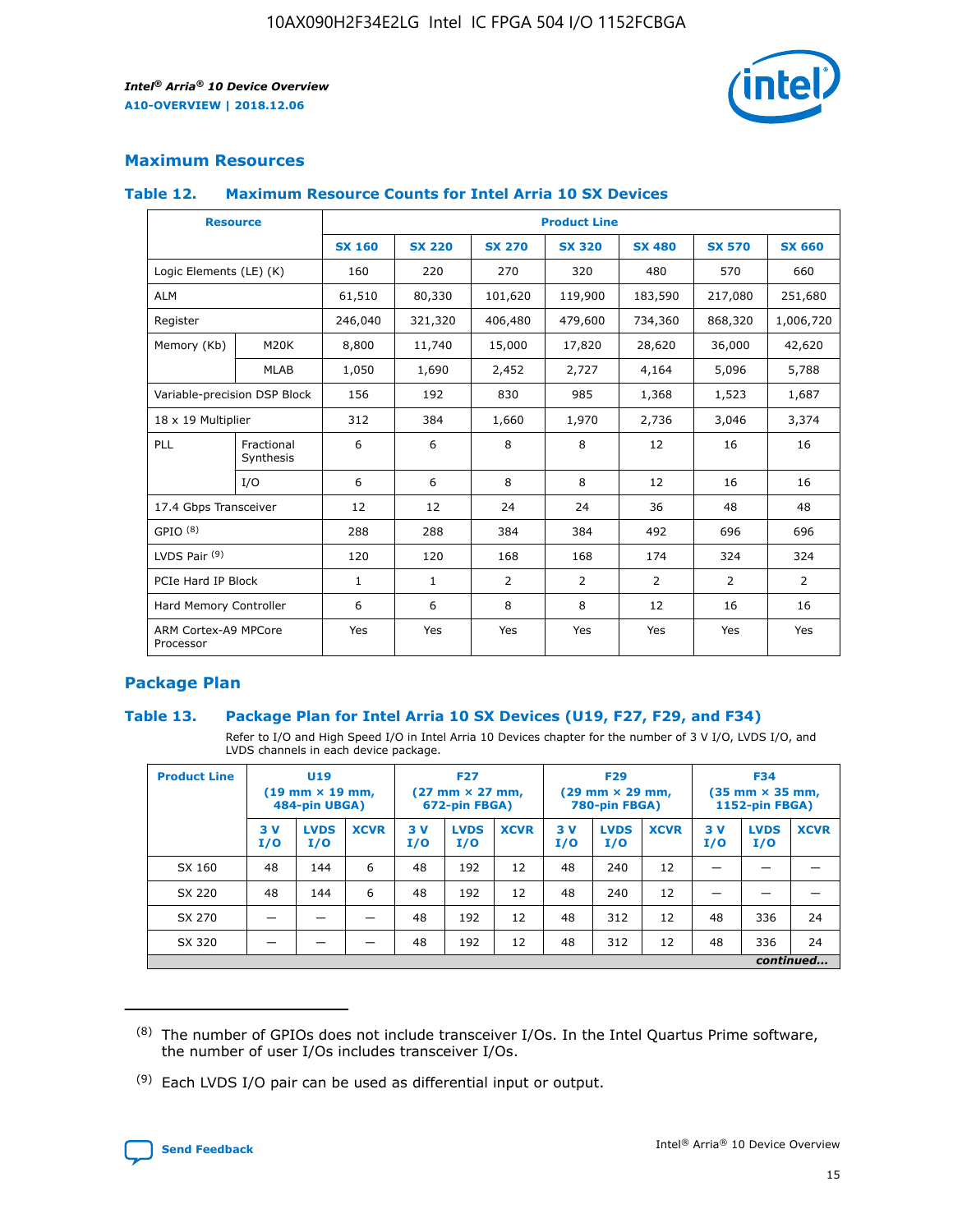## Maximum Resources

### Table 12. Maximum Resource Counts for Intel Arria 10 SX Devices

| Resource | | Product Line | | | | | | |
|---|---|---|---|---|---|---|---|---|
| | | SX 160 | SX 220 | SX 270 | SX 320 | SX 480 | SX 570 | SX 660 |
| Logic Elements (LE) (K) | | 160 | 220 | 270 | 320 | 480 | 570 | 660 |
| ALM | | 61,510 | 80,330 | 101,620 | 119,900 | 183,590 | 217,080 | 251,680 |
| Register | | 246,040 | 321,320 | 406,480 | 479,600 | 734,360 | 868,320 | 1,006,720 |
| Memory (Kb) | M20K | 8,800 | 11,740 | 15,000 | 17,820 | 28,620 | 36,000 | 42,620 |
| | MLAB | 1,050 | 1,690 | 2,452 | 2,727 | 4,164 | 5,096 | 5,788 |
| Variable-precision DSP Block | | 156 | 192 | 830 | 985 | 1,368 | 1,523 | 1,687 |
| 18 x 19 Multiplier | | 312 | 384 | 1,660 | 1,970 | 2,736 | 3,046 | 3,374 |
| PLL | Fractional Synthesis | 6 | 6 | 8 | 8 | 12 | 16 | 16 |
| | I/O | 6 | 6 | 8 | 8 | 12 | 16 | 16 |
| 17.4 Gbps Transceiver | | 12 | 12 | 24 | 24 | 36 | 48 | 48 |
| GPIO [8] | | 288 | 288 | 384 | 384 | 492 | 696 | 696 |
| LVDS Pair [9] | | 120 | 120 | 168 | 168 | 174 | 324 | 324 |
| PCIe Hard IP Block | | 1 | 1 | 2 | 2 | 2 | 2 | 2 |
| Hard Memory Controller | | 6 | 6 | 8 | 8 | 12 | 16 | 16 |
| ARM Cortex-A9 MPCore Processor | | Yes | Yes | Yes | Yes | Yes | Yes | Yes |

## Package Plan

### Table 13. Package Plan for Intel Arria 10 SX Devices (U19, F27, F29, and F34)

Refer to I/O and High Speed I/O in Intel Arria 10 Devices chapter for the number of 3 V I/O, LVDS I/O, and LVDS channels in each device package.

| Product Line | U19 (19 mm × 19 mm, 484-pin UBGA) | | | F27 (27 mm × 27 mm, 672-pin FBGA) | | | F29 (29 mm × 29 mm, 780-pin FBGA) | | | F34 (35 mm × 35 mm, 1152-pin FBGA) | | |
|---|---|---|---|---|---|---|---|---|---|---|---|---|
| | 3 V I/O | LVDS I/O | XCVR | 3 V I/O | LVDS I/O | XCVR | 3 V I/O | LVDS I/O | XCVR | 3 V I/O | LVDS I/O | XCVR |
| SX 160 | 48 | 144 | 6 | 48 | 192 | 12 | 48 | 240 | 12 | — | — | — |
| SX 220 | 48 | 144 | 6 | 48 | 192 | 12 | 48 | 240 | 12 | — | — | — |
| SX 270 | — | — | — | 48 | 192 | 12 | 48 | 312 | 12 | 48 | 336 | 24 |
| SX 320 | — | — | — | 48 | 192 | 12 | 48 | 312 | 12 | 48 | 336 | 24 |

*continued...*

(8) The number of GPIOs does not include transceiver I/Os. In the Intel Quartus Prime software, the number of user I/Os includes transceiver I/Os.

(9) Each LVDS I/O pair can be used as differential input or output.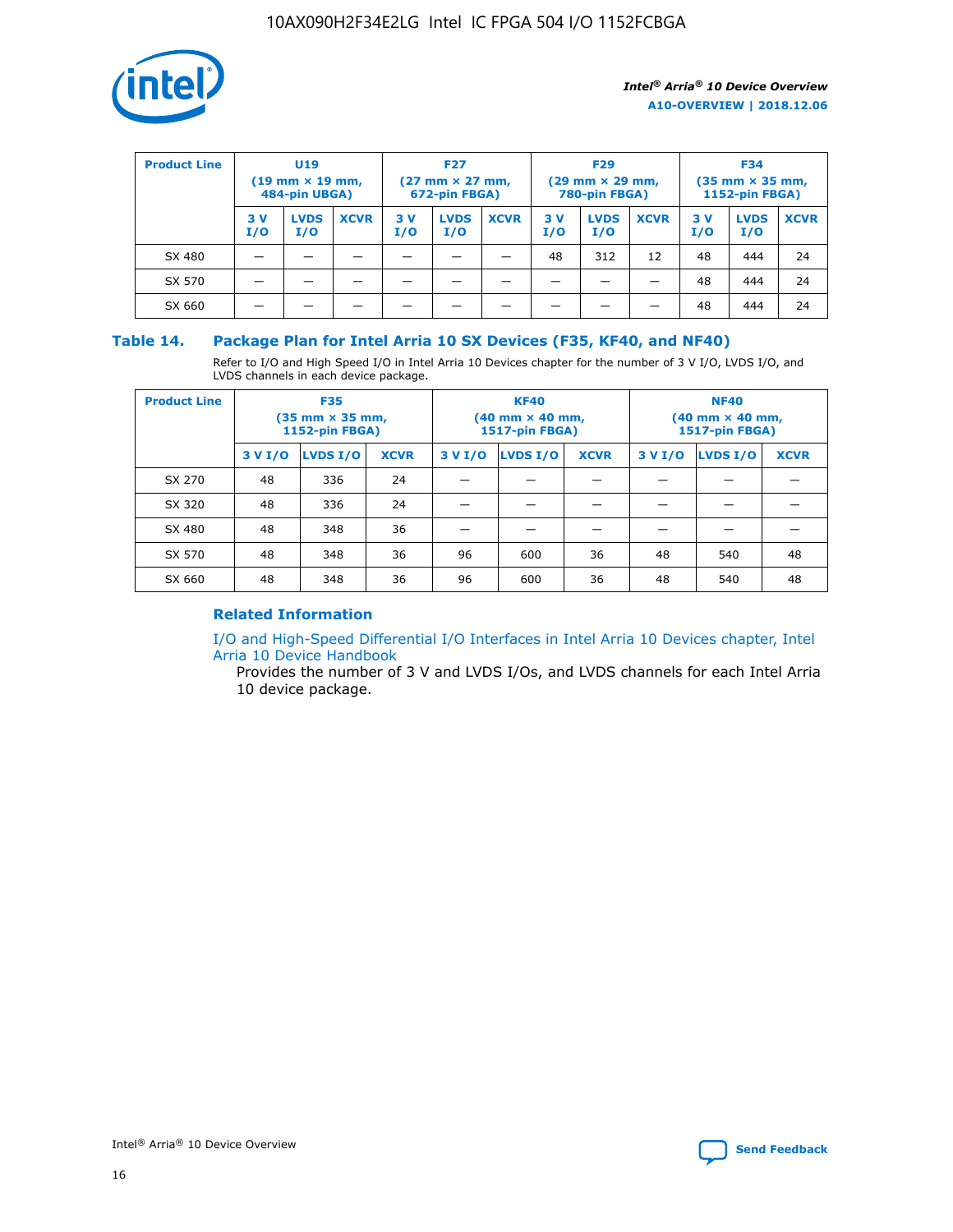| Product Line | U19 (19 mm × 19 mm, 484-pin UBGA) | | | F27 (27 mm × 27 mm, 672-pin FBGA) | | | F29 (29 mm × 29 mm, 780-pin FBGA) | | | F34 (35 mm × 35 mm, 1152-pin FBGA) | | |
|---|---|---|---|---|---|---|---|---|---|---|---|---|
| | 3 V I/O | LVDS I/O | XCVR | 3 V I/O | LVDS I/O | XCVR | 3 V I/O | LVDS I/O | XCVR | 3 V I/O | LVDS I/O | XCVR |
| SX 480 | — | — | — | — | — | — | 48 | 312 | 12 | 48 | 444 | 24 |
| SX 570 | — | — | — | — | — | — | — | — | — | 48 | 444 | 24 |
| SX 660 | — | — | — | — | — | — | — | — | — | 48 | 444 | 24 |

## Table 14. Package Plan for Intel Arria 10 SX Devices (F35, KF40, and NF40)

Refer to I/O and High Speed I/O in Intel Arria 10 Devices chapter for the number of 3 V I/O, LVDS I/O, and LVDS channels in each device package.

| Product Line | F35 (35 mm × 35 mm, 1152-pin FBGA) | | | KF40 (40 mm × 40 mm, 1517-pin FBGA) | | | NF40 (40 mm × 40 mm, 1517-pin FBGA) | | |
|---|---|---|---|---|---|---|---|---|---|
| | 3 V I/O | LVDS I/O | XCVR | 3 V I/O | LVDS I/O | XCVR | 3 V I/O | LVDS I/O | XCVR |
| SX 270 | 48 | 336 | 24 | — | — | — | — | — | — |
| SX 320 | 48 | 336 | 24 | — | — | — | — | — | — |
| SX 480 | 48 | 348 | 36 | — | — | — | — | — | — |
| SX 570 | 48 | 348 | 36 | 96 | 600 | 36 | 48 | 540 | 48 |
| SX 660 | 48 | 348 | 36 | 96 | 600 | 36 | 48 | 540 | 48 |

### Related Information

I/O and High-Speed Differential I/O Interfaces in Intel Arria 10 Devices chapter, Intel Arria 10 Device Handbook

Provides the number of 3 V and LVDS I/Os, and LVDS channels for each Intel Arria 10 device package.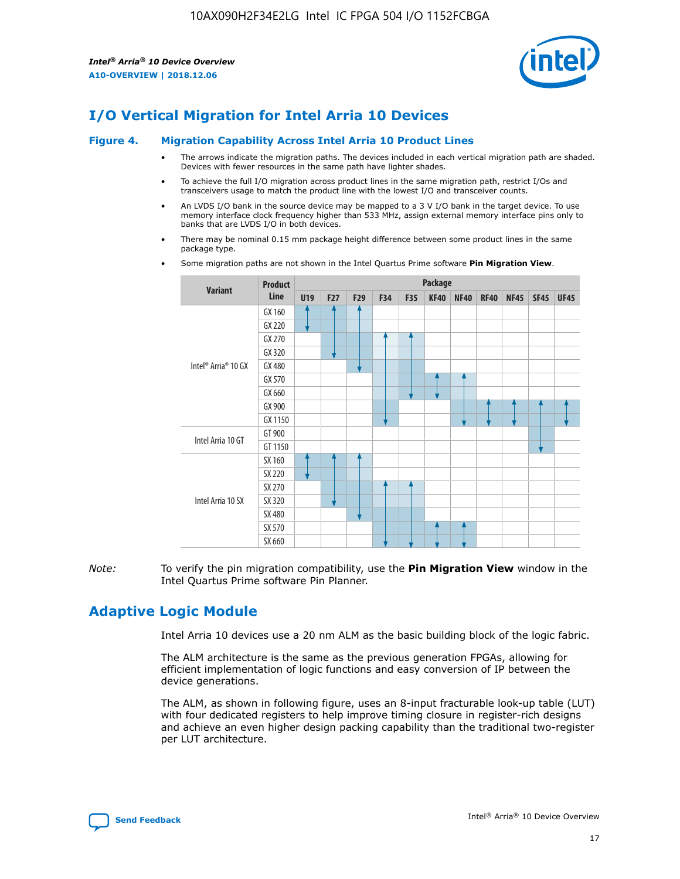# I/O Vertical Migration for Intel Arria 10 Devices

**Figure 4. Migration Capability Across Intel Arria 10 Product Lines**

- The arrows indicate the migration paths. The devices included in each vertical migration path are shaded. Devices with fewer resources in the same path have lighter shades.
- To achieve the full I/O migration across product lines in the same migration path, restrict I/Os and transceivers usage to match the product line with the lowest I/O and transceiver counts.
- An LVDS I/O bank in the source device may be mapped to a 3 V I/O bank in the target device. To use memory interface clock frequency higher than 533 MHz, assign external memory interface pins only to banks that are LVDS I/O in both devices.
- There may be nominal 0.15 mm package height difference between some product lines in the same package type.
- Some migration paths are not shown in the Intel Quartus Prime software **Pin Migration View**.

| Variant | Product Line | Package | | | | | | | | | | |
|---|---|---|---|---|---|---|---|---|---|---|---|---|
| | | U19 | F27 | F29 | F34 | F35 | KF40 | NF40 | RF40 | NF45 | SF45 | UF45 |
| Intel® Arria® 10 GX | GX 160 | | | | | | | | | | | |
| | GX 220 | | | | | | | | | | | |
| | GX 270 | | | | | | | | | | | |
| | GX 320 | | | | | | | | | | | |
| | GX 480 | | | | | | | | | | | |
| | GX 570 | | | | | | | | | | | |
| | GX 660 | | | | | | | | | | | |
| | GX 900 | | | | | | | | | | | |
| | GX 1150 | | | | | | | | | | | |
| Intel Arria 10 GT | GT 900 | | | | | | | | | | | |
| | GT 1150 | | | | | | | | | | | |
| Intel Arria 10 SX | SX 160 | | | | | | | | | | | |
| | SX 220 | | | | | | | | | | | |
| | SX 270 | | | | | | | | | | | |
| | SX 320 | | | | | | | | | | | |
| | SX 480 | | | | | | | | | | | |
| | SX 570 | | | | | | | | | | | |
| | SX 660 | | | | | | | | | | | |

*Note:* To verify the pin migration compatibility, use the **Pin Migration View** window in the Intel Quartus Prime software Pin Planner.

# Adaptive Logic Module

Intel Arria 10 devices use a 20 nm ALM as the basic building block of the logic fabric.

The ALM architecture is the same as the previous generation FPGAs, allowing for efficient implementation of logic functions and easy conversion of IP between the device generations.

The ALM, as shown in following figure, uses an 8-input fracturable look-up table (LUT) with four dedicated registers to help improve timing closure in register-rich designs and achieve an even higher design packing capability than the traditional two-register per LUT architecture.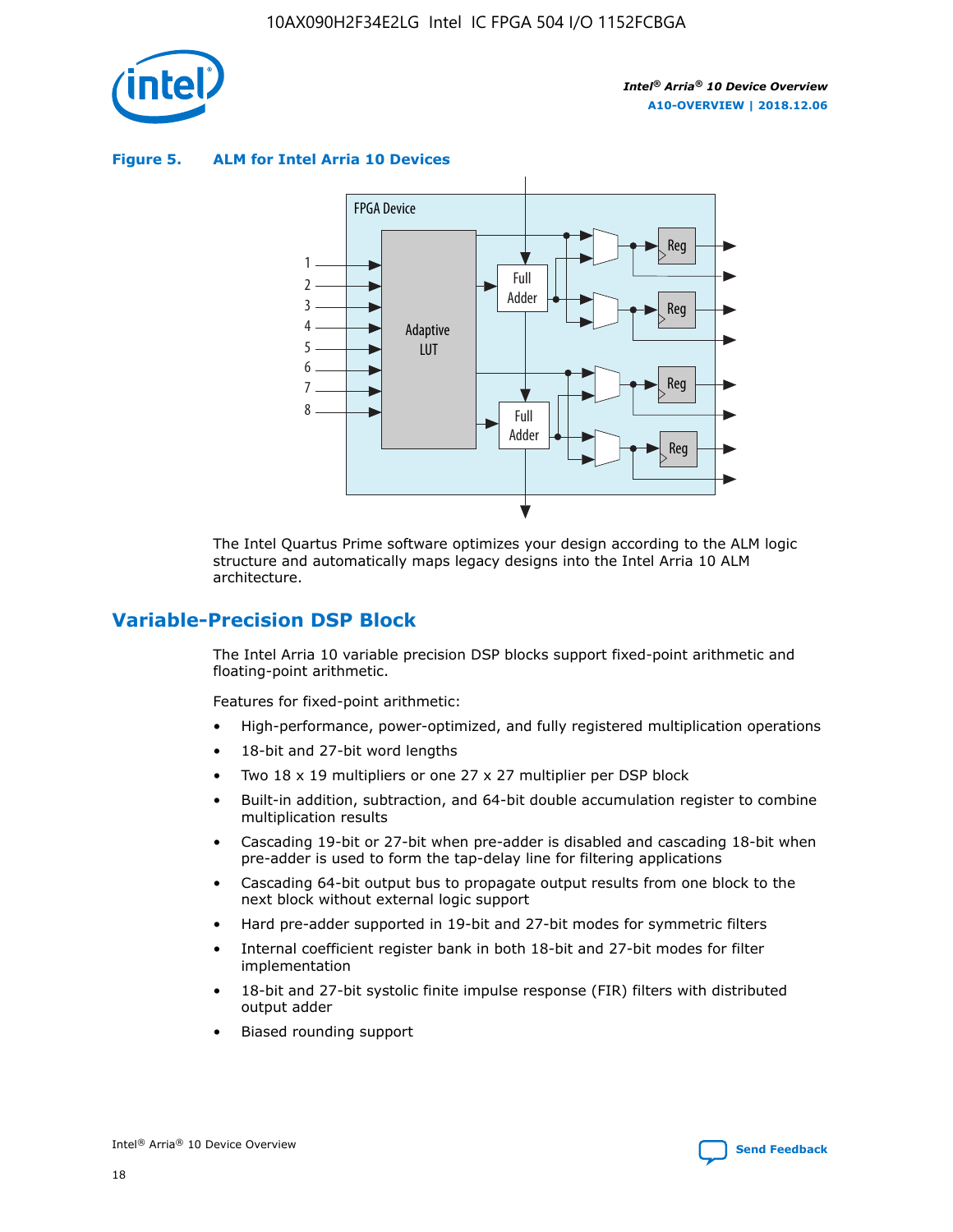**Figure 5. ALM for Intel Arria 10 Devices**

The Intel Quartus Prime software optimizes your design according to the ALM logic structure and automatically maps legacy designs into the Intel Arria 10 ALM architecture.

## Variable-Precision DSP Block

The Intel Arria 10 variable precision DSP blocks support fixed-point arithmetic and floating-point arithmetic.

Features for fixed-point arithmetic:

- High-performance, power-optimized, and fully registered multiplication operations
- 18-bit and 27-bit word lengths
- Two 18 x 19 multipliers or one 27 x 27 multiplier per DSP block
- Built-in addition, subtraction, and 64-bit double accumulation register to combine multiplication results
- Cascading 19-bit or 27-bit when pre-adder is disabled and cascading 18-bit when pre-adder is used to form the tap-delay line for filtering applications
- Cascading 64-bit output bus to propagate output results from one block to the next block without external logic support
- Hard pre-adder supported in 19-bit and 27-bit modes for symmetric filters
- Internal coefficient register bank in both 18-bit and 27-bit modes for filter implementation
- 18-bit and 27-bit systolic finite impulse response (FIR) filters with distributed output adder
- Biased rounding support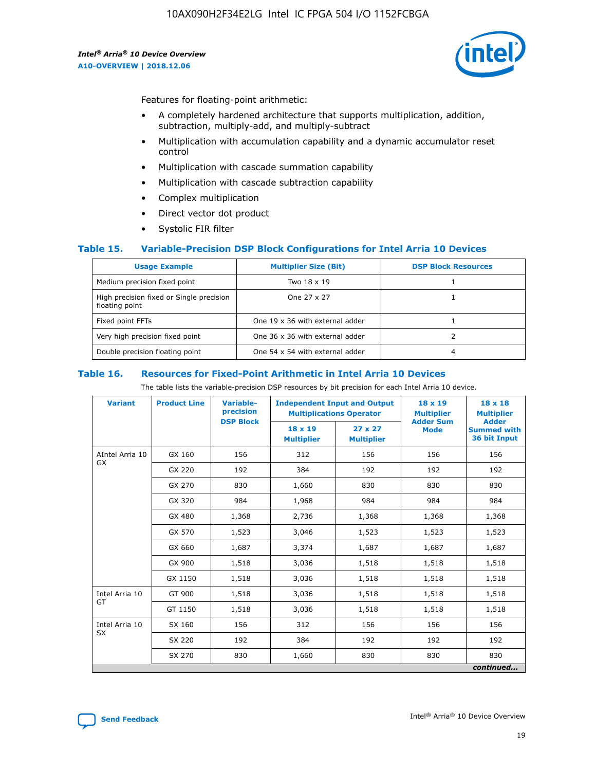Features for floating-point arithmetic:

- A completely hardened architecture that supports multiplication, addition, subtraction, multiply-add, and multiply-subtract
- Multiplication with accumulation capability and a dynamic accumulator reset control
- Multiplication with cascade summation capability
- Multiplication with cascade subtraction capability
- Complex multiplication
- Direct vector dot product
- Systolic FIR filter

### Table 15. Variable-Precision DSP Block Configurations for Intel Arria 10 Devices

| Usage Example | Multiplier Size (Bit) | DSP Block Resources |
|---|---|---|
| Medium precision fixed point | Two 18 x 19 | 1 |
| High precision fixed or Single precision floating point | One 27 x 27 | 1 |
| Fixed point FFTs | One 19 x 36 with external adder | 1 |
| Very high precision fixed point | One 36 x 36 with external adder | 2 |
| Double precision floating point | One 54 x 54 with external adder | 4 |

### Table 16. Resources for Fixed-Point Arithmetic in Intel Arria 10 Devices

The table lists the variable-precision DSP resources by bit precision for each Intel Arria 10 device.

| Variant | Product Line | Variable-precision DSP Block | Independent Input and Output Multiplications Operator | | 18 x 19 Multiplier Adder Sum Mode | 18 x 18 Multiplier Adder Summed with 36 bit Input |
|---|---|---|---|---|---|---|
| | | | 18 x 19 Multiplier | 27 x 27 Multiplier | | |
| AIntel Arria 10 GX | GX 160 | 156 | 312 | 156 | 156 | 156 |
| | GX 220 | 192 | 384 | 192 | 192 | 192 |
| | GX 270 | 830 | 1,660 | 830 | 830 | 830 |
| | GX 320 | 984 | 1,968 | 984 | 984 | 984 |
| | GX 480 | 1,368 | 2,736 | 1,368 | 1,368 | 1,368 |
| | GX 570 | 1,523 | 3,046 | 1,523 | 1,523 | 1,523 |
| | GX 660 | 1,687 | 3,374 | 1,687 | 1,687 | 1,687 |
| | GX 900 | 1,518 | 3,036 | 1,518 | 1,518 | 1,518 |
| | GX 1150 | 1,518 | 3,036 | 1,518 | 1,518 | 1,518 |
| Intel Arria 10 GT | GT 900 | 1,518 | 3,036 | 1,518 | 1,518 | 1,518 |
| | GT 1150 | 1,518 | 3,036 | 1,518 | 1,518 | 1,518 |
| Intel Arria 10 SX | SX 160 | 156 | 312 | 156 | 156 | 156 |
| | SX 220 | 192 | 384 | 192 | 192 | 192 |
| | SX 270 | 830 | 1,660 | 830 | 830 | 830 |

*continued...*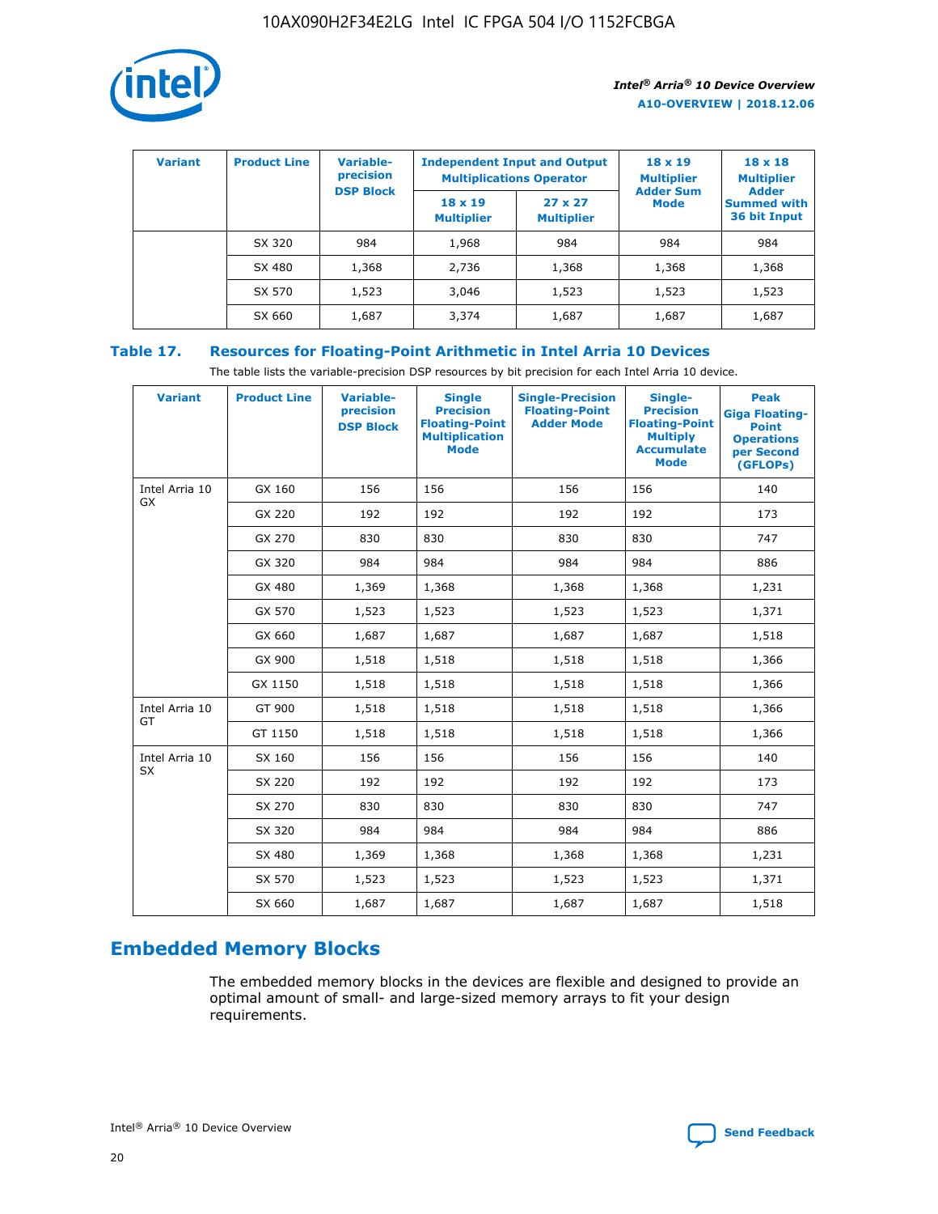| Variant | Product Line | Variable-precision DSP Block | Independent Input and Output Multiplications Operator | | 18 x 19 Multiplier Adder Sum Mode | 18 x 18 Multiplier Adder Summed with 36 bit Input |
|---|---|---|---|---|---|---|
| | | | 18 x 19 Multiplier | 27 x 27 Multiplier | | |
| | SX 320 | 984 | 1,968 | 984 | 984 | 984 |
| | SX 480 | 1,368 | 2,736 | 1,368 | 1,368 | 1,368 |
| | SX 570 | 1,523 | 3,046 | 1,523 | 1,523 | 1,523 |
| | SX 660 | 1,687 | 3,374 | 1,687 | 1,687 | 1,687 |

**Table 17. Resources for Floating-Point Arithmetic in Intel Arria 10 Devices**

The table lists the variable-precision DSP resources by bit precision for each Intel Arria 10 device.

| Variant | Product Line | Variable-precision DSP Block | Single Precision Floating-Point Multiplication Mode | Single-Precision Floating-Point Adder Mode | Single-Precision Floating-Point Multiply Accumulate Mode | Peak Giga Floating-Point Operations per Second (GFLOPs) |
|---|---|---|---|---|---|---|
| Intel Arria 10 GX | GX 160 | 156 | 156 | 156 | 156 | 140 |
| | GX 220 | 192 | 192 | 192 | 192 | 173 |
| | GX 270 | 830 | 830 | 830 | 830 | 747 |
| | GX 320 | 984 | 984 | 984 | 984 | 886 |
| | GX 480 | 1,369 | 1,368 | 1,368 | 1,368 | 1,231 |
| | GX 570 | 1,523 | 1,523 | 1,523 | 1,523 | 1,371 |
| | GX 660 | 1,687 | 1,687 | 1,687 | 1,687 | 1,518 |
| | GX 900 | 1,518 | 1,518 | 1,518 | 1,518 | 1,366 |
| | GX 1150 | 1,518 | 1,518 | 1,518 | 1,518 | 1,366 |
| Intel Arria 10 GT | GT 900 | 1,518 | 1,518 | 1,518 | 1,518 | 1,366 |
| | GT 1150 | 1,518 | 1,518 | 1,518 | 1,518 | 1,366 |
| Intel Arria 10 SX | SX 160 | 156 | 156 | 156 | 156 | 140 |
| | SX 220 | 192 | 192 | 192 | 192 | 173 |
| | SX 270 | 830 | 830 | 830 | 830 | 747 |
| | SX 320 | 984 | 984 | 984 | 984 | 886 |
| | SX 480 | 1,369 | 1,368 | 1,368 | 1,368 | 1,231 |
| | SX 570 | 1,523 | 1,523 | 1,523 | 1,523 | 1,371 |
| | SX 660 | 1,687 | 1,687 | 1,687 | 1,687 | 1,518 |

## Embedded Memory Blocks

The embedded memory blocks in the devices are flexible and designed to provide an optimal amount of small- and large-sized memory arrays to fit your design requirements.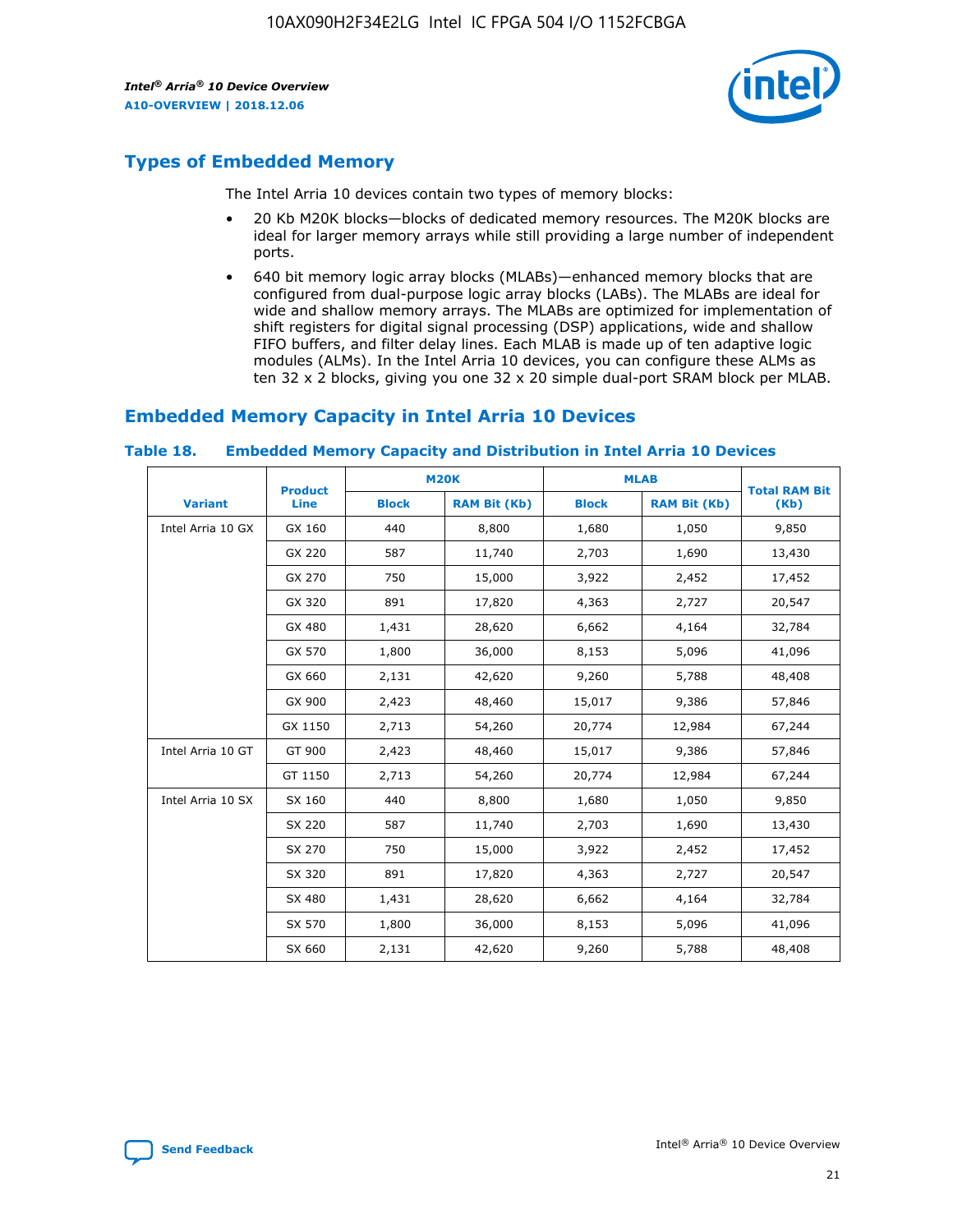## Types of Embedded Memory

The Intel Arria 10 devices contain two types of memory blocks:

- 20 Kb M20K blocks—blocks of dedicated memory resources. The M20K blocks are ideal for larger memory arrays while still providing a large number of independent ports.
- 640 bit memory logic array blocks (MLABs)—enhanced memory blocks that are configured from dual-purpose logic array blocks (LABs). The MLABs are ideal for wide and shallow memory arrays. The MLABs are optimized for implementation of shift registers for digital signal processing (DSP) applications, wide and shallow FIFO buffers, and filter delay lines. Each MLAB is made up of ten adaptive logic modules (ALMs). In the Intel Arria 10 devices, you can configure these ALMs as ten 32 x 2 blocks, giving you one 32 x 20 simple dual-port SRAM block per MLAB.

## Embedded Memory Capacity in Intel Arria 10 Devices

**Table 18. Embedded Memory Capacity and Distribution in Intel Arria 10 Devices**

| Variant | Product Line | M20K | | MLAB | | Total RAM Bit (Kb) |
|---|---|---|---|---|---|---|
| | | Block | RAM Bit (Kb) | Block | RAM Bit (Kb) | |
| Intel Arria 10 GX | GX 160 | 440 | 8,800 | 1,680 | 1,050 | 9,850 |
| | GX 220 | 587 | 11,740 | 2,703 | 1,690 | 13,430 |
| | GX 270 | 750 | 15,000 | 3,922 | 2,452 | 17,452 |
| | GX 320 | 891 | 17,820 | 4,363 | 2,727 | 20,547 |
| | GX 480 | 1,431 | 28,620 | 6,662 | 4,164 | 32,784 |
| | GX 570 | 1,800 | 36,000 | 8,153 | 5,096 | 41,096 |
| | GX 660 | 2,131 | 42,620 | 9,260 | 5,788 | 48,408 |
| | GX 900 | 2,423 | 48,460 | 15,017 | 9,386 | 57,846 |
| | GX 1150 | 2,713 | 54,260 | 20,774 | 12,984 | 67,244 |
| Intel Arria 10 GT | GT 900 | 2,423 | 48,460 | 15,017 | 9,386 | 57,846 |
| | GT 1150 | 2,713 | 54,260 | 20,774 | 12,984 | 67,244 |
| Intel Arria 10 SX | SX 160 | 440 | 8,800 | 1,680 | 1,050 | 9,850 |
| | SX 220 | 587 | 11,740 | 2,703 | 1,690 | 13,430 |
| | SX 270 | 750 | 15,000 | 3,922 | 2,452 | 17,452 |
| | SX 320 | 891 | 17,820 | 4,363 | 2,727 | 20,547 |
| | SX 480 | 1,431 | 28,620 | 6,662 | 4,164 | 32,784 |
| | SX 570 | 1,800 | 36,000 | 8,153 | 5,096 | 41,096 |
| | SX 660 | 2,131 | 42,620 | 9,260 | 5,788 | 48,408 |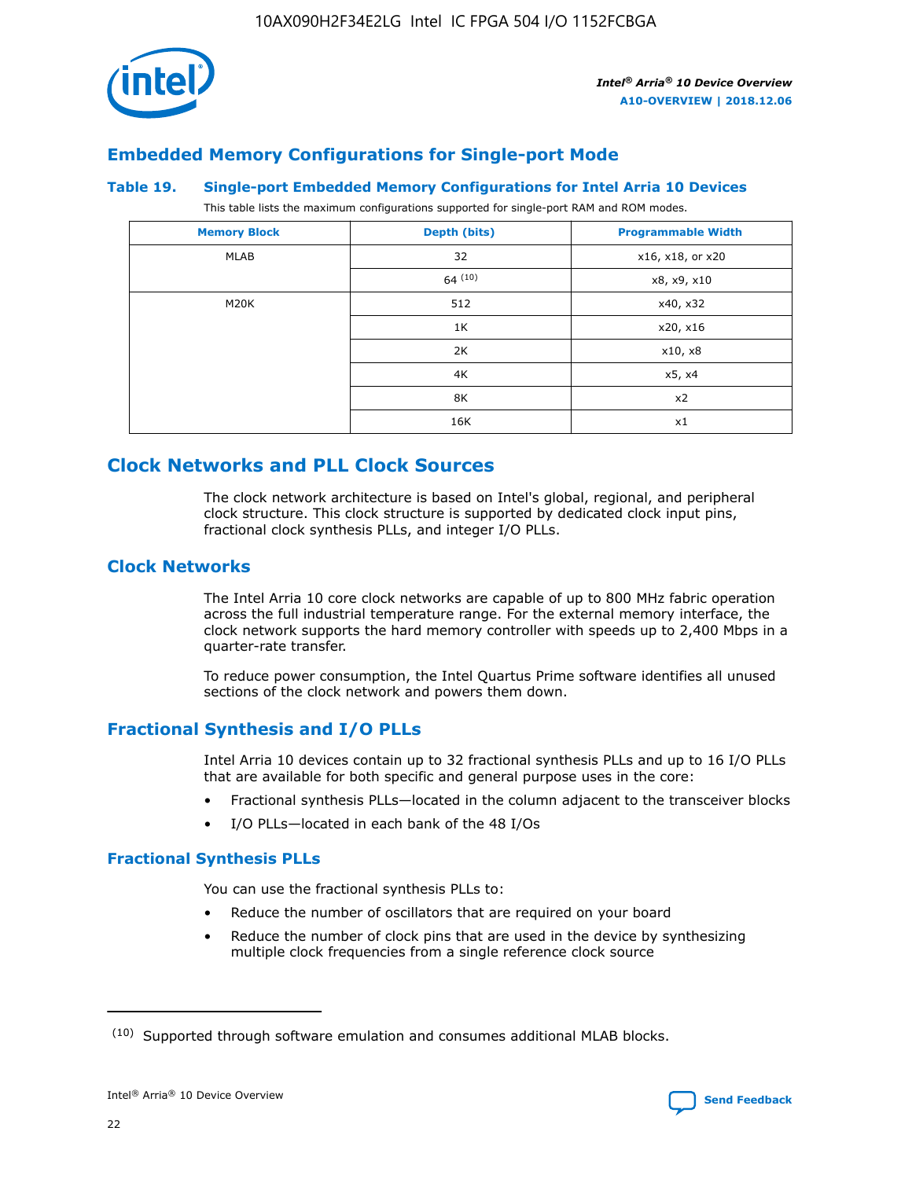## Embedded Memory Configurations for Single-port Mode

**Table 19. Single-port Embedded Memory Configurations for Intel Arria 10 Devices**

This table lists the maximum configurations supported for single-port RAM and ROM modes.

| Memory Block | Depth (bits) | Programmable Width |
|---|---|---|
| MLAB | 32 | x16, x18, or x20 |
| | 64 [10] | x8, x9, x10 |
| M20K | 512 | x40, x32 |
| | 1K | x20, x16 |
| | 2K | x10, x8 |
| | 4K | x5, x4 |
| | 8K | x2 |
| | 16K | x1 |

# Clock Networks and PLL Clock Sources

The clock network architecture is based on Intel's global, regional, and peripheral clock structure. This clock structure is supported by dedicated clock input pins, fractional clock synthesis PLLs, and integer I/O PLLs.

## Clock Networks

The Intel Arria 10 core clock networks are capable of up to 800 MHz fabric operation across the full industrial temperature range. For the external memory interface, the clock network supports the hard memory controller with speeds up to 2,400 Mbps in a quarter-rate transfer.

To reduce power consumption, the Intel Quartus Prime software identifies all unused sections of the clock network and powers them down.

## Fractional Synthesis and I/O PLLs

Intel Arria 10 devices contain up to 32 fractional synthesis PLLs and up to 16 I/O PLLs that are available for both specific and general purpose uses in the core:

- Fractional synthesis PLLs—located in the column adjacent to the transceiver blocks
- I/O PLLs—located in each bank of the 48 I/Os

### Fractional Synthesis PLLs

You can use the fractional synthesis PLLs to:

- Reduce the number of oscillators that are required on your board
- Reduce the number of clock pins that are used in the device by synthesizing multiple clock frequencies from a single reference clock source

(10) Supported through software emulation and consumes additional MLAB blocks.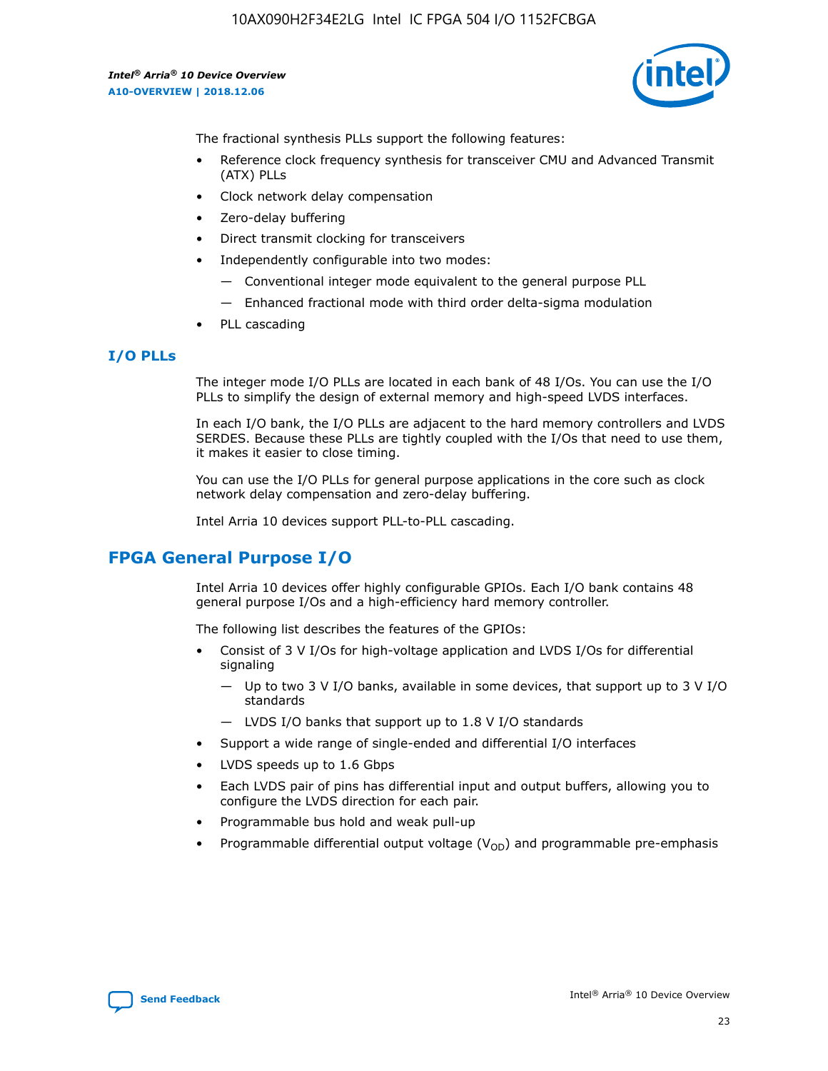The fractional synthesis PLLs support the following features:

- Reference clock frequency synthesis for transceiver CMU and Advanced Transmit (ATX) PLLs
- Clock network delay compensation
- Zero-delay buffering
- Direct transmit clocking for transceivers
- Independently configurable into two modes:
  - — Conventional integer mode equivalent to the general purpose PLL
  - — Enhanced fractional mode with third order delta-sigma modulation
- PLL cascading

### I/O PLLs

The integer mode I/O PLLs are located in each bank of 48 I/Os. You can use the I/O PLLs to simplify the design of external memory and high-speed LVDS interfaces.

In each I/O bank, the I/O PLLs are adjacent to the hard memory controllers and LVDS SERDES. Because these PLLs are tightly coupled with the I/Os that need to use them, it makes it easier to close timing.

You can use the I/O PLLs for general purpose applications in the core such as clock network delay compensation and zero-delay buffering.

Intel Arria 10 devices support PLL-to-PLL cascading.

## FPGA General Purpose I/O

Intel Arria 10 devices offer highly configurable GPIOs. Each I/O bank contains 48 general purpose I/Os and a high-efficiency hard memory controller.

The following list describes the features of the GPIOs:

- Consist of 3 V I/Os for high-voltage application and LVDS I/Os for differential signaling
  - — Up to two 3 V I/O banks, available in some devices, that support up to 3 V I/O standards
  - — LVDS I/O banks that support up to 1.8 V I/O standards
- Support a wide range of single-ended and differential I/O interfaces
- LVDS speeds up to 1.6 Gbps
- Each LVDS pair of pins has differential input and output buffers, allowing you to configure the LVDS direction for each pair.
- Programmable bus hold and weak pull-up
- Programmable differential output voltage ($V_{OD}$) and programmable pre-emphasis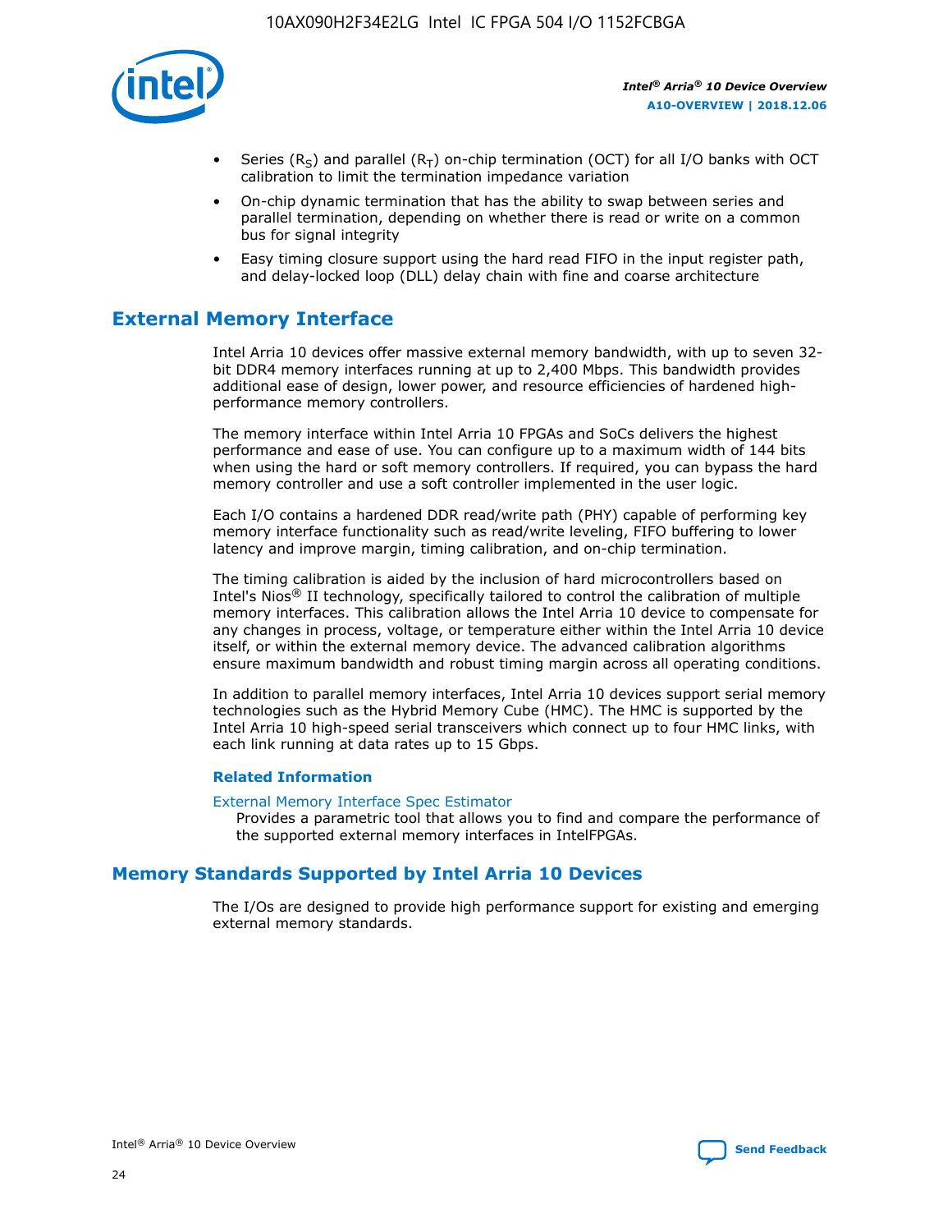- Series ($R_S$) and parallel ($R_T$) on-chip termination (OCT) for all I/O banks with OCT calibration to limit the termination impedance variation
- On-chip dynamic termination that has the ability to swap between series and parallel termination, depending on whether there is read or write on a common bus for signal integrity
- Easy timing closure support using the hard read FIFO in the input register path, and delay-locked loop (DLL) delay chain with fine and coarse architecture

## External Memory Interface

Intel Arria 10 devices offer massive external memory bandwidth, with up to seven 32-bit DDR4 memory interfaces running at up to 2,400 Mbps. This bandwidth provides additional ease of design, lower power, and resource efficiencies of hardened high-performance memory controllers.

The memory interface within Intel Arria 10 FPGAs and SoCs delivers the highest performance and ease of use. You can configure up to a maximum width of 144 bits when using the hard or soft memory controllers. If required, you can bypass the hard memory controller and use a soft controller implemented in the user logic.

Each I/O contains a hardened DDR read/write path (PHY) capable of performing key memory interface functionality such as read/write leveling, FIFO buffering to lower latency and improve margin, timing calibration, and on-chip termination.

The timing calibration is aided by the inclusion of hard microcontrollers based on Intel's Nios® II technology, specifically tailored to control the calibration of multiple memory interfaces. This calibration allows the Intel Arria 10 device to compensate for any changes in process, voltage, or temperature either within the Intel Arria 10 device itself, or within the external memory device. The advanced calibration algorithms ensure maximum bandwidth and robust timing margin across all operating conditions.

In addition to parallel memory interfaces, Intel Arria 10 devices support serial memory technologies such as the Hybrid Memory Cube (HMC). The HMC is supported by the Intel Arria 10 high-speed serial transceivers which connect up to four HMC links, with each link running at data rates up to 15 Gbps.

### Related Information

External Memory Interface Spec Estimator
Provides a parametric tool that allows you to find and compare the performance of the supported external memory interfaces in IntelFPGAs.

## Memory Standards Supported by Intel Arria 10 Devices

The I/Os are designed to provide high performance support for existing and emerging external memory standards.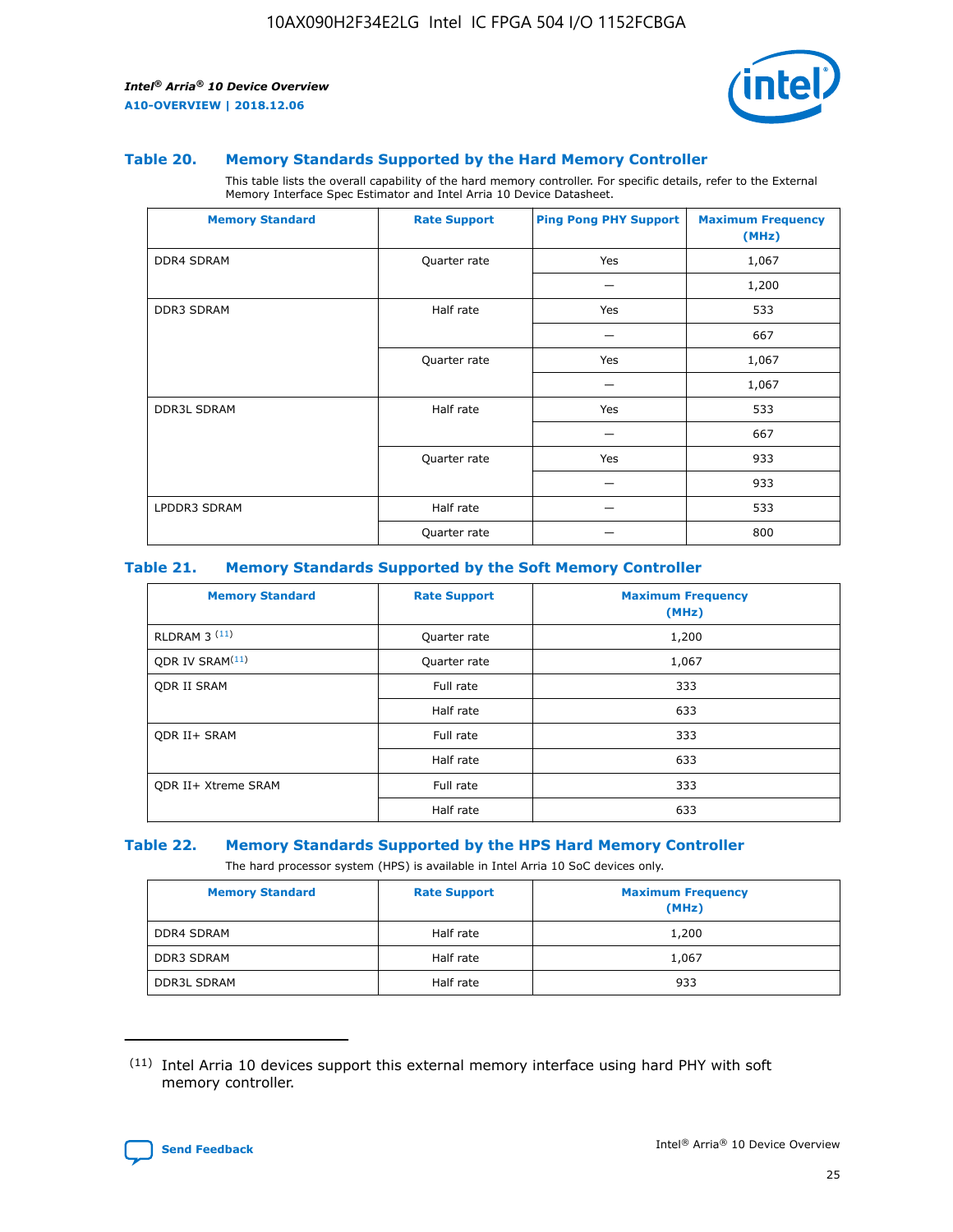### Table 20. Memory Standards Supported by the Hard Memory Controller

This table lists the overall capability of the hard memory controller. For specific details, refer to the External Memory Interface Spec Estimator and Intel Arria 10 Device Datasheet.

| Memory Standard | Rate Support | Ping Pong PHY Support | Maximum Frequency (MHz) |
|---|---|---|---|
| DDR4 SDRAM | Quarter rate | Yes | 1,067 |
| | | — | 1,200 |
| DDR3 SDRAM | Half rate | Yes | 533 |
| | | — | 667 |
| | Quarter rate | Yes | 1,067 |
| | | — | 1,067 |
| DDR3L SDRAM | Half rate | Yes | 533 |
| | | — | 667 |
| | Quarter rate | Yes | 933 |
| | | — | 933 |
| LPDDR3 SDRAM | Half rate | — | 533 |
| | Quarter rate | — | 800 |

### Table 21. Memory Standards Supported by the Soft Memory Controller

| Memory Standard | Rate Support | Maximum Frequency (MHz) |
|---|---|---|
| RLDRAM 3 [11] | Quarter rate | 1,200 |
| QDR IV SRAM[11] | Quarter rate | 1,067 |
| QDR II SRAM | Full rate | 333 |
| | Half rate | 633 |
| QDR II+ SRAM | Full rate | 333 |
| | Half rate | 633 |
| QDR II+ Xtreme SRAM | Full rate | 333 |
| | Half rate | 633 |

### Table 22. Memory Standards Supported by the HPS Hard Memory Controller

The hard processor system (HPS) is available in Intel Arria 10 SoC devices only.

| Memory Standard | Rate Support | Maximum Frequency (MHz) |
|---|---|---|
| DDR4 SDRAM | Half rate | 1,200 |
| DDR3 SDRAM | Half rate | 1,067 |
| DDR3L SDRAM | Half rate | 933 |

(11) Intel Arria 10 devices support this external memory interface using hard PHY with soft memory controller.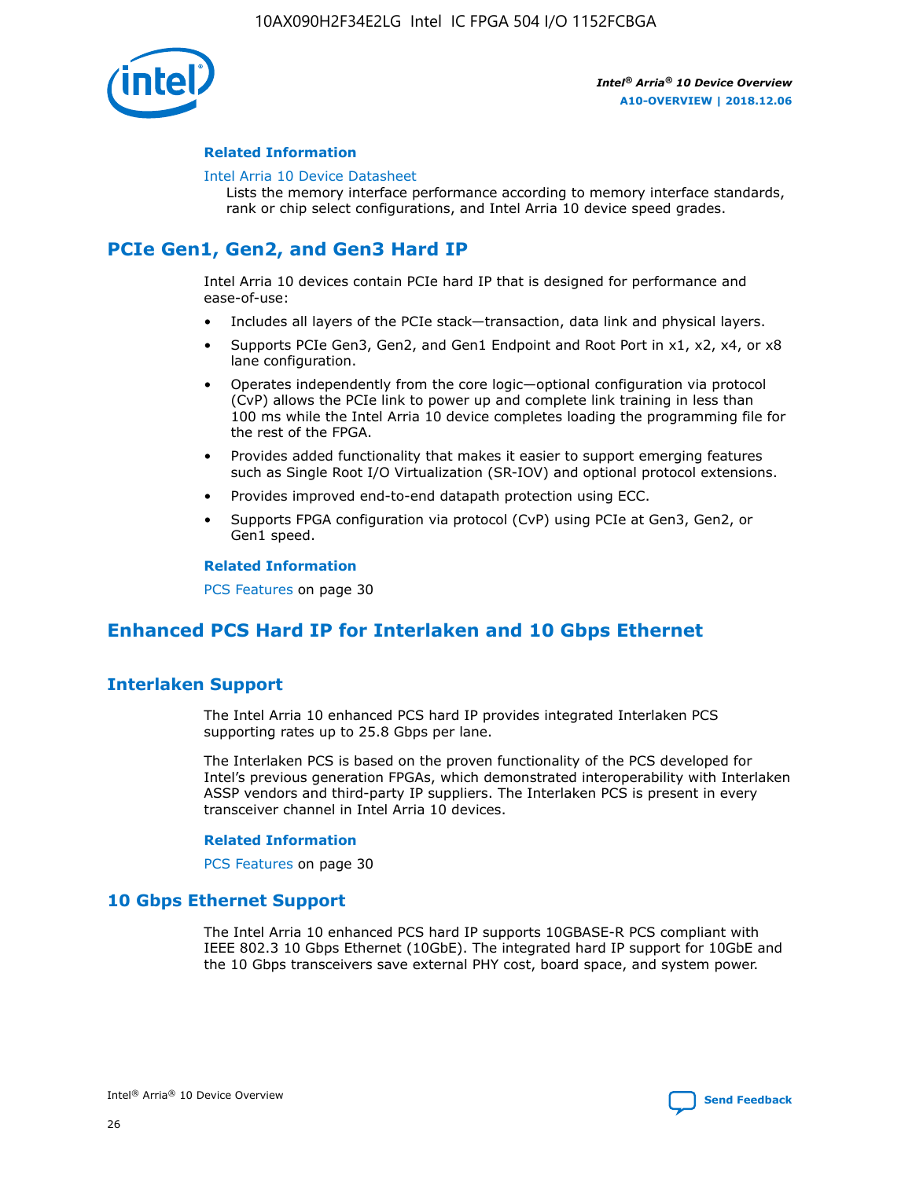#### Related Information

Intel Arria 10 Device Datasheet
Lists the memory interface performance according to memory interface standards, rank or chip select configurations, and Intel Arria 10 device speed grades.

## PCIe Gen1, Gen2, and Gen3 Hard IP

Intel Arria 10 devices contain PCIe hard IP that is designed for performance and ease-of-use:

- Includes all layers of the PCIe stack—transaction, data link and physical layers.
- Supports PCIe Gen3, Gen2, and Gen1 Endpoint and Root Port in x1, x2, x4, or x8 lane configuration.
- Operates independently from the core logic—optional configuration via protocol (CvP) allows the PCIe link to power up and complete link training in less than 100 ms while the Intel Arria 10 device completes loading the programming file for the rest of the FPGA.
- Provides added functionality that makes it easier to support emerging features such as Single Root I/O Virtualization (SR-IOV) and optional protocol extensions.
- Provides improved end-to-end datapath protection using ECC.
- Supports FPGA configuration via protocol (CvP) using PCIe at Gen3, Gen2, or Gen1 speed.

#### Related Information

PCS Features on page 30

## Enhanced PCS Hard IP for Interlaken and 10 Gbps Ethernet

### Interlaken Support

The Intel Arria 10 enhanced PCS hard IP provides integrated Interlaken PCS supporting rates up to 25.8 Gbps per lane.

The Interlaken PCS is based on the proven functionality of the PCS developed for Intel's previous generation FPGAs, which demonstrated interoperability with Interlaken ASSP vendors and third-party IP suppliers. The Interlaken PCS is present in every transceiver channel in Intel Arria 10 devices.

#### Related Information

PCS Features on page 30

### 10 Gbps Ethernet Support

The Intel Arria 10 enhanced PCS hard IP supports 10GBASE-R PCS compliant with IEEE 802.3 10 Gbps Ethernet (10GbE). The integrated hard IP support for 10GbE and the 10 Gbps transceivers save external PHY cost, board space, and system power.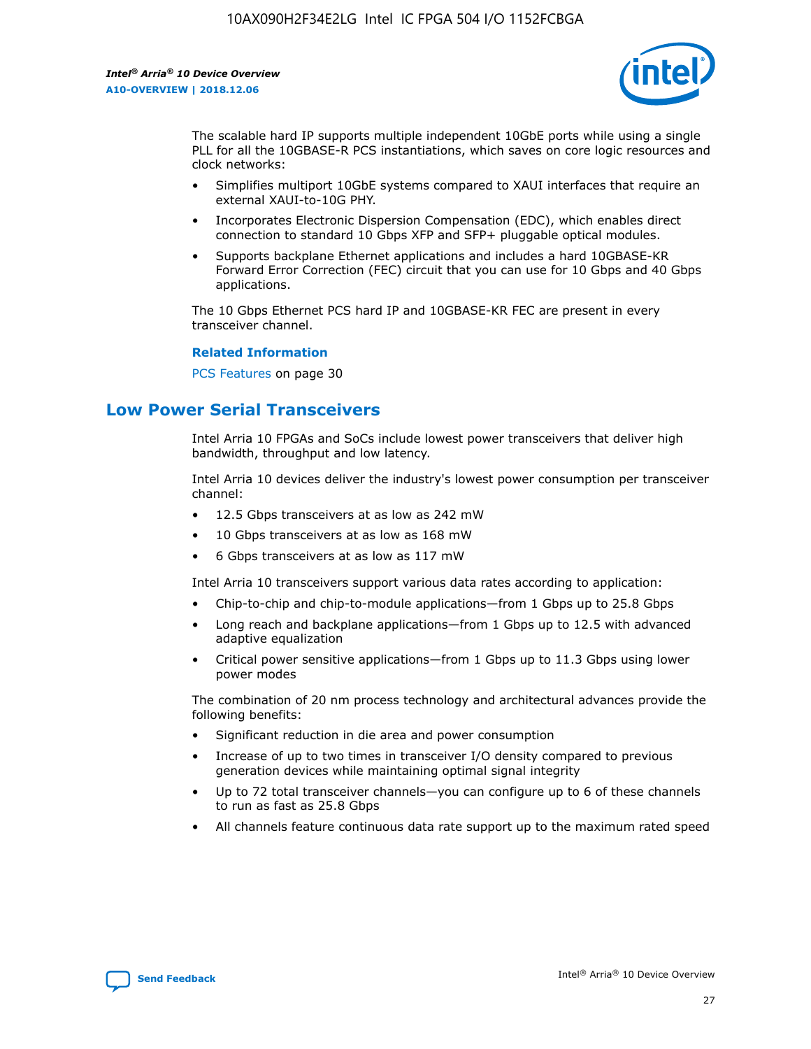The scalable hard IP supports multiple independent 10GbE ports while using a single PLL for all the 10GBASE-R PCS instantiations, which saves on core logic resources and clock networks:

- Simplifies multiport 10GbE systems compared to XAUI interfaces that require an external XAUI-to-10G PHY.
- Incorporates Electronic Dispersion Compensation (EDC), which enables direct connection to standard 10 Gbps XFP and SFP+ pluggable optical modules.
- Supports backplane Ethernet applications and includes a hard 10GBASE-KR Forward Error Correction (FEC) circuit that you can use for 10 Gbps and 40 Gbps applications.

The 10 Gbps Ethernet PCS hard IP and 10GBASE-KR FEC are present in every transceiver channel.

**Related Information**

PCS Features on page 30

## Low Power Serial Transceivers

Intel Arria 10 FPGAs and SoCs include lowest power transceivers that deliver high bandwidth, throughput and low latency.

Intel Arria 10 devices deliver the industry's lowest power consumption per transceiver channel:

- 12.5 Gbps transceivers at as low as 242 mW
- 10 Gbps transceivers at as low as 168 mW
- 6 Gbps transceivers at as low as 117 mW

Intel Arria 10 transceivers support various data rates according to application:

- Chip-to-chip and chip-to-module applications—from 1 Gbps up to 25.8 Gbps
- Long reach and backplane applications—from 1 Gbps up to 12.5 with advanced adaptive equalization
- Critical power sensitive applications—from 1 Gbps up to 11.3 Gbps using lower power modes

The combination of 20 nm process technology and architectural advances provide the following benefits:

- Significant reduction in die area and power consumption
- Increase of up to two times in transceiver I/O density compared to previous generation devices while maintaining optimal signal integrity
- Up to 72 total transceiver channels—you can configure up to 6 of these channels to run as fast as 25.8 Gbps
- All channels feature continuous data rate support up to the maximum rated speed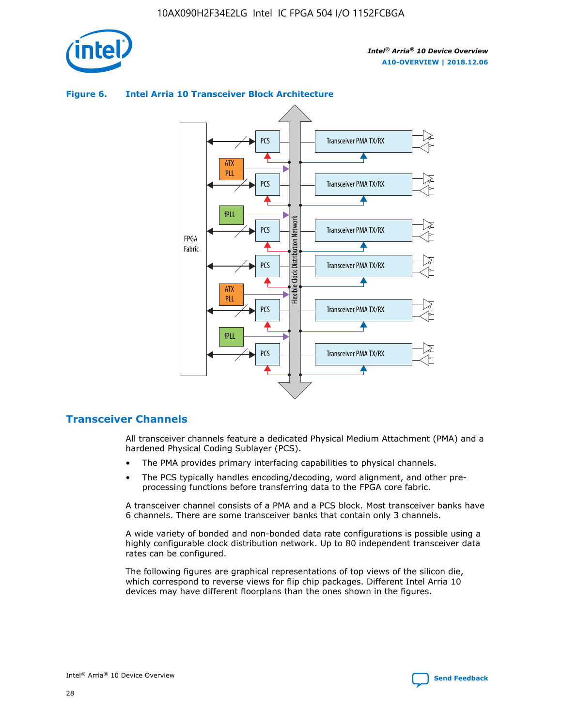Figure 6. Intel Arria 10 Transceiver Block Architecture

## Transceiver Channels

All transceiver channels feature a dedicated Physical Medium Attachment (PMA) and a hardened Physical Coding Sublayer (PCS).

- The PMA provides primary interfacing capabilities to physical channels.
- The PCS typically handles encoding/decoding, word alignment, and other pre-processing functions before transferring data to the FPGA core fabric.

A transceiver channel consists of a PMA and a PCS block. Most transceiver banks have 6 channels. There are some transceiver banks that contain only 3 channels.

A wide variety of bonded and non-bonded data rate configurations is possible using a highly configurable clock distribution network. Up to 80 independent transceiver data rates can be configured.

The following figures are graphical representations of top views of the silicon die, which correspond to reverse views for flip chip packages. Different Intel Arria 10 devices may have different floorplans than the ones shown in the figures.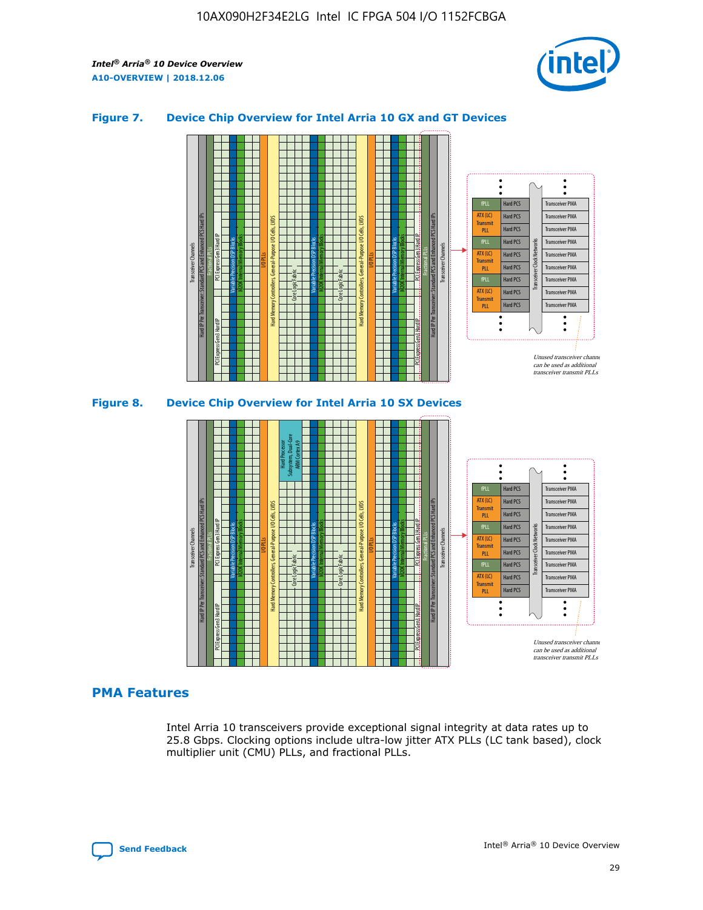### Figure 7. Device Chip Overview for Intel Arria 10 GX and GT Devices

### Figure 8. Device Chip Overview for Intel Arria 10 SX Devices

## PMA Features

Intel Arria 10 transceivers provide exceptional signal integrity at data rates up to 25.8 Gbps. Clocking options include ultra-low jitter ATX PLLs (LC tank based), clock multiplier unit (CMU) PLLs, and fractional PLLs.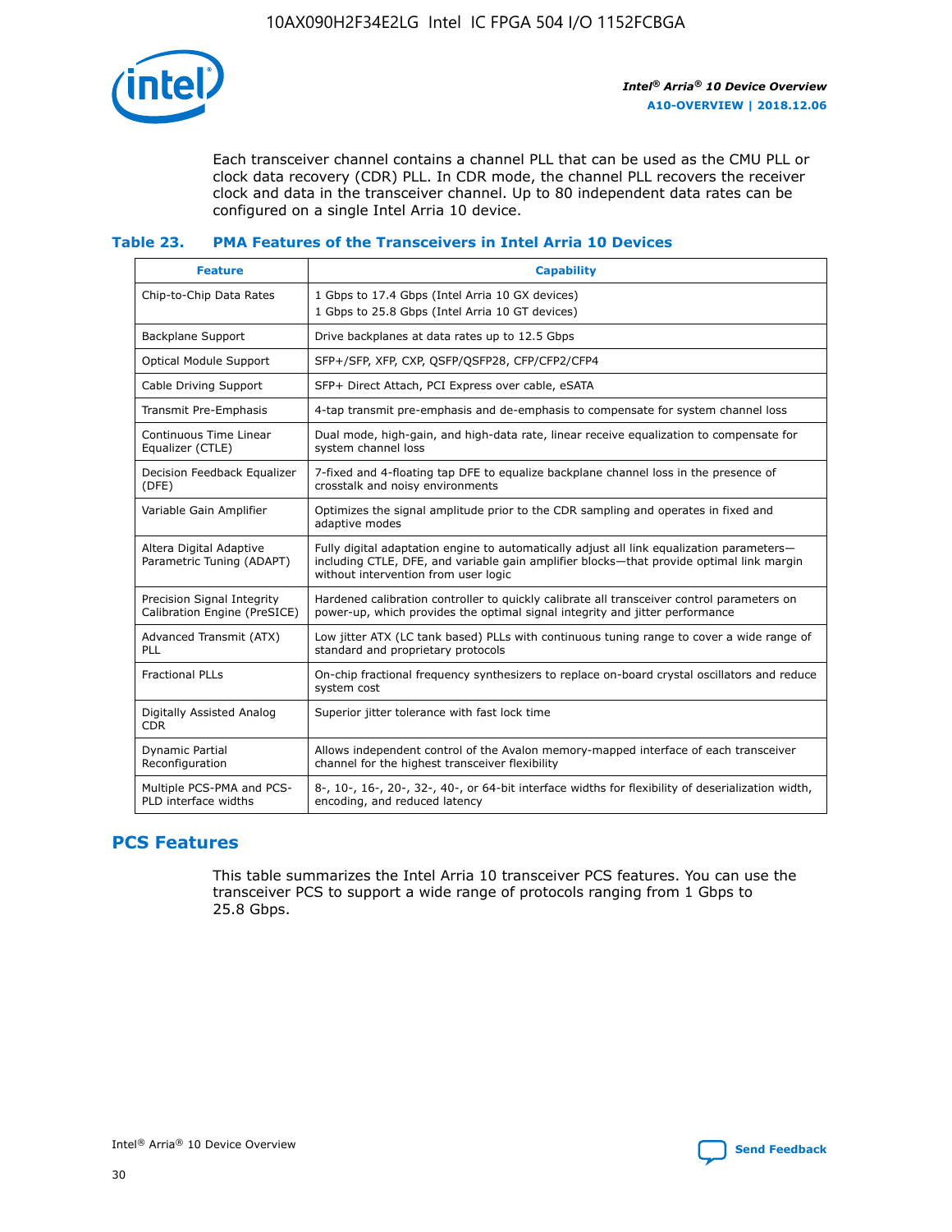Each transceiver channel contains a channel PLL that can be used as the CMU PLL or clock data recovery (CDR) PLL. In CDR mode, the channel PLL recovers the receiver clock and data in the transceiver channel. Up to 80 independent data rates can be configured on a single Intel Arria 10 device.

### Table 23. PMA Features of the Transceivers in Intel Arria 10 Devices

| Feature | Capability |
| --- | --- |
| Chip-to-Chip Data Rates | 1 Gbps to 17.4 Gbps (Intel Arria 10 GX devices)<br>1 Gbps to 25.8 Gbps (Intel Arria 10 GT devices) |
| Backplane Support | Drive backplanes at data rates up to 12.5 Gbps |
| Optical Module Support | SFP+/SFP, XFP, CXP, QSFP/QSFP28, CFP/CFP2/CFP4 |
| Cable Driving Support | SFP+ Direct Attach, PCI Express over cable, eSATA |
| Transmit Pre-Emphasis | 4-tap transmit pre-emphasis and de-emphasis to compensate for system channel loss |
| Continuous Time Linear Equalizer (CTLE) | Dual mode, high-gain, and high-data rate, linear receive equalization to compensate for system channel loss |
| Decision Feedback Equalizer (DFE) | 7-fixed and 4-floating tap DFE to equalize backplane channel loss in the presence of crosstalk and noisy environments |
| Variable Gain Amplifier | Optimizes the signal amplitude prior to the CDR sampling and operates in fixed and adaptive modes |
| Altera Digital Adaptive Parametric Tuning (ADAPT) | Fully digital adaptation engine to automatically adjust all link equalization parameters—including CTLE, DFE, and variable gain amplifier blocks—that provide optimal link margin without intervention from user logic |
| Precision Signal Integrity Calibration Engine (PreSICE) | Hardened calibration controller to quickly calibrate all transceiver control parameters on power-up, which provides the optimal signal integrity and jitter performance |
| Advanced Transmit (ATX) PLL | Low jitter ATX (LC tank based) PLLs with continuous tuning range to cover a wide range of standard and proprietary protocols |
| Fractional PLLs | On-chip fractional frequency synthesizers to replace on-board crystal oscillators and reduce system cost |
| Digitally Assisted Analog CDR | Superior jitter tolerance with fast lock time |
| Dynamic Partial Reconfiguration | Allows independent control of the Avalon memory-mapped interface of each transceiver channel for the highest transceiver flexibility |
| Multiple PCS-PMA and PCS-PLD interface widths | 8-, 10-, 16-, 20-, 32-, 40-, or 64-bit interface widths for flexibility of deserialization width, encoding, and reduced latency |

## PCS Features

This table summarizes the Intel Arria 10 transceiver PCS features. You can use the transceiver PCS to support a wide range of protocols ranging from 1 Gbps to 25.8 Gbps.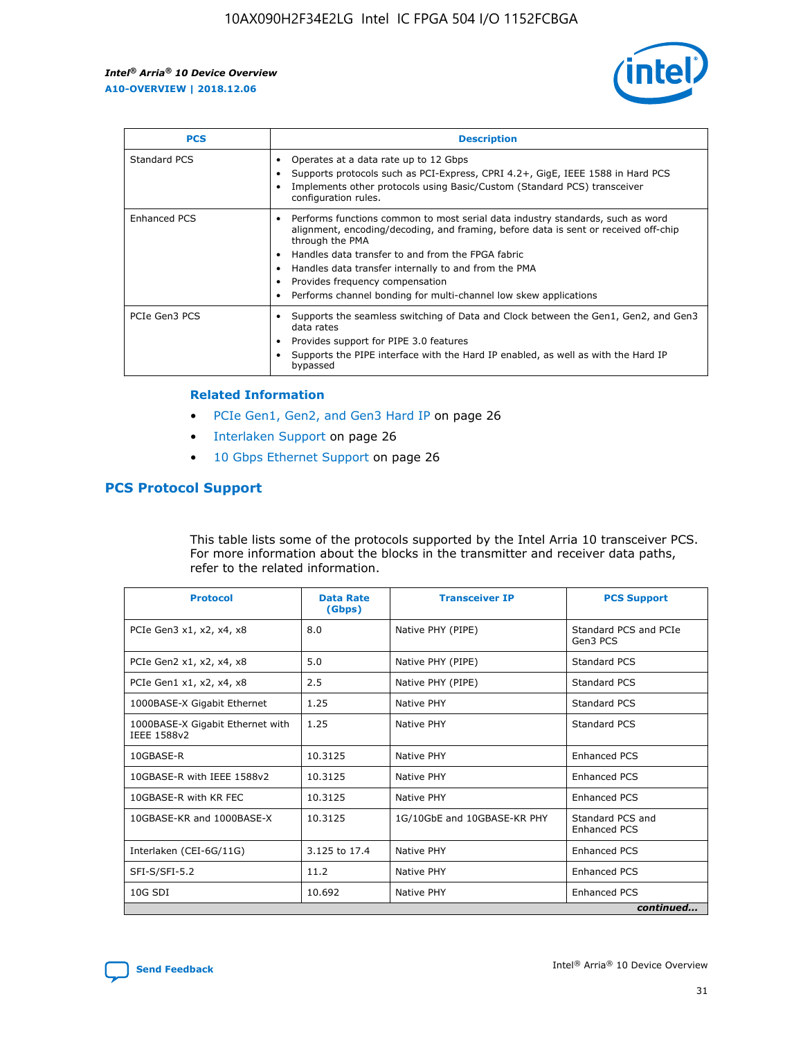| PCS | Description |
| --- | --- |
| Standard PCS | • Operates at a data rate up to 12 Gbps<br>• Supports protocols such as PCI-Express, CPRI 4.2+, GigE, IEEE 1588 in Hard PCS<br>• Implements other protocols using Basic/Custom (Standard PCS) transceiver configuration rules. |
| Enhanced PCS | • Performs functions common to most serial data industry standards, such as word alignment, encoding/decoding, and framing, before data is sent or received off-chip through the PMA<br>• Handles data transfer to and from the FPGA fabric<br>• Handles data transfer internally to and from the PMA<br>• Provides frequency compensation<br>• Performs channel bonding for multi-channel low skew applications |
| PCIe Gen3 PCS | • Supports the seamless switching of Data and Clock between the Gen1, Gen2, and Gen3 data rates<br>• Provides support for PIPE 3.0 features<br>• Supports the PIPE interface with the Hard IP enabled, as well as with the Hard IP bypassed |

**Related Information**

- PCIe Gen1, Gen2, and Gen3 Hard IP on page 26
- Interlaken Support on page 26
- 10 Gbps Ethernet Support on page 26

## PCS Protocol Support

This table lists some of the protocols supported by the Intel Arria 10 transceiver PCS. For more information about the blocks in the transmitter and receiver data paths, refer to the related information.

| Protocol | Data Rate (Gbps) | Transceiver IP | PCS Support |
| --- | --- | --- | --- |
| PCIe Gen3 x1, x2, x4, x8 | 8.0 | Native PHY (PIPE) | Standard PCS and PCIe Gen3 PCS |
| PCIe Gen2 x1, x2, x4, x8 | 5.0 | Native PHY (PIPE) | Standard PCS |
| PCIe Gen1 x1, x2, x4, x8 | 2.5 | Native PHY (PIPE) | Standard PCS |
| 1000BASE-X Gigabit Ethernet | 1.25 | Native PHY | Standard PCS |
| 1000BASE-X Gigabit Ethernet with IEEE 1588v2 | 1.25 | Native PHY | Standard PCS |
| 10GBASE-R | 10.3125 | Native PHY | Enhanced PCS |
| 10GBASE-R with IEEE 1588v2 | 10.3125 | Native PHY | Enhanced PCS |
| 10GBASE-R with KR FEC | 10.3125 | Native PHY | Enhanced PCS |
| 10GBASE-KR and 1000BASE-X | 10.3125 | 1G/10GbE and 10GBASE-KR PHY | Standard PCS and Enhanced PCS |
| Interlaken (CEI-6G/11G) | 3.125 to 17.4 | Native PHY | Enhanced PCS |
| SFI-S/SFI-5.2 | 11.2 | Native PHY | Enhanced PCS |
| 10G SDI | 10.692 | Native PHY | Enhanced PCS |

*continued...*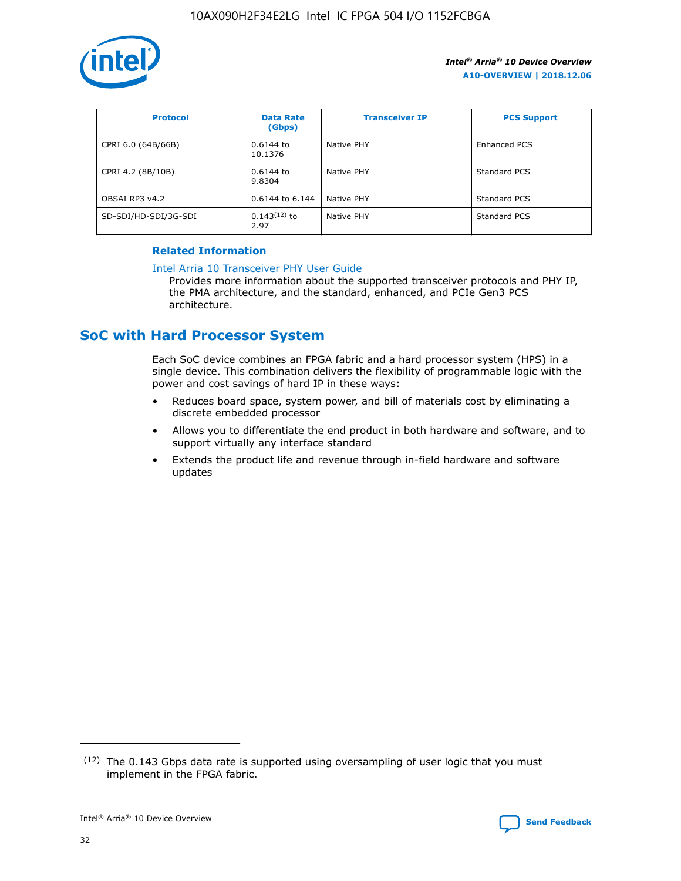| Protocol | Data Rate (Gbps) | Transceiver IP | PCS Support |
|---|---|---|---|
| CPRI 6.0 (64B/66B) | 0.6144 to 10.1376 | Native PHY | Enhanced PCS |
| CPRI 4.2 (8B/10B) | 0.6144 to 9.8304 | Native PHY | Standard PCS |
| OBSAI RP3 v4.2 | 0.6144 to 6.144 | Native PHY | Standard PCS |
| SD-SDI/HD-SDI/3G-SDI | 0.143[12] to 2.97 | Native PHY | Standard PCS |

**Related Information**

Intel Arria 10 Transceiver PHY User Guide

Provides more information about the supported transceiver protocols and PHY IP, the PMA architecture, and the standard, enhanced, and PCIe Gen3 PCS architecture.

## SoC with Hard Processor System

Each SoC device combines an FPGA fabric and a hard processor system (HPS) in a single device. This combination delivers the flexibility of programmable logic with the power and cost savings of hard IP in these ways:

- Reduces board space, system power, and bill of materials cost by eliminating a discrete embedded processor
- Allows you to differentiate the end product in both hardware and software, and to support virtually any interface standard
- Extends the product life and revenue through in-field hardware and software updates

(12) The 0.143 Gbps data rate is supported using oversampling of user logic that you must implement in the FPGA fabric.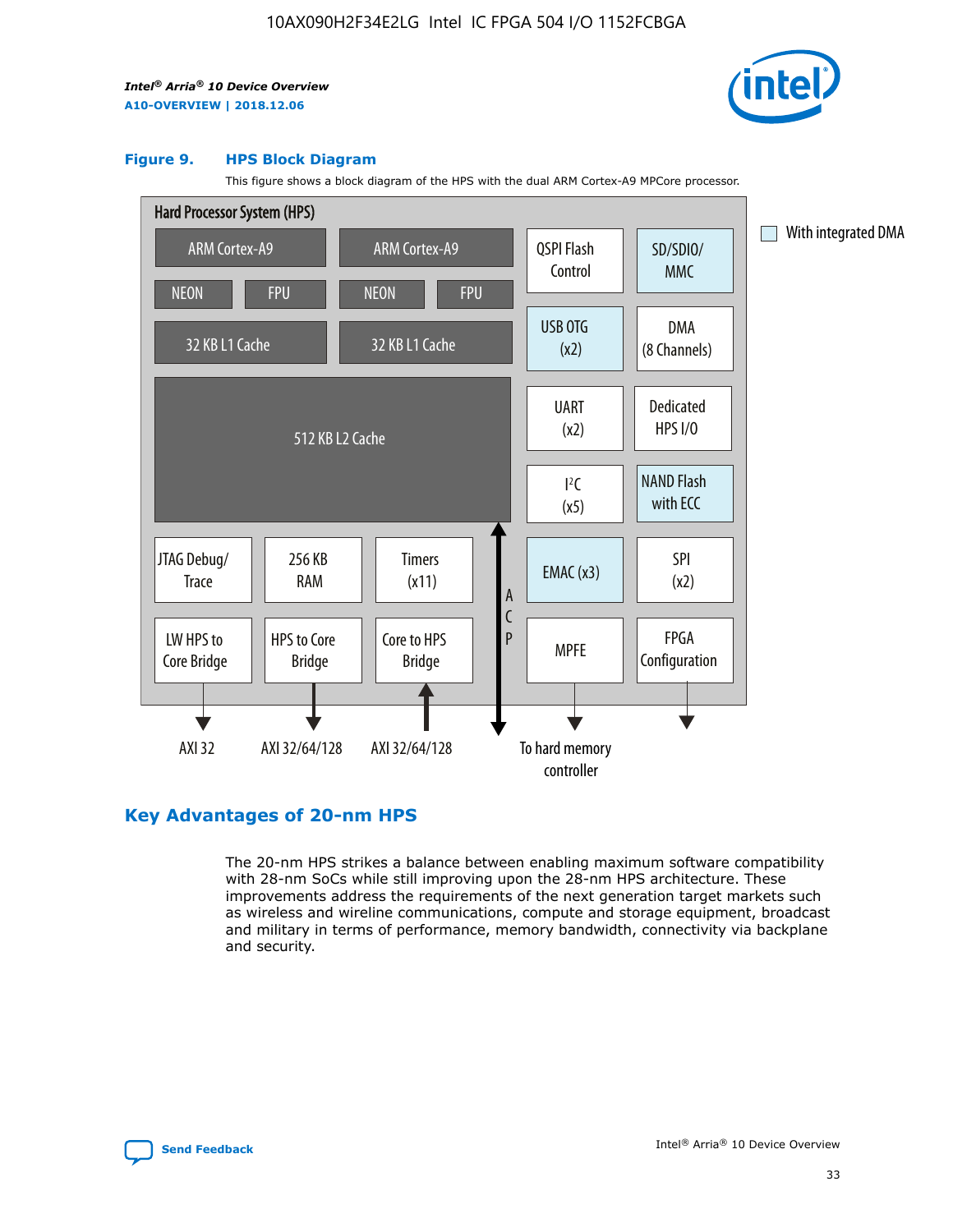**Figure 9. HPS Block Diagram**

This figure shows a block diagram of the HPS with the dual ARM Cortex-A9 MPCore processor.

Hard Processor System (HPS)

- ARM Cortex-A9 (NEON, FPU, 32 KB L1 Cache)
- ARM Cortex-A9 (NEON, FPU, 32 KB L1 Cache)
- 512 KB L2 Cache
- QSPI Flash Control
- SD/SDIO/MMC
- USB OTG (x2)
- DMA (8 Channels)
- UART (x2)
- Dedicated HPS I/O
- I²C (x5)
- NAND Flash with ECC
- JTAG Debug/Trace
- 256 KB RAM
- Timers (x11)
- EMAC (x3)
- SPI (x2)
- LW HPS to Core Bridge — AXI 32
- HPS to Core Bridge — AXI 32/64/128
- Core to HPS Bridge — AXI 32/64/128
- ACP
- MPFE — To hard memory controller
- FPGA Configuration

With integrated DMA

## Key Advantages of 20-nm HPS

The 20-nm HPS strikes a balance between enabling maximum software compatibility with 28-nm SoCs while still improving upon the 28-nm HPS architecture. These improvements address the requirements of the next generation target markets such as wireless and wireline communications, compute and storage equipment, broadcast and military in terms of performance, memory bandwidth, connectivity via backplane and security.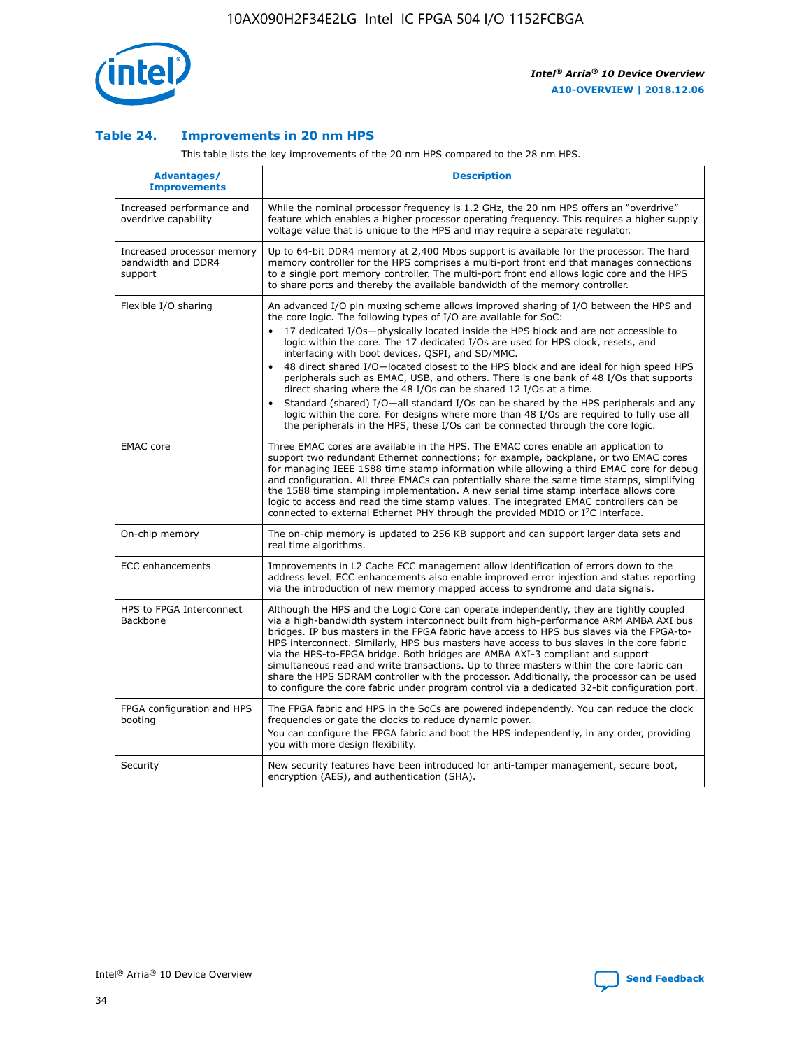### Table 24. Improvements in 20 nm HPS

This table lists the key improvements of the 20 nm HPS compared to the 28 nm HPS.

| Advantages/ Improvements | Description |
|---|---|
| Increased performance and overdrive capability | While the nominal processor frequency is 1.2 GHz, the 20 nm HPS offers an "overdrive" feature which enables a higher processor operating frequency. This requires a higher supply voltage value that is unique to the HPS and may require a separate regulator. |
| Increased processor memory bandwidth and DDR4 support | Up to 64-bit DDR4 memory at 2,400 Mbps support is available for the processor. The hard memory controller for the HPS comprises a multi-port front end that manages connections to a single port memory controller. The multi-port front end allows logic core and the HPS to share ports and thereby the available bandwidth of the memory controller. |
| Flexible I/O sharing | An advanced I/O pin muxing scheme allows improved sharing of I/O between the HPS and the core logic. The following types of I/O are available for SoC:<br>• 17 dedicated I/Os—physically located inside the HPS block and are not accessible to logic within the core. The 17 dedicated I/Os are used for HPS clock, resets, and interfacing with boot devices, QSPI, and SD/MMC.<br>• 48 direct shared I/O—located closest to the HPS block and are ideal for high speed HPS peripherals such as EMAC, USB, and others. There is one bank of 48 I/Os that supports direct sharing where the 48 I/Os can be shared 12 I/Os at a time.<br>• Standard (shared) I/O—all standard I/Os can be shared by the HPS peripherals and any logic within the core. For designs where more than 48 I/Os are required to fully use all the peripherals in the HPS, these I/Os can be connected through the core logic. |
| EMAC core | Three EMAC cores are available in the HPS. The EMAC cores enable an application to support two redundant Ethernet connections; for example, backplane, or two EMAC cores for managing IEEE 1588 time stamp information while allowing a third EMAC core for debug and configuration. All three EMACs can potentially share the same time stamps, simplifying the 1588 time stamping implementation. A new serial time stamp interface allows core logic to access and read the time stamp values. The integrated EMAC controllers can be connected to external Ethernet PHY through the provided MDIO or I²C interface. |
| On-chip memory | The on-chip memory is updated to 256 KB support and can support larger data sets and real time algorithms. |
| ECC enhancements | Improvements in L2 Cache ECC management allow identification of errors down to the address level. ECC enhancements also enable improved error injection and status reporting via the introduction of new memory mapped access to syndrome and data signals. |
| HPS to FPGA Interconnect Backbone | Although the HPS and the Logic Core can operate independently, they are tightly coupled via a high-bandwidth system interconnect built from high-performance ARM AMBA AXI bus bridges. IP bus masters in the FPGA fabric have access to HPS bus slaves via the FPGA-to-HPS interconnect. Similarly, HPS bus masters have access to bus slaves in the core fabric via the HPS-to-FPGA bridge. Both bridges are AMBA AXI-3 compliant and support simultaneous read and write transactions. Up to three masters within the core fabric can share the HPS SDRAM controller with the processor. Additionally, the processor can be used to configure the core fabric under program control via a dedicated 32-bit configuration port. |
| FPGA configuration and HPS booting | The FPGA fabric and HPS in the SoCs are powered independently. You can reduce the clock frequencies or gate the clocks to reduce dynamic power.<br>You can configure the FPGA fabric and boot the HPS independently, in any order, providing you with more design flexibility. |
| Security | New security features have been introduced for anti-tamper management, secure boot, encryption (AES), and authentication (SHA). |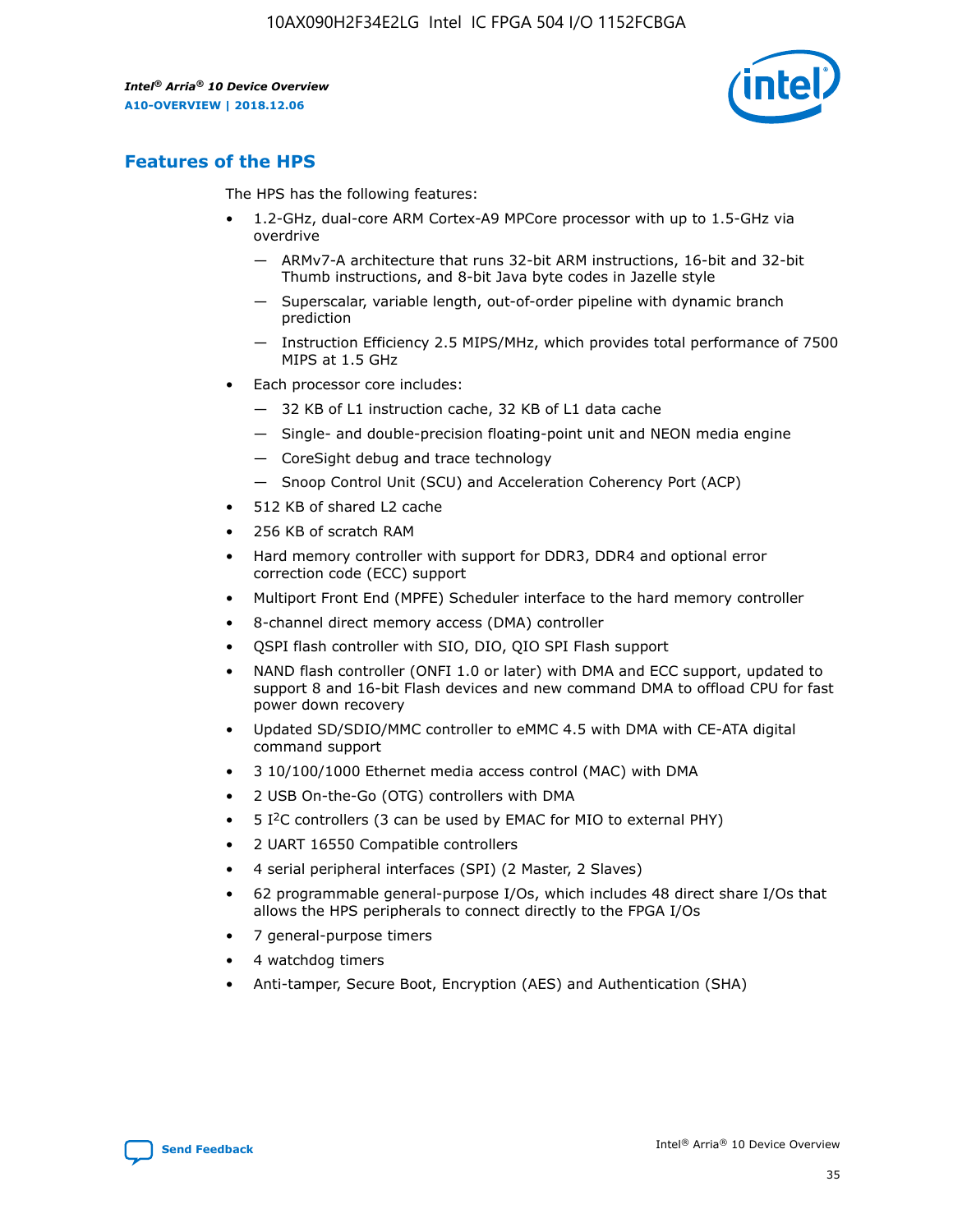## Features of the HPS

The HPS has the following features:

- 1.2-GHz, dual-core ARM Cortex-A9 MPCore processor with up to 1.5-GHz via overdrive
  - — ARMv7-A architecture that runs 32-bit ARM instructions, 16-bit and 32-bit Thumb instructions, and 8-bit Java byte codes in Jazelle style
  - — Superscalar, variable length, out-of-order pipeline with dynamic branch prediction
  - — Instruction Efficiency 2.5 MIPS/MHz, which provides total performance of 7500 MIPS at 1.5 GHz
- Each processor core includes:
  - — 32 KB of L1 instruction cache, 32 KB of L1 data cache
  - — Single- and double-precision floating-point unit and NEON media engine
  - — CoreSight debug and trace technology
  - — Snoop Control Unit (SCU) and Acceleration Coherency Port (ACP)
- 512 KB of shared L2 cache
- 256 KB of scratch RAM
- Hard memory controller with support for DDR3, DDR4 and optional error correction code (ECC) support
- Multiport Front End (MPFE) Scheduler interface to the hard memory controller
- 8-channel direct memory access (DMA) controller
- QSPI flash controller with SIO, DIO, QIO SPI Flash support
- NAND flash controller (ONFI 1.0 or later) with DMA and ECC support, updated to support 8 and 16-bit Flash devices and new command DMA to offload CPU for fast power down recovery
- Updated SD/SDIO/MMC controller to eMMC 4.5 with DMA with CE-ATA digital command support
- 3 10/100/1000 Ethernet media access control (MAC) with DMA
- 2 USB On-the-Go (OTG) controllers with DMA
- 5 I$^2$C controllers (3 can be used by EMAC for MIO to external PHY)
- 2 UART 16550 Compatible controllers
- 4 serial peripheral interfaces (SPI) (2 Master, 2 Slaves)
- 62 programmable general-purpose I/Os, which includes 48 direct share I/Os that allows the HPS peripherals to connect directly to the FPGA I/Os
- 7 general-purpose timers
- 4 watchdog timers
- Anti-tamper, Secure Boot, Encryption (AES) and Authentication (SHA)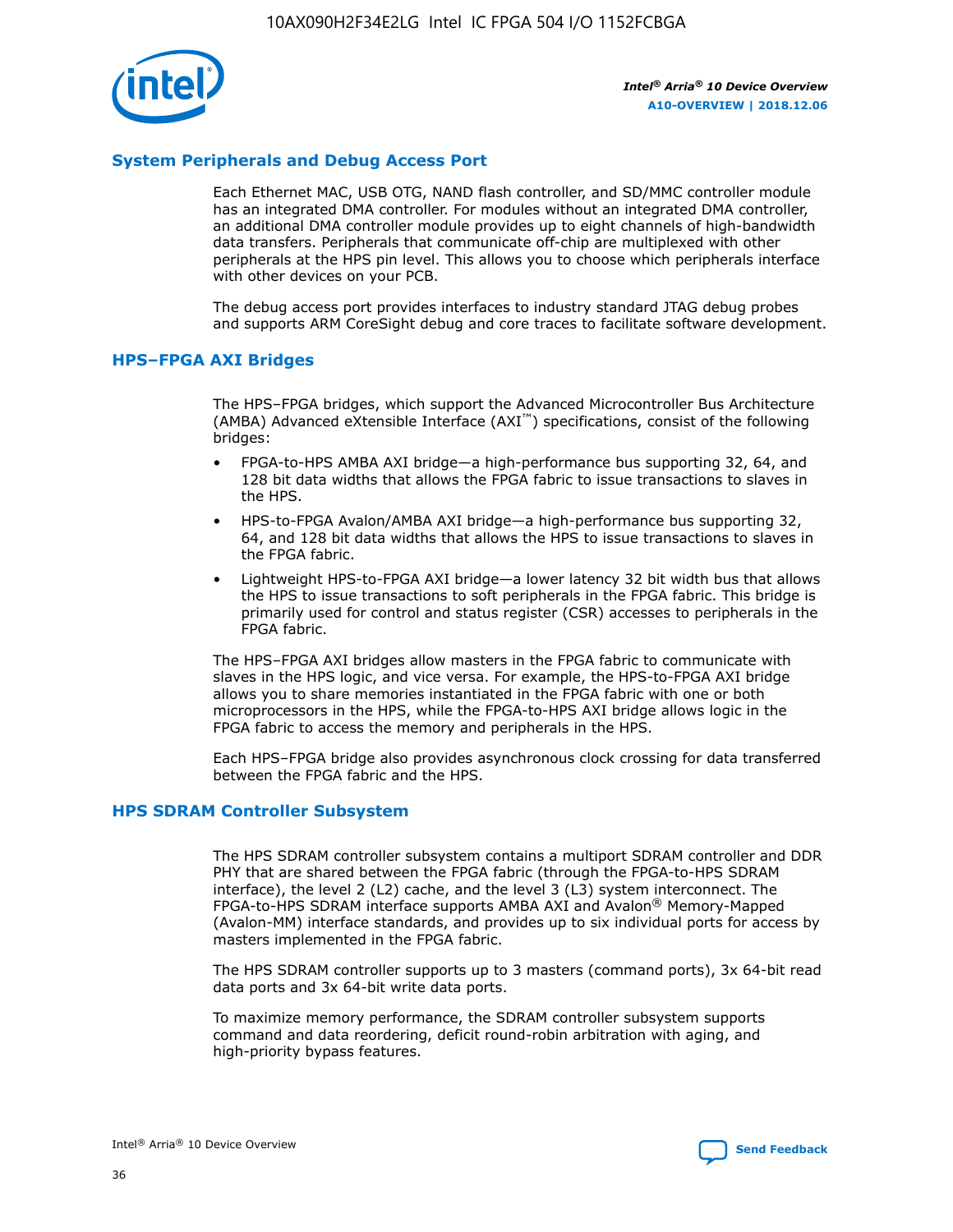## System Peripherals and Debug Access Port

Each Ethernet MAC, USB OTG, NAND flash controller, and SD/MMC controller module has an integrated DMA controller. For modules without an integrated DMA controller, an additional DMA controller module provides up to eight channels of high-bandwidth data transfers. Peripherals that communicate off-chip are multiplexed with other peripherals at the HPS pin level. This allows you to choose which peripherals interface with other devices on your PCB.

The debug access port provides interfaces to industry standard JTAG debug probes and supports ARM CoreSight debug and core traces to facilitate software development.

## HPS–FPGA AXI Bridges

The HPS–FPGA bridges, which support the Advanced Microcontroller Bus Architecture (AMBA) Advanced eXtensible Interface (AXI™) specifications, consist of the following bridges:

- FPGA-to-HPS AMBA AXI bridge—a high-performance bus supporting 32, 64, and 128 bit data widths that allows the FPGA fabric to issue transactions to slaves in the HPS.
- HPS-to-FPGA Avalon/AMBA AXI bridge—a high-performance bus supporting 32, 64, and 128 bit data widths that allows the HPS to issue transactions to slaves in the FPGA fabric.
- Lightweight HPS-to-FPGA AXI bridge—a lower latency 32 bit width bus that allows the HPS to issue transactions to soft peripherals in the FPGA fabric. This bridge is primarily used for control and status register (CSR) accesses to peripherals in the FPGA fabric.

The HPS–FPGA AXI bridges allow masters in the FPGA fabric to communicate with slaves in the HPS logic, and vice versa. For example, the HPS-to-FPGA AXI bridge allows you to share memories instantiated in the FPGA fabric with one or both microprocessors in the HPS, while the FPGA-to-HPS AXI bridge allows logic in the FPGA fabric to access the memory and peripherals in the HPS.

Each HPS–FPGA bridge also provides asynchronous clock crossing for data transferred between the FPGA fabric and the HPS.

## HPS SDRAM Controller Subsystem

The HPS SDRAM controller subsystem contains a multiport SDRAM controller and DDR PHY that are shared between the FPGA fabric (through the FPGA-to-HPS SDRAM interface), the level 2 (L2) cache, and the level 3 (L3) system interconnect. The FPGA-to-HPS SDRAM interface supports AMBA AXI and Avalon® Memory-Mapped (Avalon-MM) interface standards, and provides up to six individual ports for access by masters implemented in the FPGA fabric.

The HPS SDRAM controller supports up to 3 masters (command ports), 3x 64-bit read data ports and 3x 64-bit write data ports.

To maximize memory performance, the SDRAM controller subsystem supports command and data reordering, deficit round-robin arbitration with aging, and high-priority bypass features.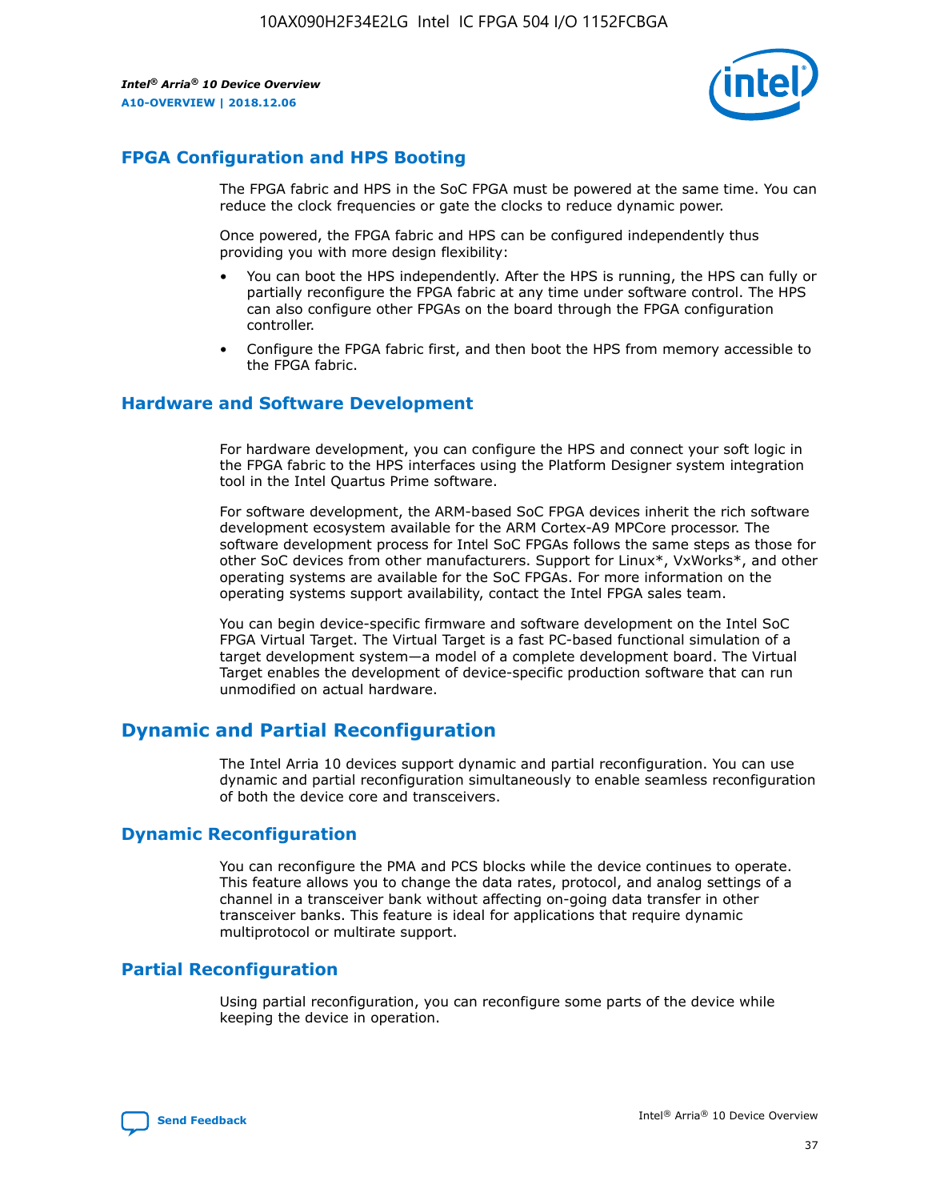## FPGA Configuration and HPS Booting

The FPGA fabric and HPS in the SoC FPGA must be powered at the same time. You can reduce the clock frequencies or gate the clocks to reduce dynamic power.

Once powered, the FPGA fabric and HPS can be configured independently thus providing you with more design flexibility:

- You can boot the HPS independently. After the HPS is running, the HPS can fully or partially reconfigure the FPGA fabric at any time under software control. The HPS can also configure other FPGAs on the board through the FPGA configuration controller.
- Configure the FPGA fabric first, and then boot the HPS from memory accessible to the FPGA fabric.

## Hardware and Software Development

For hardware development, you can configure the HPS and connect your soft logic in the FPGA fabric to the HPS interfaces using the Platform Designer system integration tool in the Intel Quartus Prime software.

For software development, the ARM-based SoC FPGA devices inherit the rich software development ecosystem available for the ARM Cortex-A9 MPCore processor. The software development process for Intel SoC FPGAs follows the same steps as those for other SoC devices from other manufacturers. Support for Linux*, VxWorks*, and other operating systems are available for the SoC FPGAs. For more information on the operating systems support availability, contact the Intel FPGA sales team.

You can begin device-specific firmware and software development on the Intel SoC FPGA Virtual Target. The Virtual Target is a fast PC-based functional simulation of a target development system—a model of a complete development board. The Virtual Target enables the development of device-specific production software that can run unmodified on actual hardware.

# Dynamic and Partial Reconfiguration

The Intel Arria 10 devices support dynamic and partial reconfiguration. You can use dynamic and partial reconfiguration simultaneously to enable seamless reconfiguration of both the device core and transceivers.

## Dynamic Reconfiguration

You can reconfigure the PMA and PCS blocks while the device continues to operate. This feature allows you to change the data rates, protocol, and analog settings of a channel in a transceiver bank without affecting on-going data transfer in other transceiver banks. This feature is ideal for applications that require dynamic multiprotocol or multirate support.

## Partial Reconfiguration

Using partial reconfiguration, you can reconfigure some parts of the device while keeping the device in operation.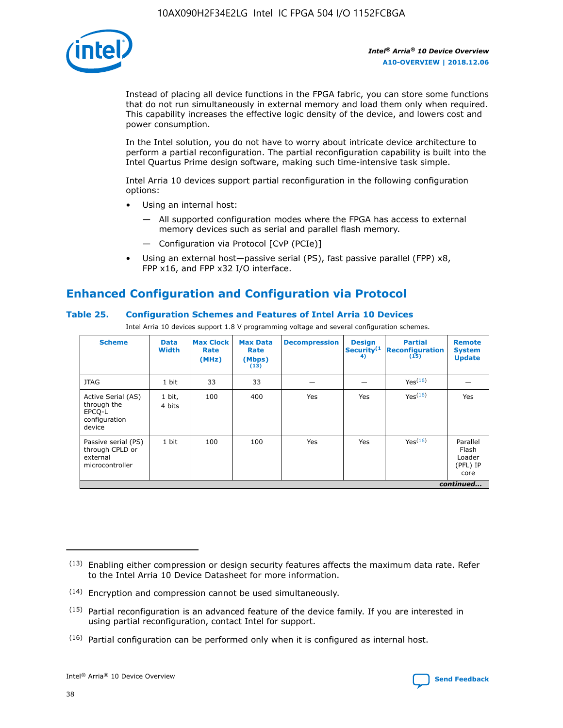Instead of placing all device functions in the FPGA fabric, you can store some functions that do not run simultaneously in external memory and load them only when required. This capability increases the effective logic density of the device, and lowers cost and power consumption.

In the Intel solution, you do not have to worry about intricate device architecture to perform a partial reconfiguration. The partial reconfiguration capability is built into the Intel Quartus Prime design software, making such time-intensive task simple.

Intel Arria 10 devices support partial reconfiguration in the following configuration options:

- Using an internal host:
  - — All supported configuration modes where the FPGA has access to external memory devices such as serial and parallel flash memory.
  - — Configuration via Protocol [CvP (PCIe)]
- Using an external host—passive serial (PS), fast passive parallel (FPP) x8, FPP x16, and FPP x32 I/O interface.

## Enhanced Configuration and Configuration via Protocol

### Table 25. Configuration Schemes and Features of Intel Arria 10 Devices

Intel Arria 10 devices support 1.8 V programming voltage and several configuration schemes.

| Scheme | Data Width | Max Clock Rate (MHz) | Max Data Rate (Mbps) (13) | Decompression | Design Security (14) | Partial Reconfiguration (15) | Remote System Update |
|---|---|---|---|---|---|---|---|
| JTAG | 1 bit | 33 | 33 | — | — | Yes (16) | — |
| Active Serial (AS) through the EPCQ-L configuration device | 1 bit, 4 bits | 100 | 400 | Yes | Yes | Yes (16) | Yes |
| Passive serial (PS) through CPLD or external microcontroller | 1 bit | 100 | 100 | Yes | Yes | Yes (16) | Parallel Flash Loader (PFL) IP core |

*continued...*

(13) Enabling either compression or design security features affects the maximum data rate. Refer to the Intel Arria 10 Device Datasheet for more information.

(14) Encryption and compression cannot be used simultaneously.

(15) Partial reconfiguration is an advanced feature of the device family. If you are interested in using partial reconfiguration, contact Intel for support.

(16) Partial configuration can be performed only when it is configured as internal host.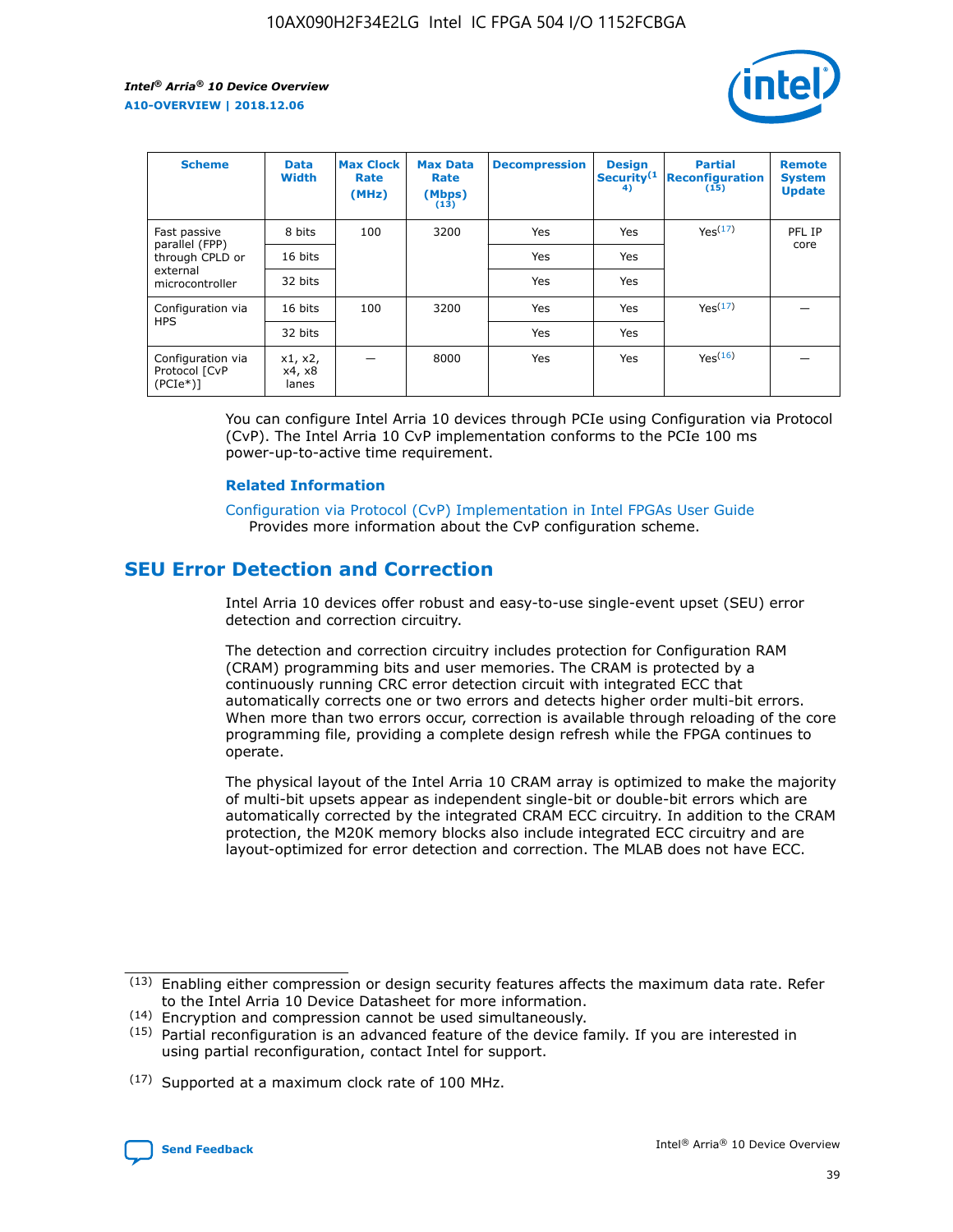| Scheme | Data Width | Max Clock Rate (MHz) | Max Data Rate (Mbps) (13) | Decompression | Design Security(14) | Partial Reconfiguration (15) | Remote System Update |
| --- | --- | --- | --- | --- | --- | --- | --- |
| Fast passive parallel (FPP) through CPLD or external microcontroller | 8 bits | 100 | 3200 | Yes | Yes | Yes(17) | PFL IP core |
| | 16 bits | | | Yes | Yes | | |
| | 32 bits | | | Yes | Yes | | |
| Configuration via HPS | 16 bits | 100 | 3200 | Yes | Yes | Yes(17) | — |
| | 32 bits | | | Yes | Yes | | |
| Configuration via Protocol [CvP (PCIe*)] | x1, x2, x4, x8 lanes | — | 8000 | Yes | Yes | Yes(16) | — |

You can configure Intel Arria 10 devices through PCIe using Configuration via Protocol (CvP). The Intel Arria 10 CvP implementation conforms to the PCIe 100 ms power-up-to-active time requirement.

**Related Information**

Configuration via Protocol (CvP) Implementation in Intel FPGAs User Guide
Provides more information about the CvP configuration scheme.

## SEU Error Detection and Correction

Intel Arria 10 devices offer robust and easy-to-use single-event upset (SEU) error detection and correction circuitry.

The detection and correction circuitry includes protection for Configuration RAM (CRAM) programming bits and user memories. The CRAM is protected by a continuously running CRC error detection circuit with integrated ECC that automatically corrects one or two errors and detects higher order multi-bit errors. When more than two errors occur, correction is available through reloading of the core programming file, providing a complete design refresh while the FPGA continues to operate.

The physical layout of the Intel Arria 10 CRAM array is optimized to make the majority of multi-bit upsets appear as independent single-bit or double-bit errors which are automatically corrected by the integrated CRAM ECC circuitry. In addition to the CRAM protection, the M20K memory blocks also include integrated ECC circuitry and are layout-optimized for error detection and correction. The MLAB does not have ECC.

(13) Enabling either compression or design security features affects the maximum data rate. Refer to the Intel Arria 10 Device Datasheet for more information.

(14) Encryption and compression cannot be used simultaneously.

(15) Partial reconfiguration is an advanced feature of the device family. If you are interested in using partial reconfiguration, contact Intel for support.

(17) Supported at a maximum clock rate of 100 MHz.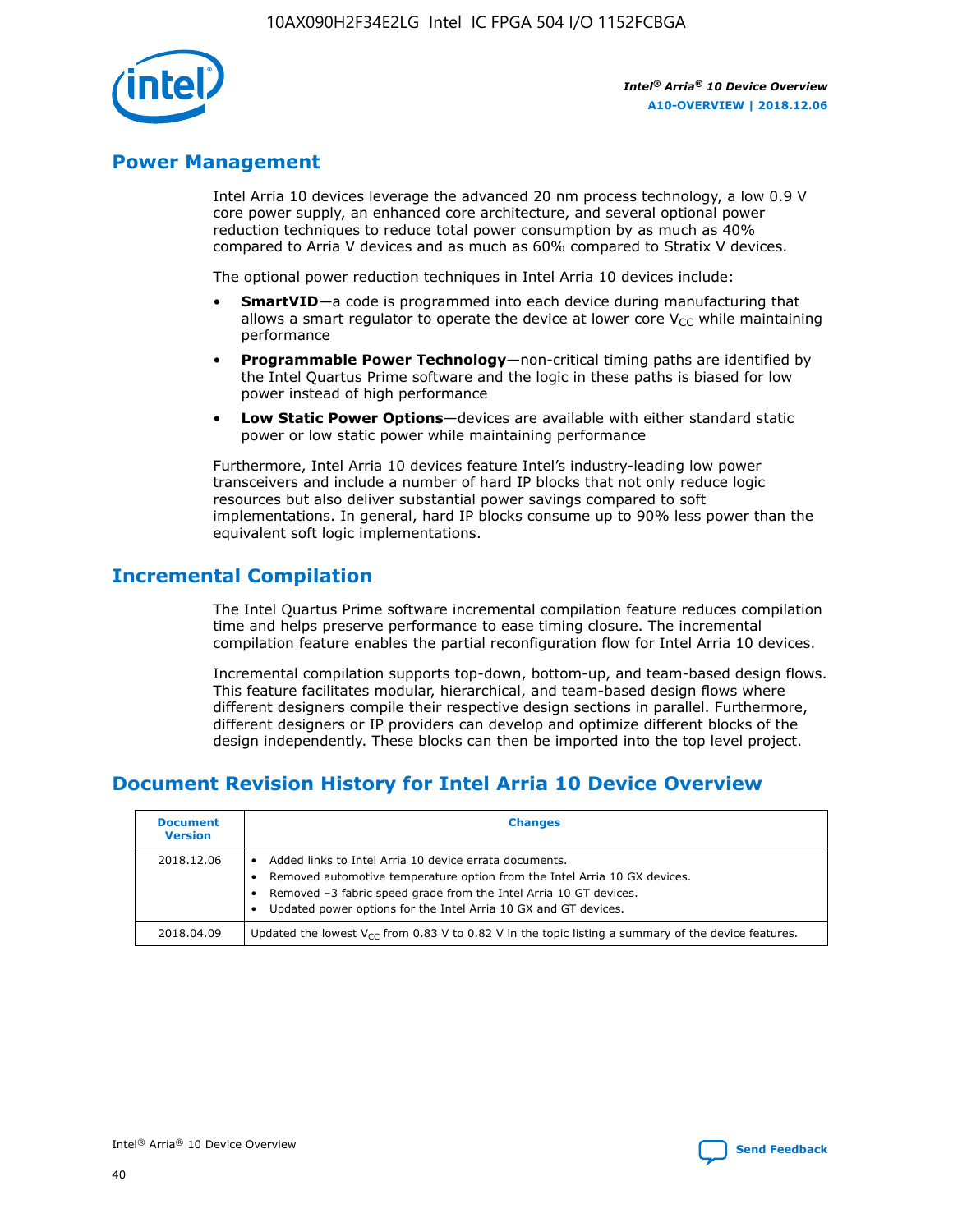## Power Management

Intel Arria 10 devices leverage the advanced 20 nm process technology, a low 0.9 V core power supply, an enhanced core architecture, and several optional power reduction techniques to reduce total power consumption by as much as 40% compared to Arria V devices and as much as 60% compared to Stratix V devices.

The optional power reduction techniques in Intel Arria 10 devices include:

- **SmartVID**—a code is programmed into each device during manufacturing that allows a smart regulator to operate the device at lower core $V_{CC}$ while maintaining performance
- **Programmable Power Technology**—non-critical timing paths are identified by the Intel Quartus Prime software and the logic in these paths is biased for low power instead of high performance
- **Low Static Power Options**—devices are available with either standard static power or low static power while maintaining performance

Furthermore, Intel Arria 10 devices feature Intel's industry-leading low power transceivers and include a number of hard IP blocks that not only reduce logic resources but also deliver substantial power savings compared to soft implementations. In general, hard IP blocks consume up to 90% less power than the equivalent soft logic implementations.

## Incremental Compilation

The Intel Quartus Prime software incremental compilation feature reduces compilation time and helps preserve performance to ease timing closure. The incremental compilation feature enables the partial reconfiguration flow for Intel Arria 10 devices.

Incremental compilation supports top-down, bottom-up, and team-based design flows. This feature facilitates modular, hierarchical, and team-based design flows where different designers compile their respective design sections in parallel. Furthermore, different designers or IP providers can develop and optimize different blocks of the design independently. These blocks can then be imported into the top level project.

## Document Revision History for Intel Arria 10 Device Overview

| Document Version | Changes |
| --- | --- |
| 2018.12.06 | • Added links to Intel Arria 10 device errata documents. • Removed automotive temperature option from the Intel Arria 10 GX devices. • Removed –3 fabric speed grade from the Intel Arria 10 GT devices. • Updated power options for the Intel Arria 10 GX and GT devices. |
| 2018.04.09 | Updated the lowest $V_{CC}$ from 0.83 V to 0.82 V in the topic listing a summary of the device features. |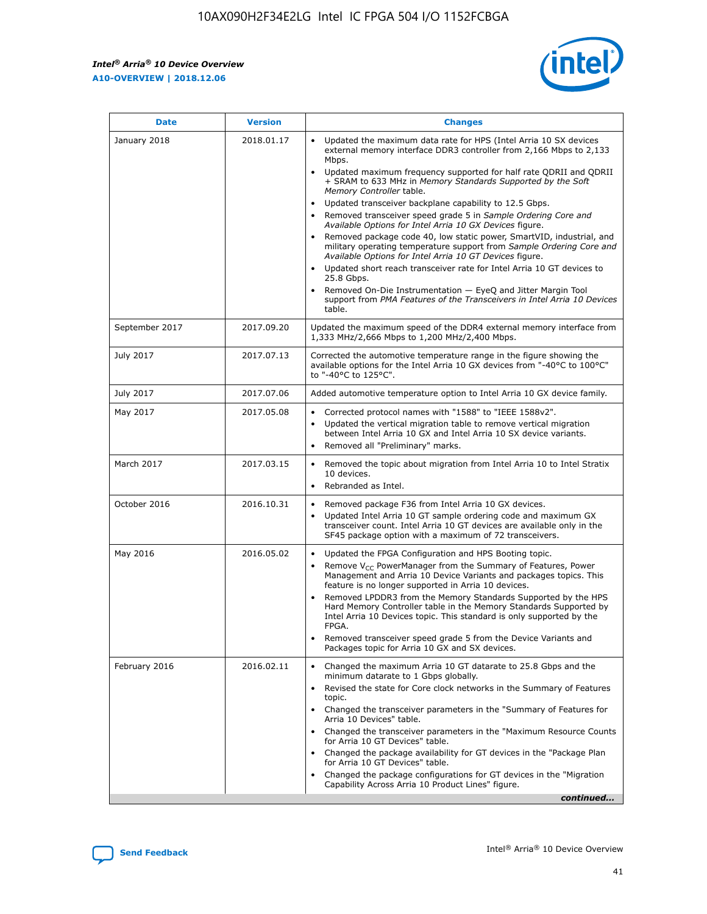| Date | Version | Changes |
| --- | --- | --- |
| January 2018 | 2018.01.17 | • Updated the maximum data rate for HPS (Intel Arria 10 SX devices external memory interface DDR3 controller from 2,166 Mbps to 2,133 Mbps.<br>• Updated maximum frequency supported for half rate QDRII and QDRII + SRAM to 633 MHz in *Memory Standards Supported by the Soft Memory Controller* table.<br>• Updated transceiver backplane capability to 12.5 Gbps.<br>• Removed transceiver speed grade 5 in *Sample Ordering Core and Available Options for Intel Arria 10 GX Devices* figure.<br>• Removed package code 40, low static power, SmartVID, industrial, and military operating temperature support from *Sample Ordering Core and Available Options for Intel Arria 10 GT Devices* figure.<br>• Updated short reach transceiver rate for Intel Arria 10 GT devices to 25.8 Gbps.<br>• Removed On-Die Instrumentation — EyeQ and Jitter Margin Tool support from *PMA Features of the Transceivers in Intel Arria 10 Devices* table. |
| September 2017 | 2017.09.20 | Updated the maximum speed of the DDR4 external memory interface from 1,333 MHz/2,666 Mbps to 1,200 MHz/2,400 Mbps. |
| July 2017 | 2017.07.13 | Corrected the automotive temperature range in the figure showing the available options for the Intel Arria 10 GX devices from "-40°C to 100°C" to "-40°C to 125°C". |
| July 2017 | 2017.07.06 | Added automotive temperature option to Intel Arria 10 GX device family. |
| May 2017 | 2017.05.08 | • Corrected protocol names with "1588" to "IEEE 1588v2".<br>• Updated the vertical migration table to remove vertical migration between Intel Arria 10 GX and Intel Arria 10 SX device variants.<br>• Removed all "Preliminary" marks. |
| March 2017 | 2017.03.15 | • Removed the topic about migration from Intel Arria 10 to Intel Stratix 10 devices.<br>• Rebranded as Intel. |
| October 2016 | 2016.10.31 | • Removed package F36 from Intel Arria 10 GX devices.<br>• Updated Intel Arria 10 GT sample ordering code and maximum GX transceiver count. Intel Arria 10 GT devices are available only in the SF45 package option with a maximum of 72 transceivers. |
| May 2016 | 2016.05.02 | • Updated the FPGA Configuration and HPS Booting topic.<br>• Remove $V_{CC}$ PowerManager from the Summary of Features, Power Management and Arria 10 Device Variants and packages topics. This feature is no longer supported in Arria 10 devices.<br>• Removed LPDDR3 from the Memory Standards Supported by the HPS Hard Memory Controller table in the Memory Standards Supported by Intel Arria 10 Devices topic. This standard is only supported by the FPGA.<br>• Removed transceiver speed grade 5 from the Device Variants and Packages topic for Arria 10 GX and SX devices. |
| February 2016 | 2016.02.11 | • Changed the maximum Arria 10 GT datarate to 25.8 Gbps and the minimum datarate to 1 Gbps globally.<br>• Revised the state for Core clock networks in the Summary of Features topic.<br>• Changed the transceiver parameters in the "Summary of Features for Arria 10 Devices" table.<br>• Changed the transceiver parameters in the "Maximum Resource Counts for Arria 10 GT Devices" table.<br>• Changed the package availability for GT devices in the "Package Plan for Arria 10 GT Devices" table.<br>• Changed the package configurations for GT devices in the "Migration Capability Across Arria 10 Product Lines" figure. |

*continued...*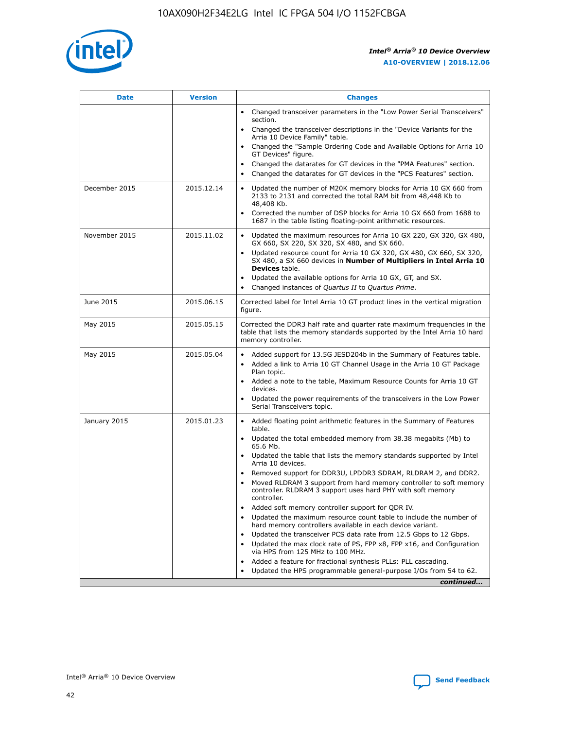| Date | Version | Changes |
| --- | --- | --- |
| | | • Changed transceiver parameters in the "Low Power Serial Transceivers" section.<br>• Changed the transceiver descriptions in the "Device Variants for the Arria 10 Device Family" table.<br>• Changed the "Sample Ordering Code and Available Options for Arria 10 GT Devices" figure.<br>• Changed the datarates for GT devices in the "PMA Features" section.<br>• Changed the datarates for GT devices in the "PCS Features" section. |
| December 2015 | 2015.12.14 | • Updated the number of M20K memory blocks for Arria 10 GX 660 from 2133 to 2131 and corrected the total RAM bit from 48,448 Kb to 48,408 Kb.<br>• Corrected the number of DSP blocks for Arria 10 GX 660 from 1688 to 1687 in the table listing floating-point arithmetic resources. |
| November 2015 | 2015.11.02 | • Updated the maximum resources for Arria 10 GX 220, GX 320, GX 480, GX 660, SX 220, SX 320, SX 480, and SX 660.<br>• Updated resource count for Arria 10 GX 320, GX 480, GX 660, SX 320, SX 480, a SX 660 devices in **Number of Multipliers in Intel Arria 10 Devices** table.<br>• Updated the available options for Arria 10 GX, GT, and SX.<br>• Changed instances of *Quartus II* to *Quartus Prime*. |
| June 2015 | 2015.06.15 | Corrected label for Intel Arria 10 GT product lines in the vertical migration figure. |
| May 2015 | 2015.05.15 | Corrected the DDR3 half rate and quarter rate maximum frequencies in the table that lists the memory standards supported by the Intel Arria 10 hard memory controller. |
| May 2015 | 2015.05.04 | • Added support for 13.5G JESD204b in the Summary of Features table.<br>• Added a link to Arria 10 GT Channel Usage in the Arria 10 GT Package Plan topic.<br>• Added a note to the table, Maximum Resource Counts for Arria 10 GT devices.<br>• Updated the power requirements of the transceivers in the Low Power Serial Transceivers topic. |
| January 2015 | 2015.01.23 | • Added floating point arithmetic features in the Summary of Features table.<br>• Updated the total embedded memory from 38.38 megabits (Mb) to 65.6 Mb.<br>• Updated the table that lists the memory standards supported by Intel Arria 10 devices.<br>• Removed support for DDR3U, LPDDR3 SDRAM, RLDRAM 2, and DDR2.<br>• Moved RLDRAM 3 support from hard memory controller to soft memory controller. RLDRAM 3 support uses hard PHY with soft memory controller.<br>• Added soft memory controller support for QDR IV.<br>• Updated the maximum resource count table to include the number of hard memory controllers available in each device variant.<br>• Updated the transceiver PCS data rate from 12.5 Gbps to 12 Gbps.<br>• Updated the max clock rate of PS, FPP x8, FPP x16, and Configuration via HPS from 125 MHz to 100 MHz.<br>• Added a feature for fractional synthesis PLLs: PLL cascading.<br>• Updated the HPS programmable general-purpose I/Os from 54 to 62. |

*continued...*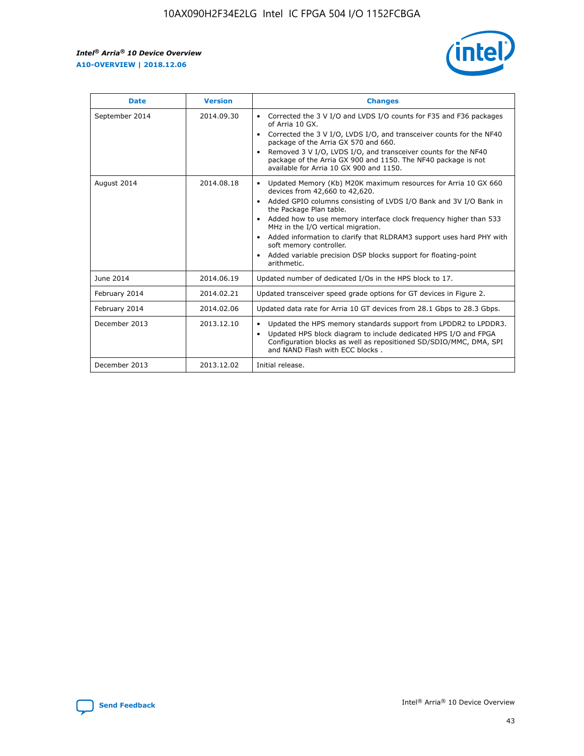| Date | Version | Changes |
| --- | --- | --- |
| September 2014 | 2014.09.30 | • Corrected the 3 V I/O and LVDS I/O counts for F35 and F36 packages of Arria 10 GX.<br>• Corrected the 3 V I/O, LVDS I/O, and transceiver counts for the NF40 package of the Arria GX 570 and 660.<br>• Removed 3 V I/O, LVDS I/O, and transceiver counts for the NF40 package of the Arria GX 900 and 1150. The NF40 package is not available for Arria 10 GX 900 and 1150. |
| August 2014 | 2014.08.18 | • Updated Memory (Kb) M20K maximum resources for Arria 10 GX 660 devices from 42,660 to 42,620.<br>• Added GPIO columns consisting of LVDS I/O Bank and 3V I/O Bank in the Package Plan table.<br>• Added how to use memory interface clock frequency higher than 533 MHz in the I/O vertical migration.<br>• Added information to clarify that RLDRAM3 support uses hard PHY with soft memory controller.<br>• Added variable precision DSP blocks support for floating-point arithmetic. |
| June 2014 | 2014.06.19 | Updated number of dedicated I/Os in the HPS block to 17. |
| February 2014 | 2014.02.21 | Updated transceiver speed grade options for GT devices in Figure 2. |
| February 2014 | 2014.02.06 | Updated data rate for Arria 10 GT devices from 28.1 Gbps to 28.3 Gbps. |
| December 2013 | 2013.12.10 | • Updated the HPS memory standards support from LPDDR2 to LPDDR3.<br>• Updated HPS block diagram to include dedicated HPS I/O and FPGA Configuration blocks as well as repositioned SD/SDIO/MMC, DMA, SPI and NAND Flash with ECC blocks . |
| December 2013 | 2013.12.02 | Initial release. |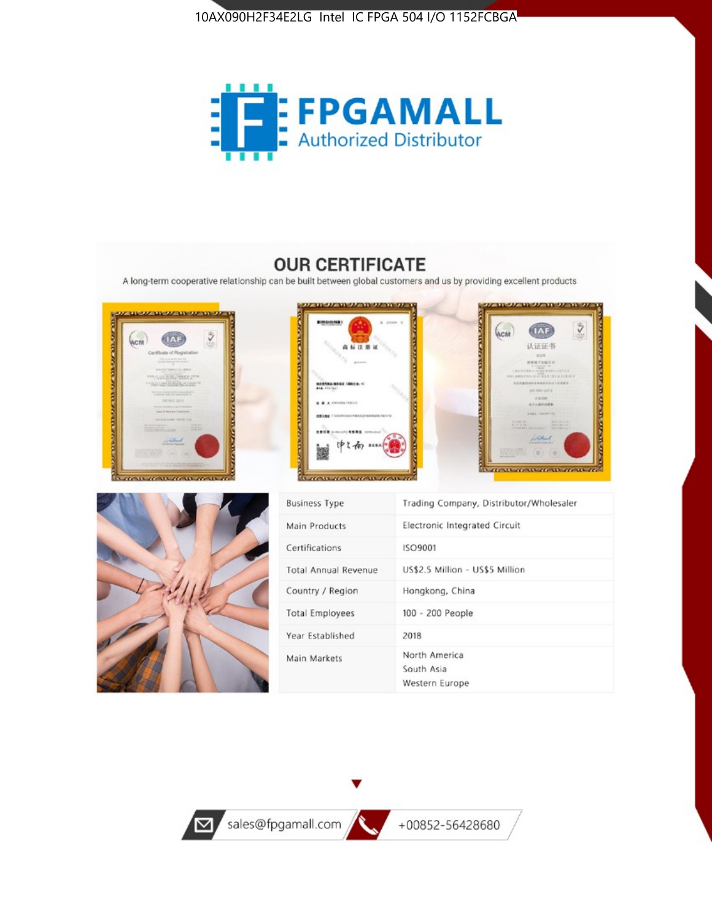FPGAMALL
Authorized Distributor

## OUR CERTIFICATE

A long-term cooperative relationship can be built between global customers and us by providing excellent products

| | |
|---|---|
| Business Type | Trading Company, Distributor/Wholesaler |
| Main Products | Electronic Integrated Circuit |
| Certifications | ISO9001 |
| Total Annual Revenue | US$2.5 Million - US$5 Million |
| Country / Region | Hongkong, China |
| Total Employees | 100 - 200 People |
| Year Established | 2018 |
| Main Markets | North America<br>South Asia<br>Western Europe |

sales@fpgamall.com

+00852-56428680